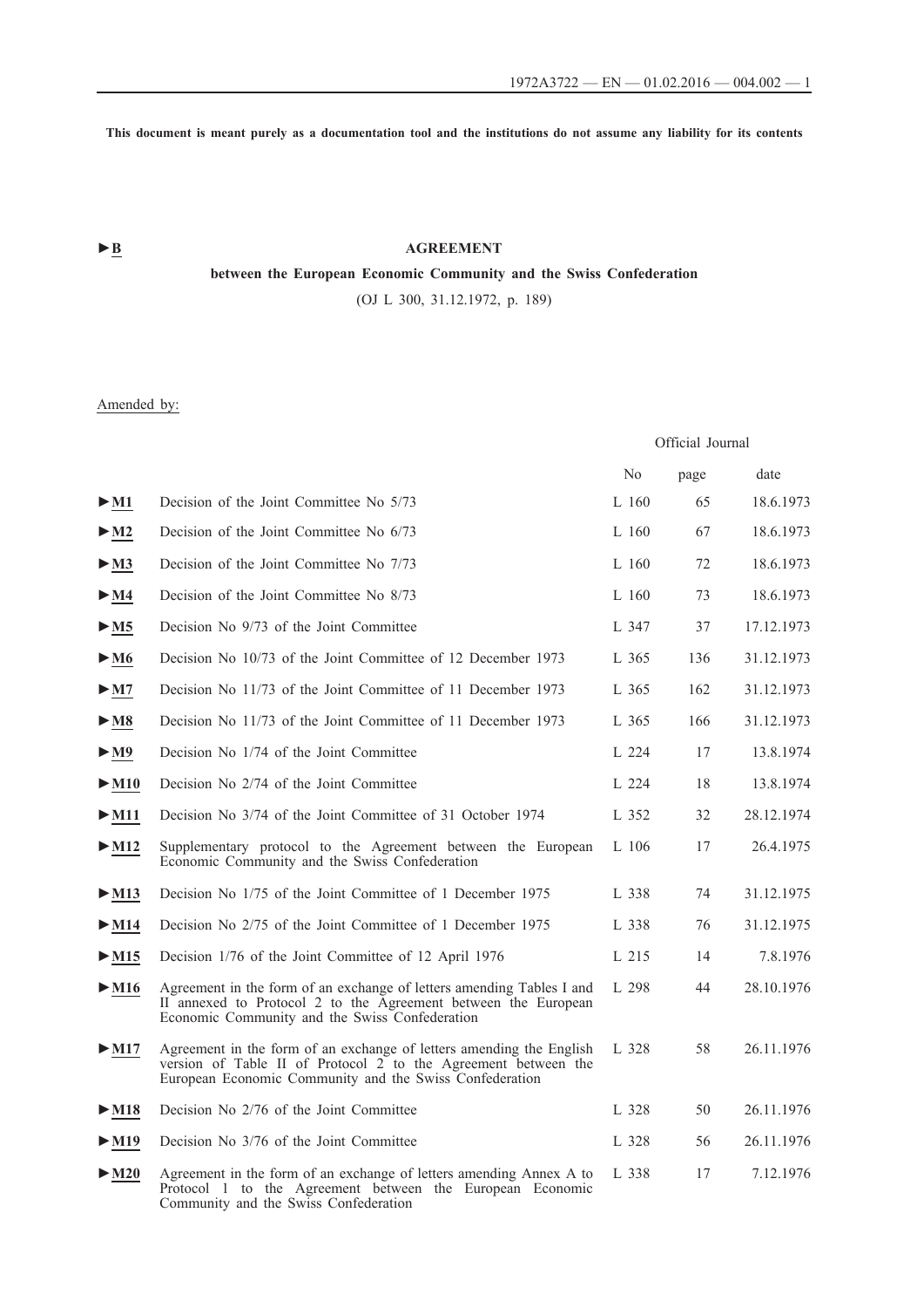This document is meant purely as a documentation tool and the institutions do not assume any liability for its contents

►B

# AGREEMENT

## between the European Economic Community and the Swiss Confederation

(OJ L 300, 31.12.1972, p. 189)

Amended by:

| | | Official Journal | | |
|---|---|---|---|---|
| | | No | page | date |
| ►M1 | Decision of the Joint Committee No 5/73 | L 160 | 65 | 18.6.1973 |
| ►M2 | Decision of the Joint Committee No 6/73 | L 160 | 67 | 18.6.1973 |
| ►M3 | Decision of the Joint Committee No 7/73 | L 160 | 72 | 18.6.1973 |
| ►M4 | Decision of the Joint Committee No 8/73 | L 160 | 73 | 18.6.1973 |
| ►M5 | Decision No 9/73 of the Joint Committee | L 347 | 37 | 17.12.1973 |
| ►M6 | Decision No 10/73 of the Joint Committee of 12 December 1973 | L 365 | 136 | 31.12.1973 |
| ►M7 | Decision No 11/73 of the Joint Committee of 11 December 1973 | L 365 | 162 | 31.12.1973 |
| ►M8 | Decision No 11/73 of the Joint Committee of 11 December 1973 | L 365 | 166 | 31.12.1973 |
| ►M9 | Decision No 1/74 of the Joint Committee | L 224 | 17 | 13.8.1974 |
| ►M10 | Decision No 2/74 of the Joint Committee | L 224 | 18 | 13.8.1974 |
| ►M11 | Decision No 3/74 of the Joint Committee of 31 October 1974 | L 352 | 32 | 28.12.1974 |
| ►M12 | Supplementary protocol to the Agreement between the European Economic Community and the Swiss Confederation | L 106 | 17 | 26.4.1975 |
| ►M13 | Decision No 1/75 of the Joint Committee of 1 December 1975 | L 338 | 74 | 31.12.1975 |
| ►M14 | Decision No 2/75 of the Joint Committee of 1 December 1975 | L 338 | 76 | 31.12.1975 |
| ►M15 | Decision 1/76 of the Joint Committee of 12 April 1976 | L 215 | 14 | 7.8.1976 |
| ►M16 | Agreement in the form of an exchange of letters amending Tables I and II annexed to Protocol 2 to the Agreement between the European Economic Community and the Swiss Confederation | L 298 | 44 | 28.10.1976 |
| ►M17 | Agreement in the form of an exchange of letters amending the English version of Table II of Protocol 2 to the Agreement between the European Economic Community and the Swiss Confederation | L 328 | 58 | 26.11.1976 |
| ►M18 | Decision No 2/76 of the Joint Committee | L 328 | 50 | 26.11.1976 |
| ►M19 | Decision No 3/76 of the Joint Committee | L 328 | 56 | 26.11.1976 |
| ►M20 | Agreement in the form of an exchange of letters amending Annex A to Protocol 1 to the Agreement between the European Economic Community and the Swiss Confederation | L 338 | 17 | 7.12.1976 |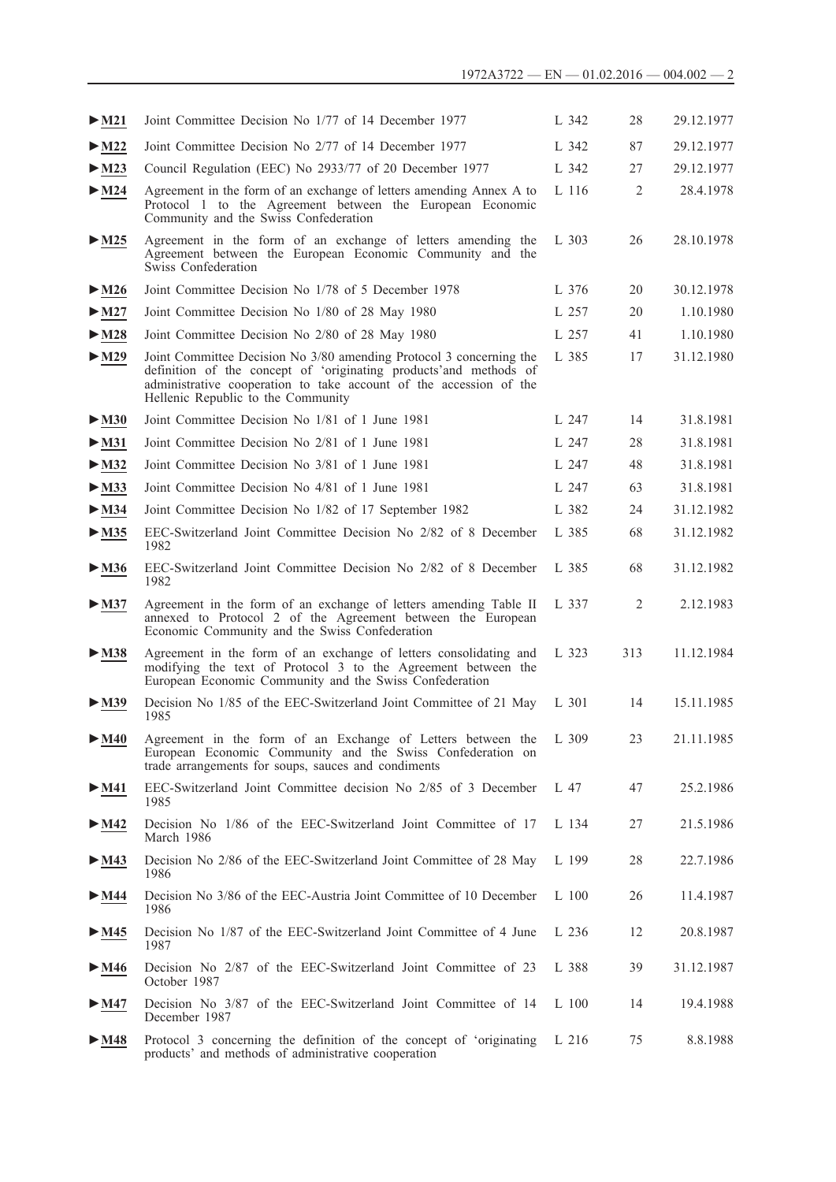| | | | | |
|---|---|---|---|---|
| ►M21 | Joint Committee Decision No 1/77 of 14 December 1977 | L 342 | 28 | 29.12.1977 |
| ►M22 | Joint Committee Decision No 2/77 of 14 December 1977 | L 342 | 87 | 29.12.1977 |
| ►M23 | Council Regulation (EEC) No 2933/77 of 20 December 1977 | L 342 | 27 | 29.12.1977 |
| ►M24 | Agreement in the form of an exchange of letters amending Annex A to Protocol 1 to the Agreement between the European Economic Community and the Swiss Confederation | L 116 | 2 | 28.4.1978 |
| ►M25 | Agreement in the form of an exchange of letters amending the Agreement between the European Economic Community and the Swiss Confederation | L 303 | 26 | 28.10.1978 |
| ►M26 | Joint Committee Decision No 1/78 of 5 December 1978 | L 376 | 20 | 30.12.1978 |
| ►M27 | Joint Committee Decision No 1/80 of 28 May 1980 | L 257 | 20 | 1.10.1980 |
| ►M28 | Joint Committee Decision No 2/80 of 28 May 1980 | L 257 | 41 | 1.10.1980 |
| ►M29 | Joint Committee Decision No 3/80 amending Protocol 3 concerning the definition of the concept of 'originating products'and methods of administrative cooperation to take account of the accession of the Hellenic Republic to the Community | L 385 | 17 | 31.12.1980 |
| ►M30 | Joint Committee Decision No 1/81 of 1 June 1981 | L 247 | 14 | 31.8.1981 |
| ►M31 | Joint Committee Decision No 2/81 of 1 June 1981 | L 247 | 28 | 31.8.1981 |
| ►M32 | Joint Committee Decision No 3/81 of 1 June 1981 | L 247 | 48 | 31.8.1981 |
| ►M33 | Joint Committee Decision No 4/81 of 1 June 1981 | L 247 | 63 | 31.8.1981 |
| ►M34 | Joint Committee Decision No 1/82 of 17 September 1982 | L 382 | 24 | 31.12.1982 |
| ►M35 | EEC-Switzerland Joint Committee Decision No 2/82 of 8 December 1982 | L 385 | 68 | 31.12.1982 |
| ►M36 | EEC-Switzerland Joint Committee Decision No 2/82 of 8 December 1982 | L 385 | 68 | 31.12.1982 |
| ►M37 | Agreement in the form of an exchange of letters amending Table II annexed to Protocol 2 of the Agreement between the European Economic Community and the Swiss Confederation | L 337 | 2 | 2.12.1983 |
| ►M38 | Agreement in the form of an exchange of letters consolidating and modifying the text of Protocol 3 to the Agreement between the European Economic Community and the Swiss Confederation | L 323 | 313 | 11.12.1984 |
| ►M39 | Decision No 1/85 of the EEC-Switzerland Joint Committee of 21 May 1985 | L 301 | 14 | 15.11.1985 |
| ►M40 | Agreement in the form of an Exchange of Letters between the European Economic Community and the Swiss Confederation on trade arrangements for soups, sauces and condiments | L 309 | 23 | 21.11.1985 |
| ►M41 | EEC-Switzerland Joint Committee decision No 2/85 of 3 December 1985 | L 47 | 47 | 25.2.1986 |
| ►M42 | Decision No 1/86 of the EEC-Switzerland Joint Committee of 17 March 1986 | L 134 | 27 | 21.5.1986 |
| ►M43 | Decision No 2/86 of the EEC-Switzerland Joint Committee of 28 May 1986 | L 199 | 28 | 22.7.1986 |
| ►M44 | Decision No 3/86 of the EEC-Austria Joint Committee of 10 December 1986 | L 100 | 26 | 11.4.1987 |
| ►M45 | Decision No 1/87 of the EEC-Switzerland Joint Committee of 4 June 1987 | L 236 | 12 | 20.8.1987 |
| ►M46 | Decision No 2/87 of the EEC-Switzerland Joint Committee of 23 October 1987 | L 388 | 39 | 31.12.1987 |
| ►M47 | Decision No 3/87 of the EEC-Switzerland Joint Committee of 14 December 1987 | L 100 | 14 | 19.4.1988 |
| ►M48 | Protocol 3 concerning the definition of the concept of 'originating products' and methods of administrative cooperation | L 216 | 75 | 8.8.1988 |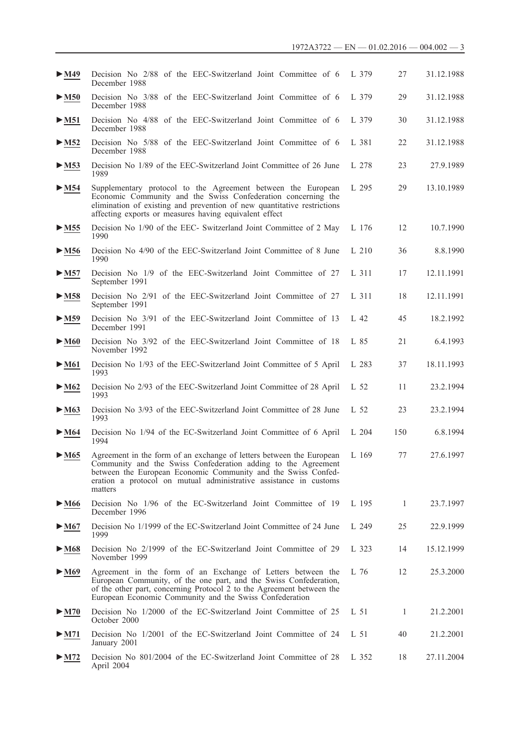| | | | | |
|---|---|---|---|---|
| ►M49 | Decision No 2/88 of the EEC-Switzerland Joint Committee of 6 December 1988 | L 379 | 27 | 31.12.1988 |
| ►M50 | Decision No 3/88 of the EEC-Switzerland Joint Committee of 6 December 1988 | L 379 | 29 | 31.12.1988 |
| ►M51 | Decision No 4/88 of the EEC-Switzerland Joint Committee of 6 December 1988 | L 379 | 30 | 31.12.1988 |
| ►M52 | Decision No 5/88 of the EEC-Switzerland Joint Committee of 6 December 1988 | L 381 | 22 | 31.12.1988 |
| ►M53 | Decision No 1/89 of the EEC-Switzerland Joint Committee of 26 June 1989 | L 278 | 23 | 27.9.1989 |
| ►M54 | Supplementary protocol to the Agreement between the European Economic Community and the Swiss Confederation concerning the elimination of existing and prevention of new quantitative restrictions affecting exports or measures having equivalent effect | L 295 | 29 | 13.10.1989 |
| ►M55 | Decision No 1/90 of the EEC- Switzerland Joint Committee of 2 May 1990 | L 176 | 12 | 10.7.1990 |
| ►M56 | Decision No 4/90 of the EEC-Switzerland Joint Committee of 8 June 1990 | L 210 | 36 | 8.8.1990 |
| ►M57 | Decision No 1/9 of the EEC-Switzerland Joint Committee of 27 September 1991 | L 311 | 17 | 12.11.1991 |
| ►M58 | Decision No 2/91 of the EEC-Switzerland Joint Committee of 27 September 1991 | L 311 | 18 | 12.11.1991 |
| ►M59 | Decision No 3/91 of the EEC-Switzerland Joint Committee of 13 December 1991 | L 42 | 45 | 18.2.1992 |
| ►M60 | Decision No 3/92 of the EEC-Switzerland Joint Committee of 18 November 1992 | L 85 | 21 | 6.4.1993 |
| ►M61 | Decision No 1/93 of the EEC-Switzerland Joint Committee of 5 April 1993 | L 283 | 37 | 18.11.1993 |
| ►M62 | Decision No 2/93 of the EEC-Switzerland Joint Committee of 28 April 1993 | L 52 | 11 | 23.2.1994 |
| ►M63 | Decision No 3/93 of the EEC-Switzerland Joint Committee of 28 June 1993 | L 52 | 23 | 23.2.1994 |
| ►M64 | Decision No 1/94 of the EC-Switzerland Joint Committee of 6 April 1994 | L 204 | 150 | 6.8.1994 |
| ►M65 | Agreement in the form of an exchange of letters between the European Community and the Swiss Confederation adding to the Agreement between the European Economic Community and the Swiss Confederation a protocol on mutual administrative assistance in customs matters | L 169 | 77 | 27.6.1997 |
| ►M66 | Decision No 1/96 of the EC-Switzerland Joint Committee of 19 December 1996 | L 195 | 1 | 23.7.1997 |
| ►M67 | Decision No 1/1999 of the EC-Switzerland Joint Committee of 24 June 1999 | L 249 | 25 | 22.9.1999 |
| ►M68 | Decision No 2/1999 of the EC-Switzerland Joint Committee of 29 November 1999 | L 323 | 14 | 15.12.1999 |
| ►M69 | Agreement in the form of an Exchange of Letters between the European Community, of the one part, and the Swiss Confederation, of the other part, concerning Protocol 2 to the Agreement between the European Economic Community and the Swiss Confederation | L 76 | 12 | 25.3.2000 |
| ►M70 | Decision No 1/2000 of the EC-Switzerland Joint Committee of 25 October 2000 | L 51 | 1 | 21.2.2001 |
| ►M71 | Decision No 1/2001 of the EC-Switzerland Joint Committee of 24 January 2001 | L 51 | 40 | 21.2.2001 |
| ►M72 | Decision No 801/2004 of the EC-Switzerland Joint Committee of 28 April 2004 | L 352 | 18 | 27.11.2004 |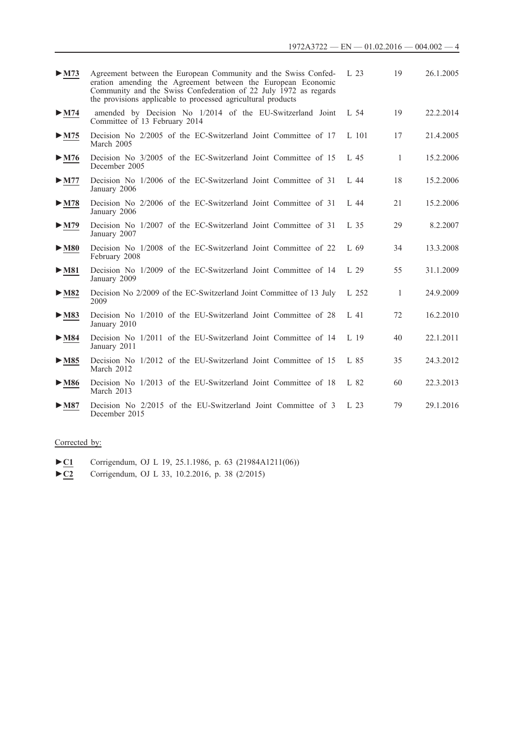| | | | | |
|---|---|---|---|---|
| ►M73 | Agreement between the European Community and the Swiss Confederation amending the Agreement between the European Economic Community and the Swiss Confederation of 22 July 1972 as regards the provisions applicable to processed agricultural products | L 23 | 19 | 26.1.2005 |
| ►M74 | amended by Decision No 1/2014 of the EU-Switzerland Joint Committee of 13 February 2014 | L 54 | 19 | 22.2.2014 |
| ►M75 | Decision No 2/2005 of the EC-Switzerland Joint Committee of 17 March 2005 | L 101 | 17 | 21.4.2005 |
| ►M76 | Decision No 3/2005 of the EC-Switzerland Joint Committee of 15 December 2005 | L 45 | 1 | 15.2.2006 |
| ►M77 | Decision No 1/2006 of the EC-Switzerland Joint Committee of 31 January 2006 | L 44 | 18 | 15.2.2006 |
| ►M78 | Decision No 2/2006 of the EC-Switzerland Joint Committee of 31 January 2006 | L 44 | 21 | 15.2.2006 |
| ►M79 | Decision No 1/2007 of the EC-Switzerland Joint Committee of 31 January 2007 | L 35 | 29 | 8.2.2007 |
| ►M80 | Decision No 1/2008 of the EC-Switzerland Joint Committee of 22 February 2008 | L 69 | 34 | 13.3.2008 |
| ►M81 | Decision No 1/2009 of the EC-Switzerland Joint Committee of 14 January 2009 | L 29 | 55 | 31.1.2009 |
| ►M82 | Decision No 2/2009 of the EC-Switzerland Joint Committee of 13 July 2009 | L 252 | 1 | 24.9.2009 |
| ►M83 | Decision No 1/2010 of the EU-Switzerland Joint Committee of 28 January 2010 | L 41 | 72 | 16.2.2010 |
| ►M84 | Decision No 1/2011 of the EU-Switzerland Joint Committee of 14 January 2011 | L 19 | 40 | 22.1.2011 |
| ►M85 | Decision No 1/2012 of the EU-Switzerland Joint Committee of 15 March 2012 | L 85 | 35 | 24.3.2012 |
| ►M86 | Decision No 1/2013 of the EU-Switzerland Joint Committee of 18 March 2013 | L 82 | 60 | 22.3.2013 |
| ►M87 | Decision No 2/2015 of the EU-Switzerland Joint Committee of 3 December 2015 | L 23 | 79 | 29.1.2016 |

Corrected by:

►C1 Corrigendum, OJ L 19, 25.1.1986, p. 63 (21984A1211(06))

►C2 Corrigendum, OJ L 33, 10.2.2016, p. 38 (2/2015)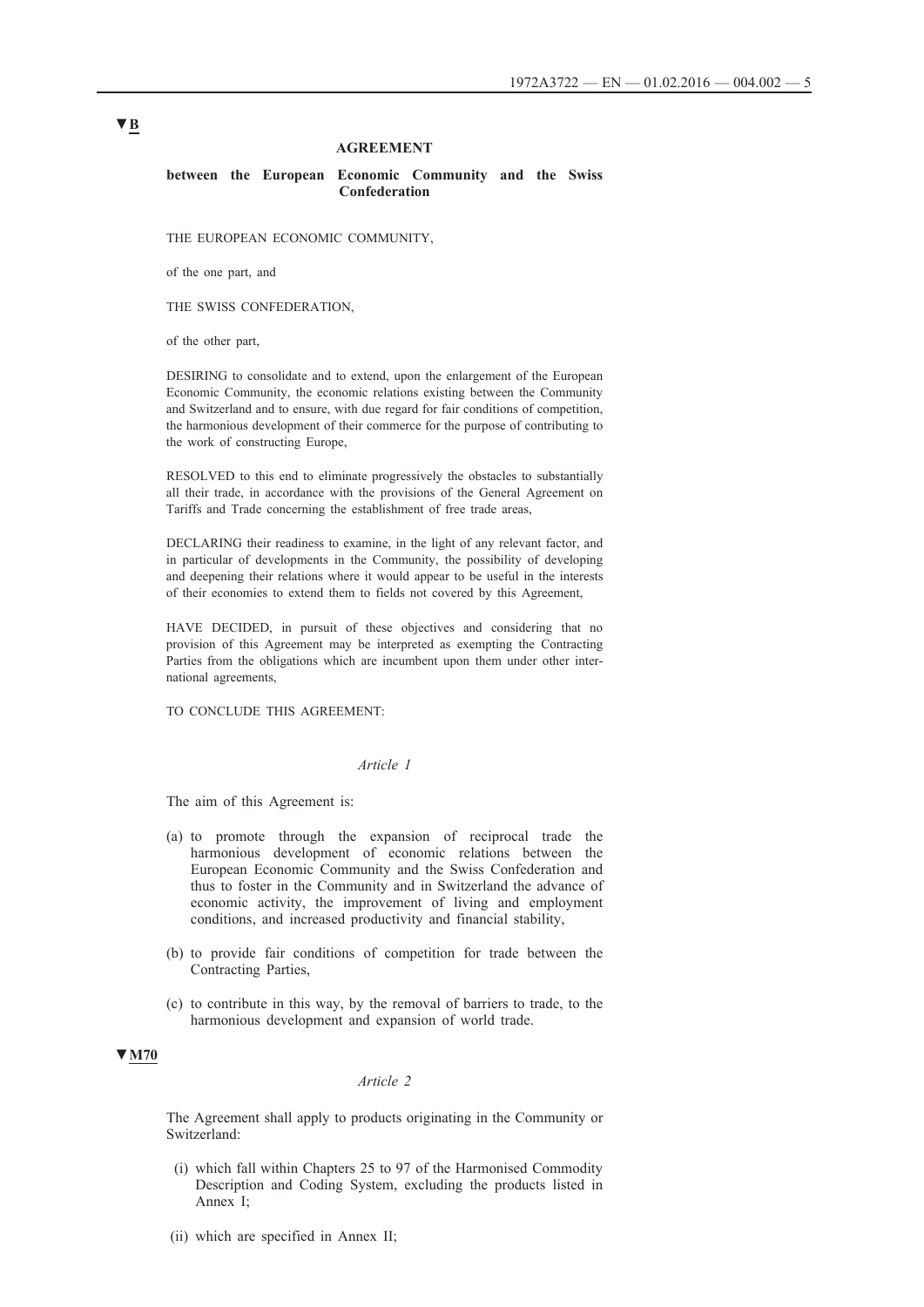▼B

# AGREEMENT

## between the European Economic Community and the Swiss Confederation

THE EUROPEAN ECONOMIC COMMUNITY,

of the one part, and

THE SWISS CONFEDERATION,

of the other part,

DESIRING to consolidate and to extend, upon the enlargement of the European Economic Community, the economic relations existing between the Community and Switzerland and to ensure, with due regard for fair conditions of competition, the harmonious development of their commerce for the purpose of contributing to the work of constructing Europe,

RESOLVED to this end to eliminate progressively the obstacles to substantially all their trade, in accordance with the provisions of the General Agreement on Tariffs and Trade concerning the establishment of free trade areas,

DECLARING their readiness to examine, in the light of any relevant factor, and in particular of developments in the Community, the possibility of developing and deepening their relations where it would appear to be useful in the interests of their economies to extend them to fields not covered by this Agreement,

HAVE DECIDED, in pursuit of these objectives and considering that no provision of this Agreement may be interpreted as exempting the Contracting Parties from the obligations which are incumbent upon them under other international agreements,

TO CONCLUDE THIS AGREEMENT:

*Article 1*

The aim of this Agreement is:

(a) to promote through the expansion of reciprocal trade the harmonious development of economic relations between the European Economic Community and the Swiss Confederation and thus to foster in the Community and in Switzerland the advance of economic activity, the improvement of living and employment conditions, and increased productivity and financial stability,

(b) to provide fair conditions of competition for trade between the Contracting Parties,

(c) to contribute in this way, by the removal of barriers to trade, to the harmonious development and expansion of world trade.

▼M70

*Article 2*

The Agreement shall apply to products originating in the Community or Switzerland:

(i) which fall within Chapters 25 to 97 of the Harmonised Commodity Description and Coding System, excluding the products listed in Annex I;

(ii) which are specified in Annex II;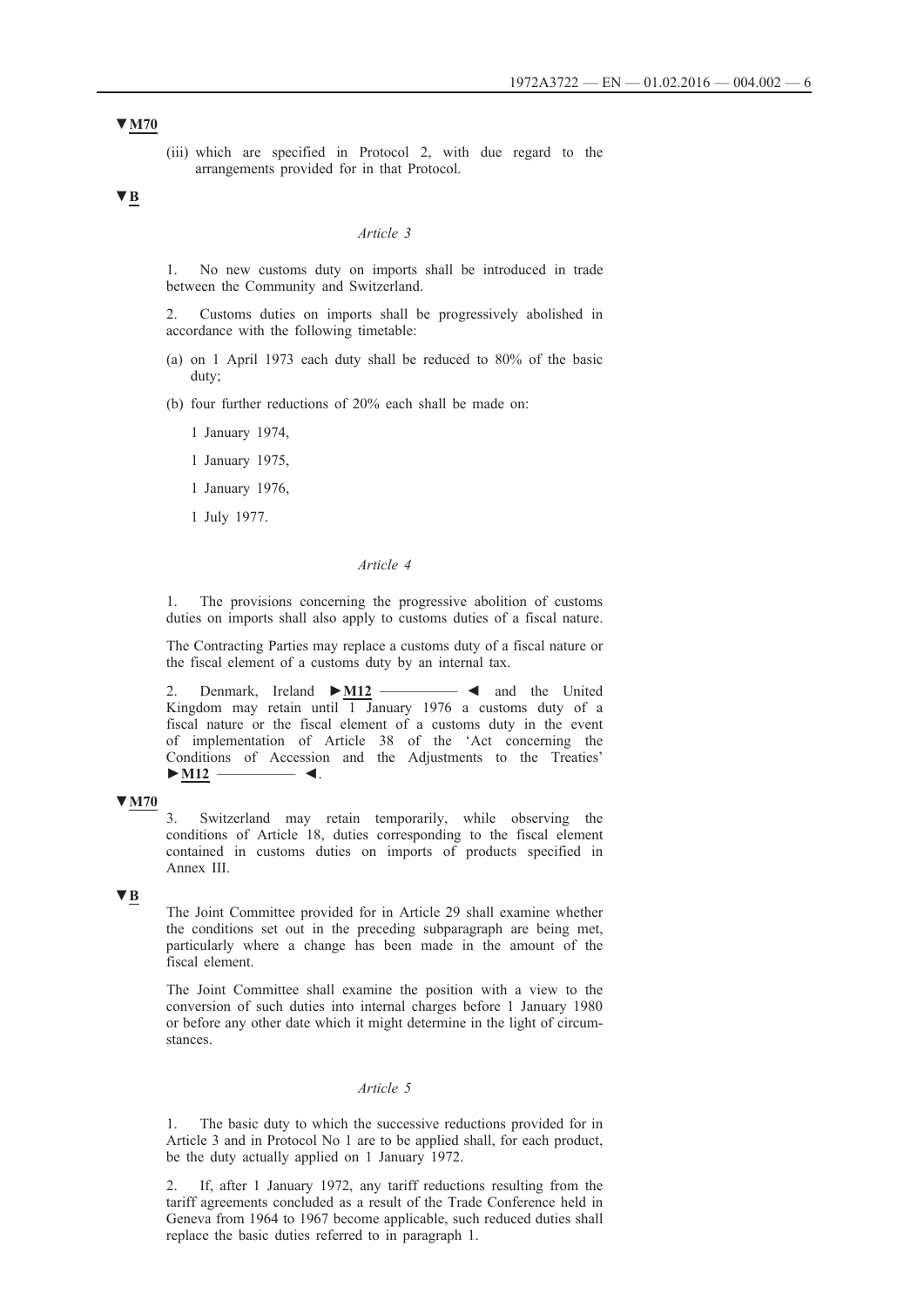▼**M70**

(iii) which are specified in Protocol 2, with due regard to the arrangements provided for in that Protocol.

▼**B**

*Article 3*

1. No new customs duty on imports shall be introduced in trade between the Community and Switzerland.

2. Customs duties on imports shall be progressively abolished in accordance with the following timetable:

(a) on 1 April 1973 each duty shall be reduced to 80% of the basic duty;

(b) four further reductions of 20% each shall be made on:

1 January 1974,

1 January 1975,

1 January 1976,

1 July 1977.

*Article 4*

1. The provisions concerning the progressive abolition of customs duties on imports shall also apply to customs duties of a fiscal nature.

The Contracting Parties may replace a customs duty of a fiscal nature or the fiscal element of a customs duty by an internal tax.

2. Denmark, Ireland ►**M12** ————— ◄ and the United Kingdom may retain until 1 January 1976 a customs duty of a fiscal nature or the fiscal element of a customs duty in the event of implementation of Article 38 of the 'Act concerning the Conditions of Accession and the Adjustments to the Treaties' ►**M12** ————— ◄.

▼**M70**

3. Switzerland may retain temporarily, while observing the conditions of Article 18, duties corresponding to the fiscal element contained in customs duties on imports of products specified in Annex III.

▼**B**

The Joint Committee provided for in Article 29 shall examine whether the conditions set out in the preceding subparagraph are being met, particularly where a change has been made in the amount of the fiscal element.

The Joint Committee shall examine the position with a view to the conversion of such duties into internal charges before 1 January 1980 or before any other date which it might determine in the light of circumstances.

*Article 5*

1. The basic duty to which the successive reductions provided for in Article 3 and in Protocol No 1 are to be applied shall, for each product, be the duty actually applied on 1 January 1972.

2. If, after 1 January 1972, any tariff reductions resulting from the tariff agreements concluded as a result of the Trade Conference held in Geneva from 1964 to 1967 become applicable, such reduced duties shall replace the basic duties referred to in paragraph 1.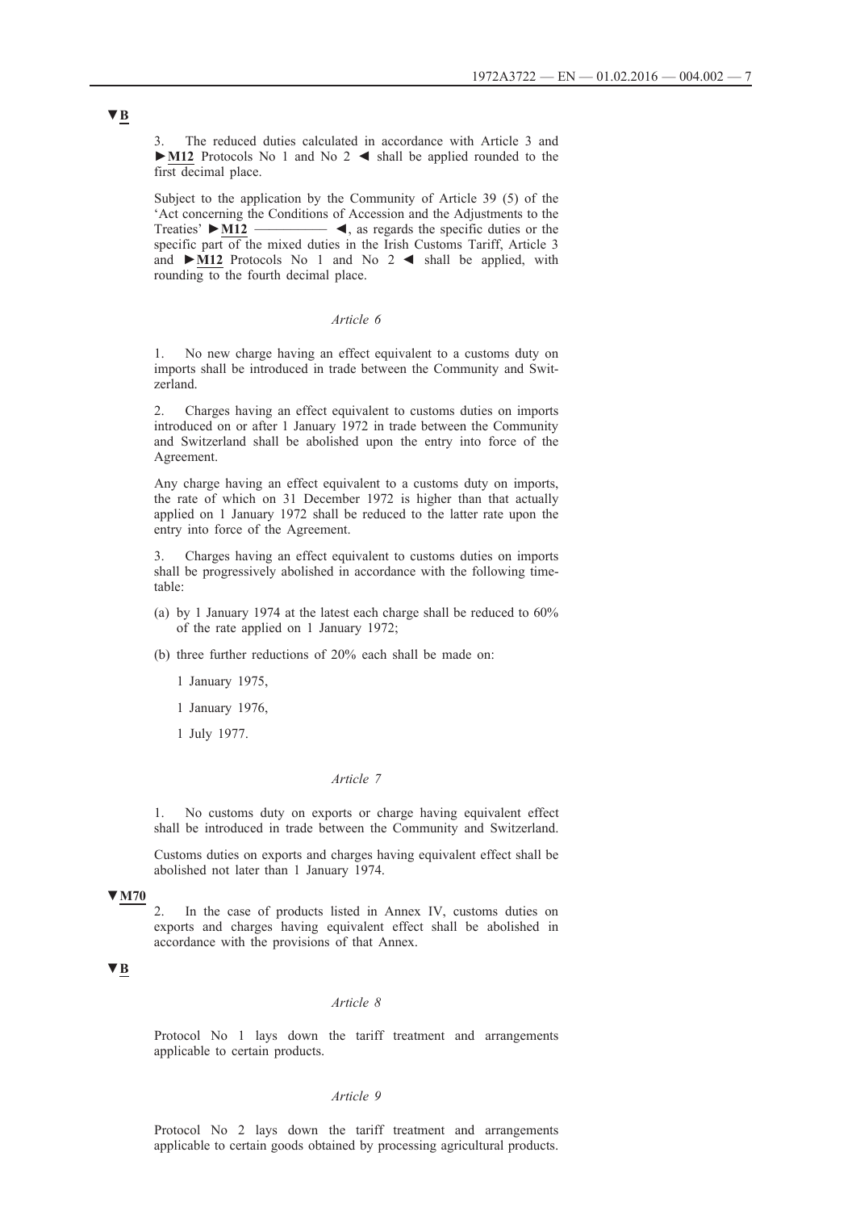▼B

3. The reduced duties calculated in accordance with Article 3 and ►M12 Protocols No 1 and No 2 ◄ shall be applied rounded to the first decimal place.

Subject to the application by the Community of Article 39 (5) of the 'Act concerning the Conditions of Accession and the Adjustments to the Treaties' ►M12 ———— ◄, as regards the specific duties or the specific part of the mixed duties in the Irish Customs Tariff, Article 3 and ►M12 Protocols No 1 and No 2 ◄ shall be applied, with rounding to the fourth decimal place.

*Article 6*

1. No new charge having an effect equivalent to a customs duty on imports shall be introduced in trade between the Community and Switzerland.

2. Charges having an effect equivalent to customs duties on imports introduced on or after 1 January 1972 in trade between the Community and Switzerland shall be abolished upon the entry into force of the Agreement.

Any charge having an effect equivalent to a customs duty on imports, the rate of which on 31 December 1972 is higher than that actually applied on 1 January 1972 shall be reduced to the latter rate upon the entry into force of the Agreement.

3. Charges having an effect equivalent to customs duties on imports shall be progressively abolished in accordance with the following timetable:

(a) by 1 January 1974 at the latest each charge shall be reduced to 60% of the rate applied on 1 January 1972;

(b) three further reductions of 20% each shall be made on:

 1 January 1975,

 1 January 1976,

 1 July 1977.

*Article 7*

1. No customs duty on exports or charge having equivalent effect shall be introduced in trade between the Community and Switzerland.

Customs duties on exports and charges having equivalent effect shall be abolished not later than 1 January 1974.

▼M70

2. In the case of products listed in Annex IV, customs duties on exports and charges having equivalent effect shall be abolished in accordance with the provisions of that Annex.

▼B

*Article 8*

Protocol No 1 lays down the tariff treatment and arrangements applicable to certain products.

*Article 9*

Protocol No 2 lays down the tariff treatment and arrangements applicable to certain goods obtained by processing agricultural products.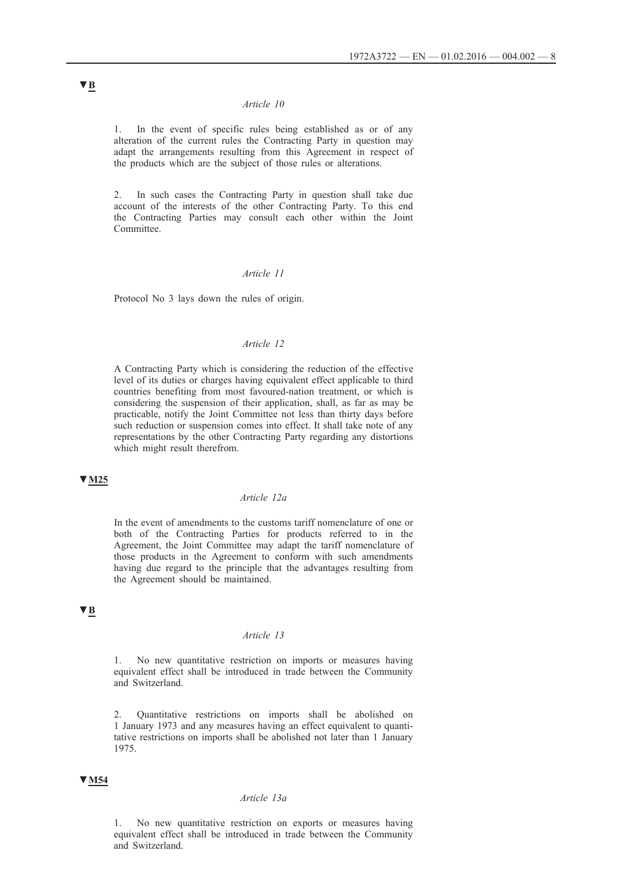▼B

*Article 10*

1. In the event of specific rules being established as or of any alteration of the current rules the Contracting Party in question may adapt the arrangements resulting from this Agreement in respect of the products which are the subject of those rules or alterations.

2. In such cases the Contracting Party in question shall take due account of the interests of the other Contracting Party. To this end the Contracting Parties may consult each other within the Joint Committee.

*Article 11*

Protocol No 3 lays down the rules of origin.

*Article 12*

A Contracting Party which is considering the reduction of the effective level of its duties or charges having equivalent effect applicable to third countries benefiting from most favoured-nation treatment, or which is considering the suspension of their application, shall, as far as may be practicable, notify the Joint Committee not less than thirty days before such reduction or suspension comes into effect. It shall take note of any representations by the other Contracting Party regarding any distortions which might result therefrom.

▼M25

*Article 12a*

In the event of amendments to the customs tariff nomenclature of one or both of the Contracting Parties for products referred to in the Agreement, the Joint Committee may adapt the tariff nomenclature of those products in the Agreement to conform with such amendments having due regard to the principle that the advantages resulting from the Agreement should be maintained.

▼B

*Article 13*

1. No new quantitative restriction on imports or measures having equivalent effect shall be introduced in trade between the Community and Switzerland.

2. Quantitative restrictions on imports shall be abolished on 1 January 1973 and any measures having an effect equivalent to quantitative restrictions on imports shall be abolished not later than 1 January 1975.

▼M54

*Article 13a*

1. No new quantitative restriction on exports or measures having equivalent effect shall be introduced in trade between the Community and Switzerland.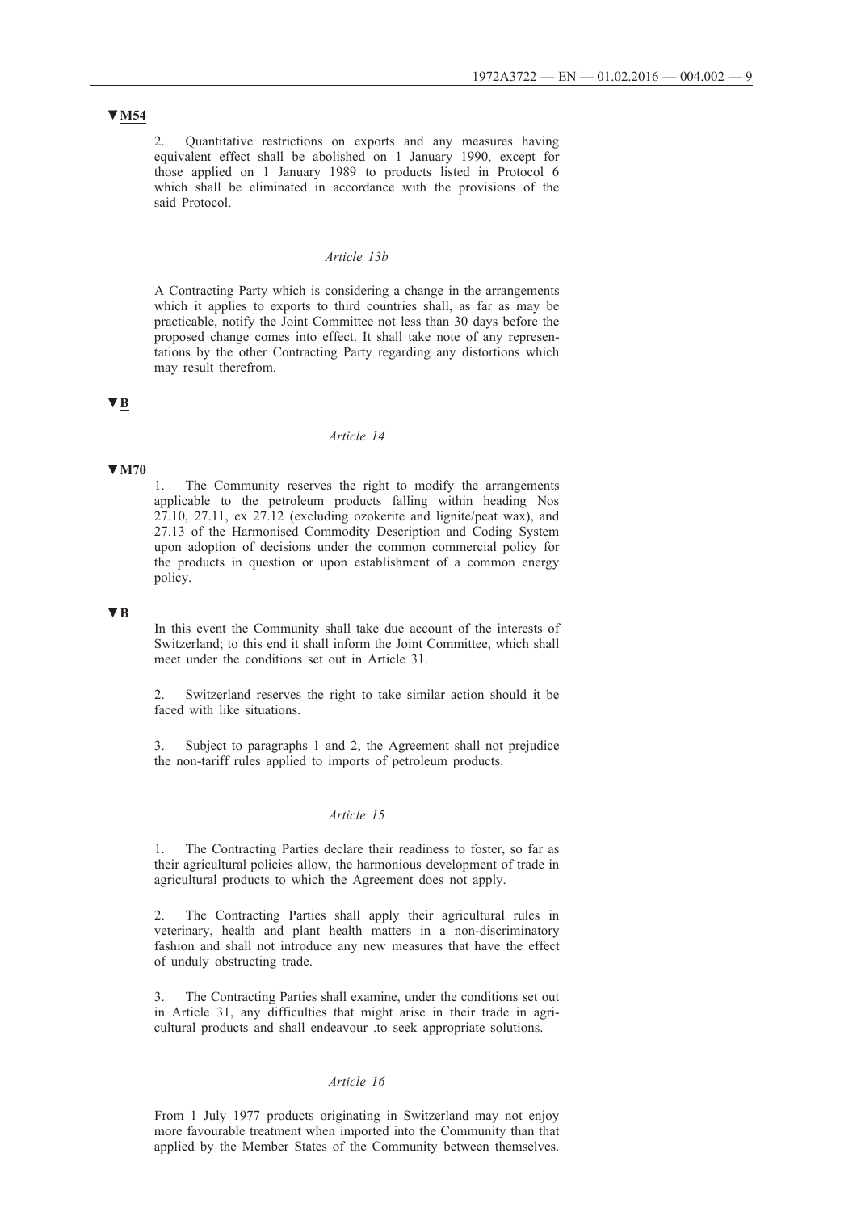▼M54

2. Quantitative restrictions on exports and any measures having equivalent effect shall be abolished on 1 January 1990, except for those applied on 1 January 1989 to products listed in Protocol 6 which shall be eliminated in accordance with the provisions of the said Protocol.

*Article 13b*

A Contracting Party which is considering a change in the arrangements which it applies to exports to third countries shall, as far as may be practicable, notify the Joint Committee not less than 30 days before the proposed change comes into effect. It shall take note of any representations by the other Contracting Party regarding any distortions which may result therefrom.

▼B

*Article 14*

▼M70

1. The Community reserves the right to modify the arrangements applicable to the petroleum products falling within heading Nos 27.10, 27.11, ex 27.12 (excluding ozokerite and lignite/peat wax), and 27.13 of the Harmonised Commodity Description and Coding System upon adoption of decisions under the common commercial policy for the products in question or upon establishment of a common energy policy.

▼B

In this event the Community shall take due account of the interests of Switzerland; to this end it shall inform the Joint Committee, which shall meet under the conditions set out in Article 31.

2. Switzerland reserves the right to take similar action should it be faced with like situations.

3. Subject to paragraphs 1 and 2, the Agreement shall not prejudice the non-tariff rules applied to imports of petroleum products.

*Article 15*

1. The Contracting Parties declare their readiness to foster, so far as their agricultural policies allow, the harmonious development of trade in agricultural products to which the Agreement does not apply.

2. The Contracting Parties shall apply their agricultural rules in veterinary, health and plant health matters in a non-discriminatory fashion and shall not introduce any new measures that have the effect of unduly obstructing trade.

3. The Contracting Parties shall examine, under the conditions set out in Article 31, any difficulties that might arise in their trade in agricultural products and shall endeavour .to seek appropriate solutions.

*Article 16*

From 1 July 1977 products originating in Switzerland may not enjoy more favourable treatment when imported into the Community than that applied by the Member States of the Community between themselves.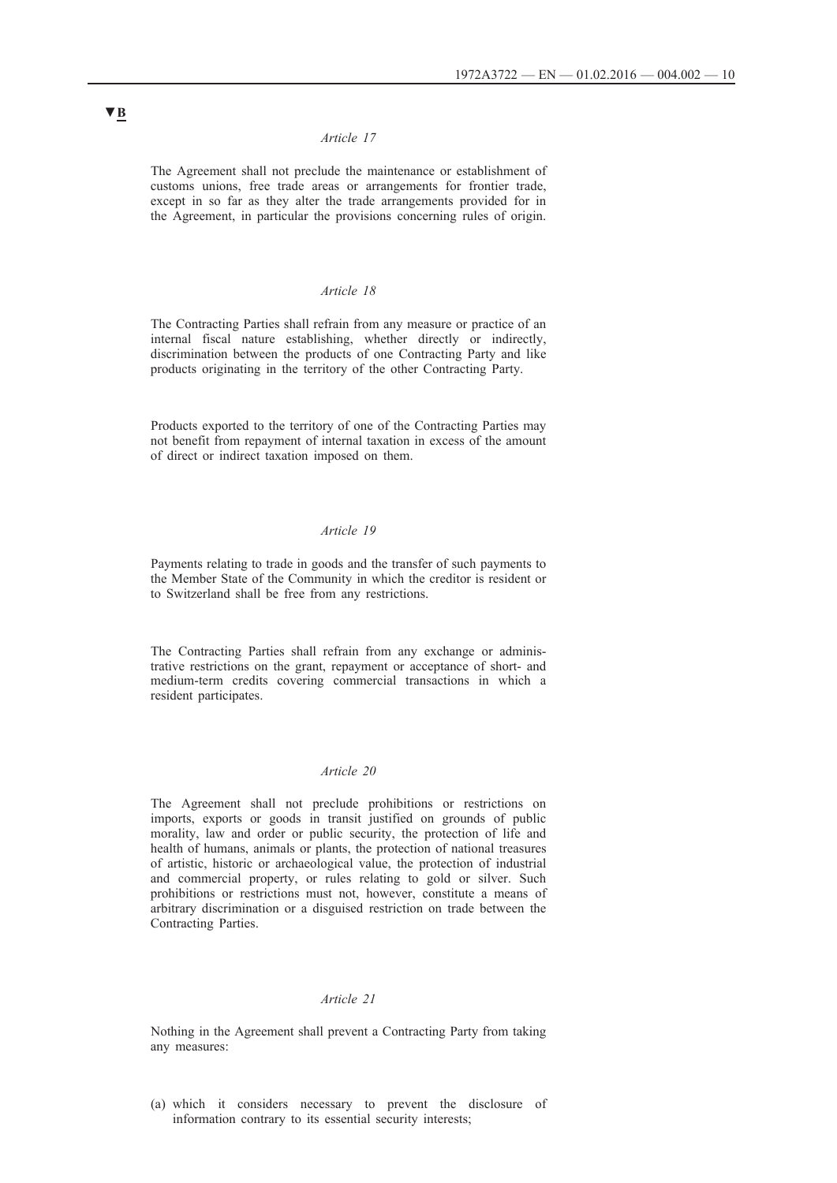▼B

*Article 17*

The Agreement shall not preclude the maintenance or establishment of customs unions, free trade areas or arrangements for frontier trade, except in so far as they alter the trade arrangements provided for in the Agreement, in particular the provisions concerning rules of origin.

*Article 18*

The Contracting Parties shall refrain from any measure or practice of an internal fiscal nature establishing, whether directly or indirectly, discrimination between the products of one Contracting Party and like products originating in the territory of the other Contracting Party.

Products exported to the territory of one of the Contracting Parties may not benefit from repayment of internal taxation in excess of the amount of direct or indirect taxation imposed on them.

*Article 19*

Payments relating to trade in goods and the transfer of such payments to the Member State of the Community in which the creditor is resident or to Switzerland shall be free from any restrictions.

The Contracting Parties shall refrain from any exchange or administrative restrictions on the grant, repayment or acceptance of short- and medium-term credits covering commercial transactions in which a resident participates.

*Article 20*

The Agreement shall not preclude prohibitions or restrictions on imports, exports or goods in transit justified on grounds of public morality, law and order or public security, the protection of life and health of humans, animals or plants, the protection of national treasures of artistic, historic or archaeological value, the protection of industrial and commercial property, or rules relating to gold or silver. Such prohibitions or restrictions must not, however, constitute a means of arbitrary discrimination or a disguised restriction on trade between the Contracting Parties.

*Article 21*

Nothing in the Agreement shall prevent a Contracting Party from taking any measures:

(a) which it considers necessary to prevent the disclosure of information contrary to its essential security interests;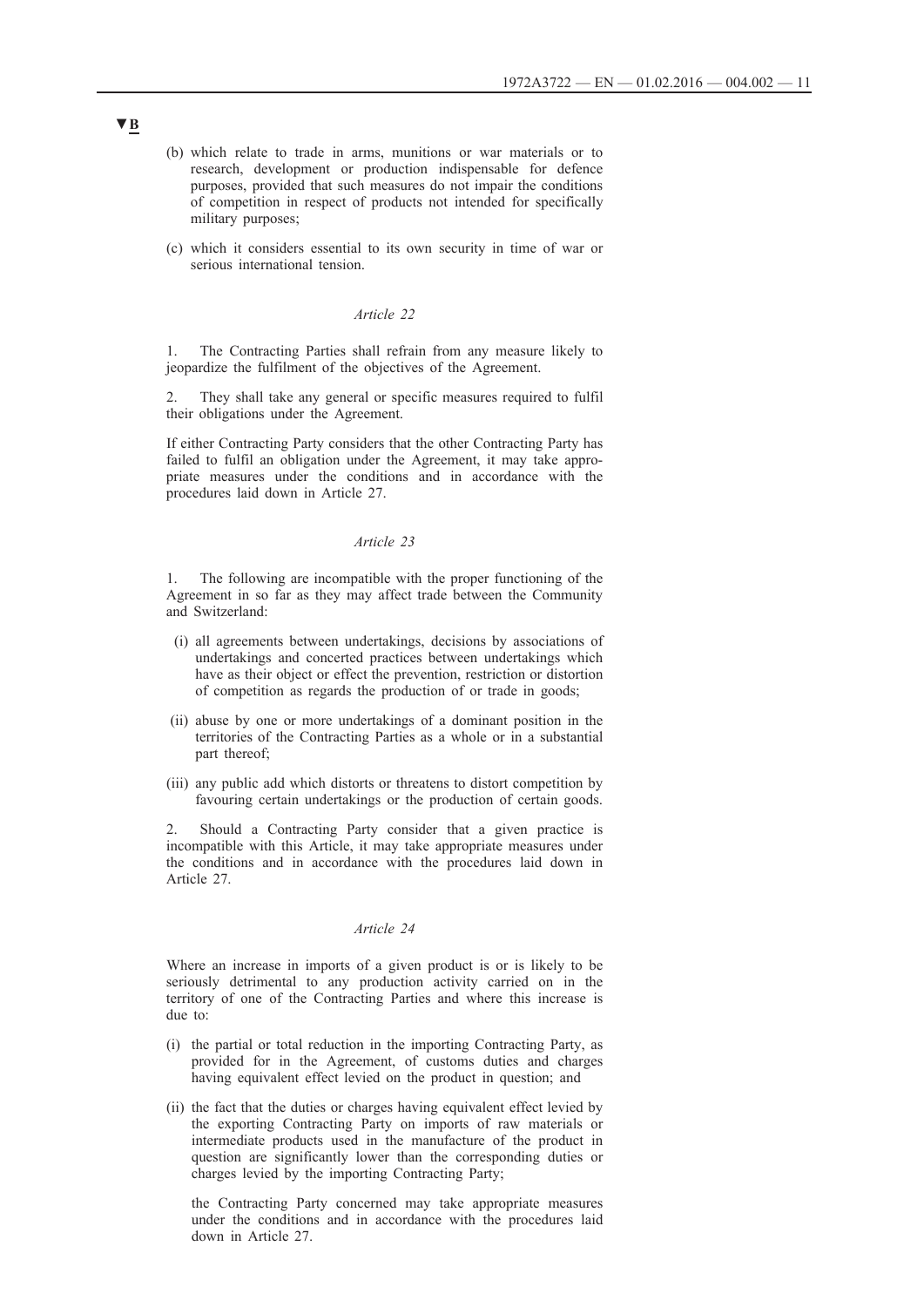▼B

(b) which relate to trade in arms, munitions or war materials or to research, development or production indispensable for defence purposes, provided that such measures do not impair the conditions of competition in respect of products not intended for specifically military purposes;

(c) which it considers essential to its own security in time of war or serious international tension.

*Article 22*

1. The Contracting Parties shall refrain from any measure likely to jeopardize the fulfilment of the objectives of the Agreement.

2. They shall take any general or specific measures required to fulfil their obligations under the Agreement.

If either Contracting Party considers that the other Contracting Party has failed to fulfil an obligation under the Agreement, it may take appropriate measures under the conditions and in accordance with the procedures laid down in Article 27.

*Article 23*

1. The following are incompatible with the proper functioning of the Agreement in so far as they may affect trade between the Community and Switzerland:

(i) all agreements between undertakings, decisions by associations of undertakings and concerted practices between undertakings which have as their object or effect the prevention, restriction or distortion of competition as regards the production of or trade in goods;

(ii) abuse by one or more undertakings of a dominant position in the territories of the Contracting Parties as a whole or in a substantial part thereof;

(iii) any public add which distorts or threatens to distort competition by favouring certain undertakings or the production of certain goods.

2. Should a Contracting Party consider that a given practice is incompatible with this Article, it may take appropriate measures under the conditions and in accordance with the procedures laid down in Article 27.

*Article 24*

Where an increase in imports of a given product is or is likely to be seriously detrimental to any production activity carried on in the territory of one of the Contracting Parties and where this increase is due to:

(i) the partial or total reduction in the importing Contracting Party, as provided for in the Agreement, of customs duties and charges having equivalent effect levied on the product in question; and

(ii) the fact that the duties or charges having equivalent effect levied by the exporting Contracting Party on imports of raw materials or intermediate products used in the manufacture of the product in question are significantly lower than the corresponding duties or charges levied by the importing Contracting Party;

the Contracting Party concerned may take appropriate measures under the conditions and in accordance with the procedures laid down in Article 27.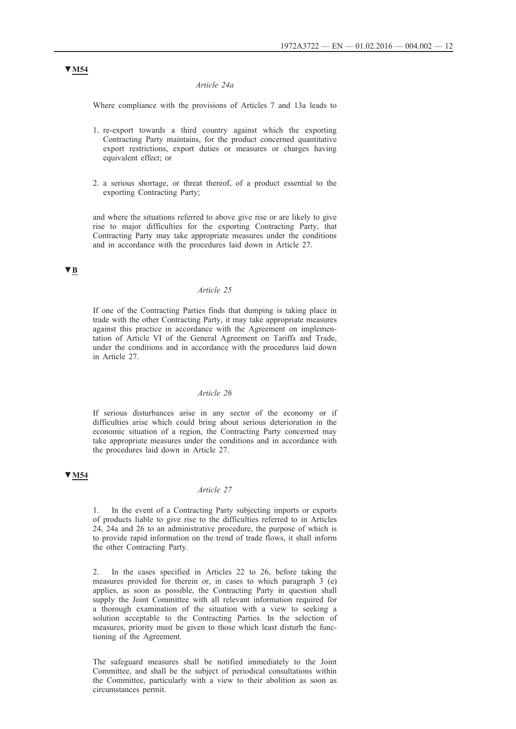▼M54

*Article 24a*

Where compliance with the provisions of Articles 7 and 13a leads to

1. re-export towards a third country against which the exporting Contracting Party maintains, for the product concerned quantitative export restrictions, export duties or measures or charges having equivalent effect; or

2. a serious shortage, or threat thereof, of a product essential to the exporting Contracting Party;

and where the situations referred to above give rise or are likely to give rise to major difficulties for the exporting Contracting Party, that Contracting Party may take appropriate measures under the conditions and in accordance with the procedures laid down in Article 27.

▼B

*Article 25*

If one of the Contracting Parties finds that dumping is taking place in trade with the other Contracting Party, it may take appropriate measures against this practice in accordance with the Agreement on implementation of Article VI of the General Agreement on Tariffs and Trade, under the conditions and in accordance with the procedures laid down in Article 27.

*Article 26*

If serious disturbances arise in any sector of the economy or if difficulties arise which could bring about serious deterioration in the economic situation of a region, the Contracting Party concerned may take appropriate measures under the conditions and in accordance with the procedures laid down in Article 27.

▼M54

*Article 27*

1. In the event of a Contracting Party subjecting imports or exports of products liable to give rise to the difficulties referred to in Articles 24, 24a and 26 to an administrative procedure, the purpose of which is to provide rapid information on the trend of trade flows, it shall inform the other Contracting Party.

2. In the cases specified in Articles 22 to 26, before taking the measures provided for therein or, in cases to which paragraph 3 (e) applies, as soon as possible, the Contracting Party in question shall supply the Joint Committee with all relevant information required for a thorough examination of the situation with a view to seeking a solution acceptable to the Contracting Parties. In the selection of measures, priority must be given to those which least disturb the functioning of the Agreement.

The safeguard measures shall be notified immediately to the Joint Committee, and shall be the subject of periodical consultations within the Committee, particularly with a view to their abolition as soon as circumstances permit.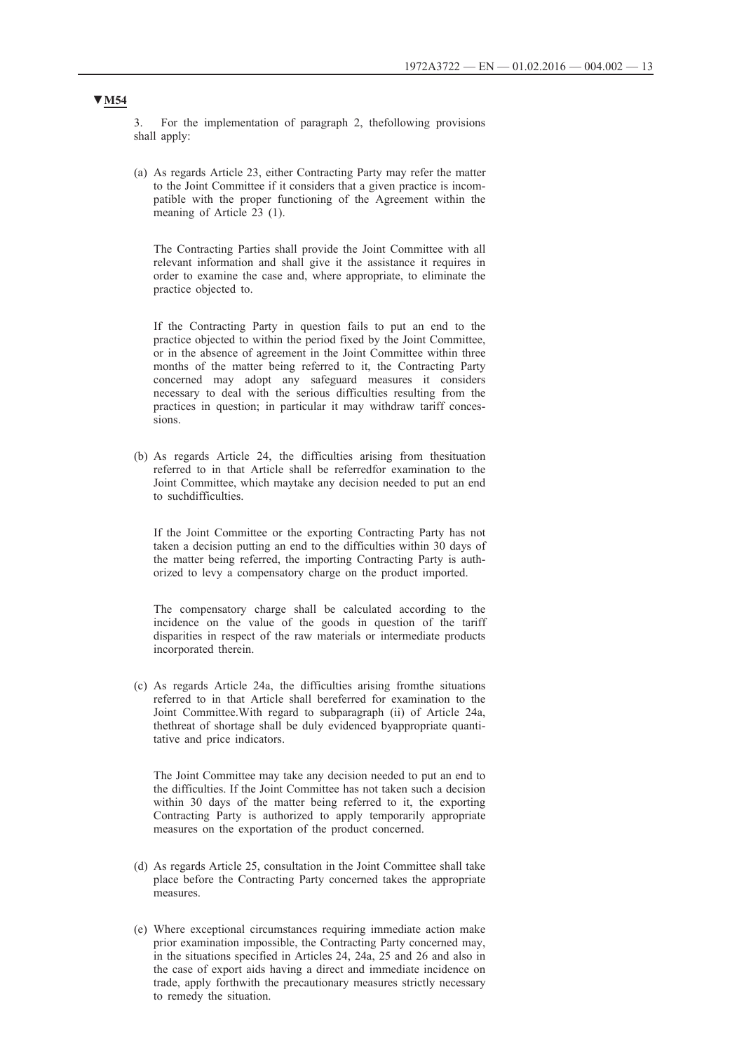▼M54

3. For the implementation of paragraph 2, thefollowing provisions shall apply:

(a) As regards Article 23, either Contracting Party may refer the matter to the Joint Committee if it considers that a given practice is incompatible with the proper functioning of the Agreement within the meaning of Article 23 (1).

The Contracting Parties shall provide the Joint Committee with all relevant information and shall give it the assistance it requires in order to examine the case and, where appropriate, to eliminate the practice objected to.

If the Contracting Party in question fails to put an end to the practice objected to within the period fixed by the Joint Committee, or in the absence of agreement in the Joint Committee within three months of the matter being referred to it, the Contracting Party concerned may adopt any safeguard measures it considers necessary to deal with the serious difficulties resulting from the practices in question; in particular it may withdraw tariff concessions.

(b) As regards Article 24, the difficulties arising from thesituation referred to in that Article shall be referredfor examination to the Joint Committee, which maytake any decision needed to put an end to suchdifficulties.

If the Joint Committee or the exporting Contracting Party has not taken a decision putting an end to the difficulties within 30 days of the matter being referred, the importing Contracting Party is authorized to levy a compensatory charge on the product imported.

The compensatory charge shall be calculated according to the incidence on the value of the goods in question of the tariff disparities in respect of the raw materials or intermediate products incorporated therein.

(c) As regards Article 24a, the difficulties arising fromthe situations referred to in that Article shall bereferred for examination to the Joint Committee.With regard to subparagraph (ii) of Article 24a, thethreat of shortage shall be duly evidenced byappropriate quantitative and price indicators.

The Joint Committee may take any decision needed to put an end to the difficulties. If the Joint Committee has not taken such a decision within 30 days of the matter being referred to it, the exporting Contracting Party is authorized to apply temporarily appropriate measures on the exportation of the product concerned.

(d) As regards Article 25, consultation in the Joint Committee shall take place before the Contracting Party concerned takes the appropriate measures.

(e) Where exceptional circumstances requiring immediate action make prior examination impossible, the Contracting Party concerned may, in the situations specified in Articles 24, 24a, 25 and 26 and also in the case of export aids having a direct and immediate incidence on trade, apply forthwith the precautionary measures strictly necessary to remedy the situation.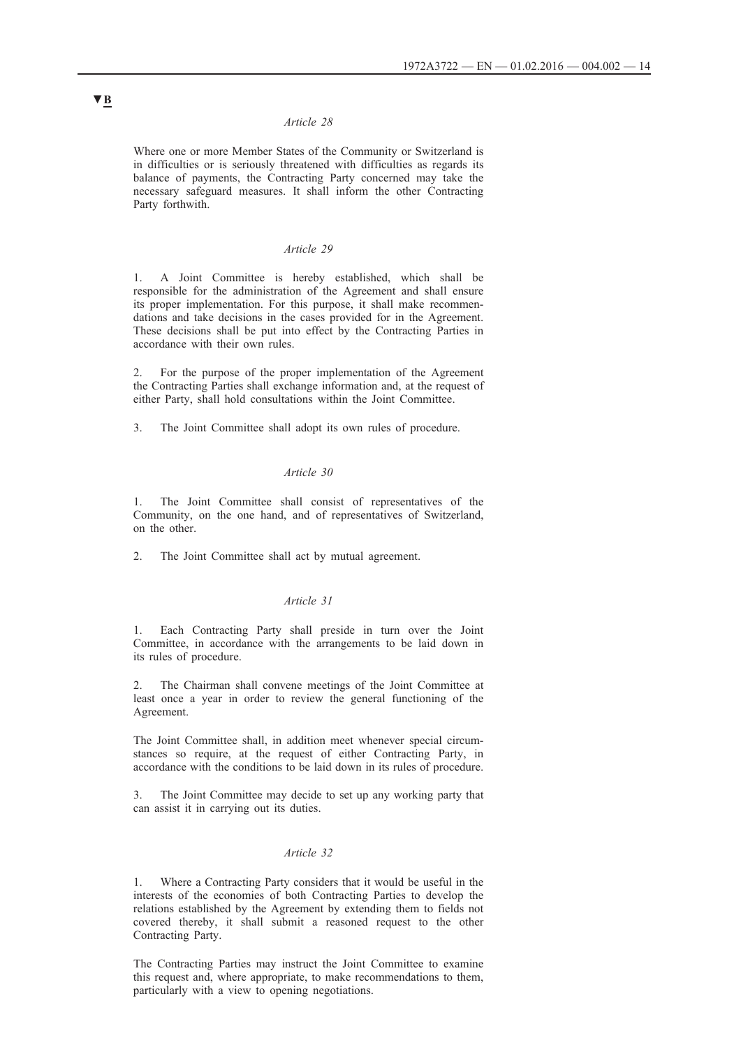▼B

*Article 28*

Where one or more Member States of the Community or Switzerland is in difficulties or is seriously threatened with difficulties as regards its balance of payments, the Contracting Party concerned may take the necessary safeguard measures. It shall inform the other Contracting Party forthwith.

*Article 29*

1. A Joint Committee is hereby established, which shall be responsible for the administration of the Agreement and shall ensure its proper implementation. For this purpose, it shall make recommendations and take decisions in the cases provided for in the Agreement. These decisions shall be put into effect by the Contracting Parties in accordance with their own rules.

2. For the purpose of the proper implementation of the Agreement the Contracting Parties shall exchange information and, at the request of either Party, shall hold consultations within the Joint Committee.

3. The Joint Committee shall adopt its own rules of procedure.

*Article 30*

1. The Joint Committee shall consist of representatives of the Community, on the one hand, and of representatives of Switzerland, on the other.

2. The Joint Committee shall act by mutual agreement.

*Article 31*

1. Each Contracting Party shall preside in turn over the Joint Committee, in accordance with the arrangements to be laid down in its rules of procedure.

2. The Chairman shall convene meetings of the Joint Committee at least once a year in order to review the general functioning of the Agreement.

The Joint Committee shall, in addition meet whenever special circumstances so require, at the request of either Contracting Party, in accordance with the conditions to be laid down in its rules of procedure.

3. The Joint Committee may decide to set up any working party that can assist it in carrying out its duties.

*Article 32*

1. Where a Contracting Party considers that it would be useful in the interests of the economies of both Contracting Parties to develop the relations established by the Agreement by extending them to fields not covered thereby, it shall submit a reasoned request to the other Contracting Party.

The Contracting Parties may instruct the Joint Committee to examine this request and, where appropriate, to make recommendations to them, particularly with a view to opening negotiations.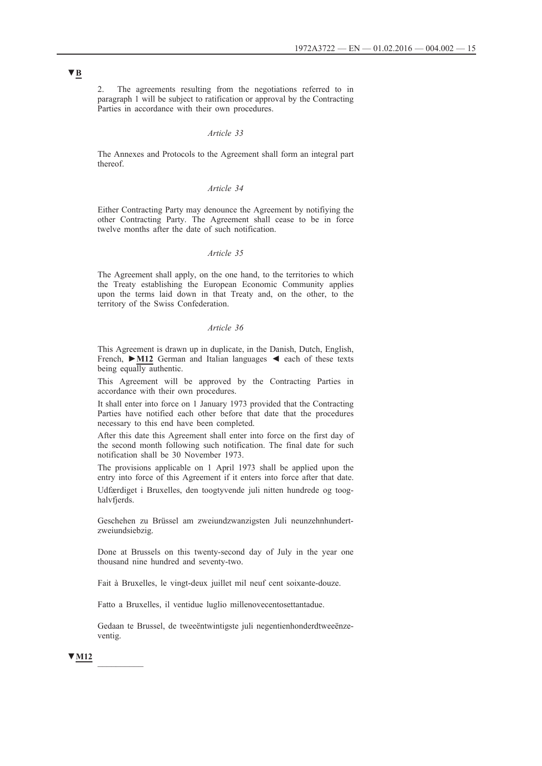▼B

2. The agreements resulting from the negotiations referred to in paragraph 1 will be subject to ratification or approval by the Contracting Parties in accordance with their own procedures.

*Article 33*

The Annexes and Protocols to the Agreement shall form an integral part thereof.

*Article 34*

Either Contracting Party may denounce the Agreement by notifiying the other Contracting Party. The Agreement shall cease to be in force twelve months after the date of such notification.

*Article 35*

The Agreement shall apply, on the one hand, to the territories to which the Treaty establishing the European Economic Community applies upon the terms laid down in that Treaty and, on the other, to the territory of the Swiss Confederation.

*Article 36*

This Agreement is drawn up in duplicate, in the Danish, Dutch, English, French, ►**M12** German and Italian languages ◄ each of these texts being equally authentic.

This Agreement will be approved by the Contracting Parties in accordance with their own procedures.

It shall enter into force on 1 January 1973 provided that the Contracting Parties have notified each other before that date that the procedures necessary to this end have been completed.

After this date this Agreement shall enter into force on the first day of the second month following such notification. The final date for such notification shall be 30 November 1973.

The provisions applicable on 1 April 1973 shall be applied upon the entry into force of this Agreement if it enters into force after that date.

Udfærdiget i Bruxelles, den toogtyvende juli nitten hundrede og toog­halvfjerds.

Geschehen zu Brüssel am zweiundzwanzigsten Juli neunzehnhundert­zweiundsiebzig.

Done at Brussels on this twenty-second day of July in the year one thousand nine hundred and seventy-two.

Fait à Bruxelles, le vingt-deux juillet mil neuf cent soixante-douze.

Fatto a Bruxelles, il ventidue luglio millenovecentosettantadue.

Gedaan te Brussel, de tweeëntwintigste juli negentienhonderdtweeënze­ventig.

▼M12

---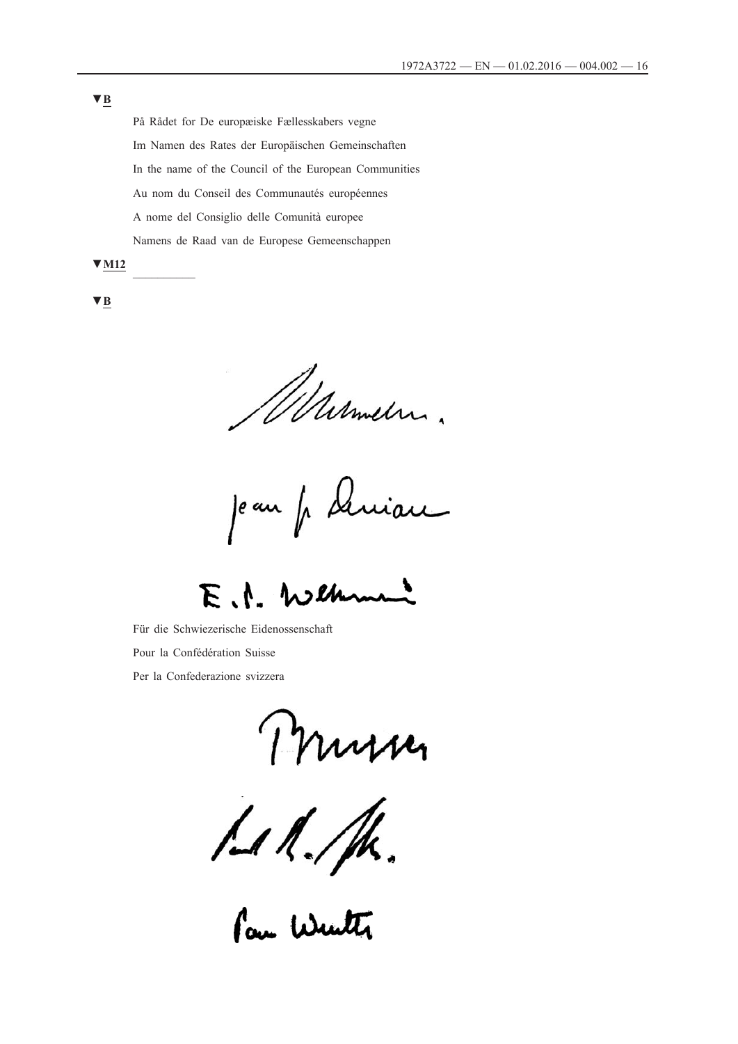▼B

På Rådet for De europæiske Fællesskabers vegne

Im Namen des Rates der Europäischen Gemeinschaften

In the name of the Council of the European Communities

Au nom du Conseil des Communautés européennes

A nome del Consiglio delle Comunità europee

Namens de Raad van de Europese Gemeenschappen

▼M12

__________

▼B

Für die Schwiezerische Eidenossenschaft

Pour la Confédération Suisse

Per la Confederazione svizzera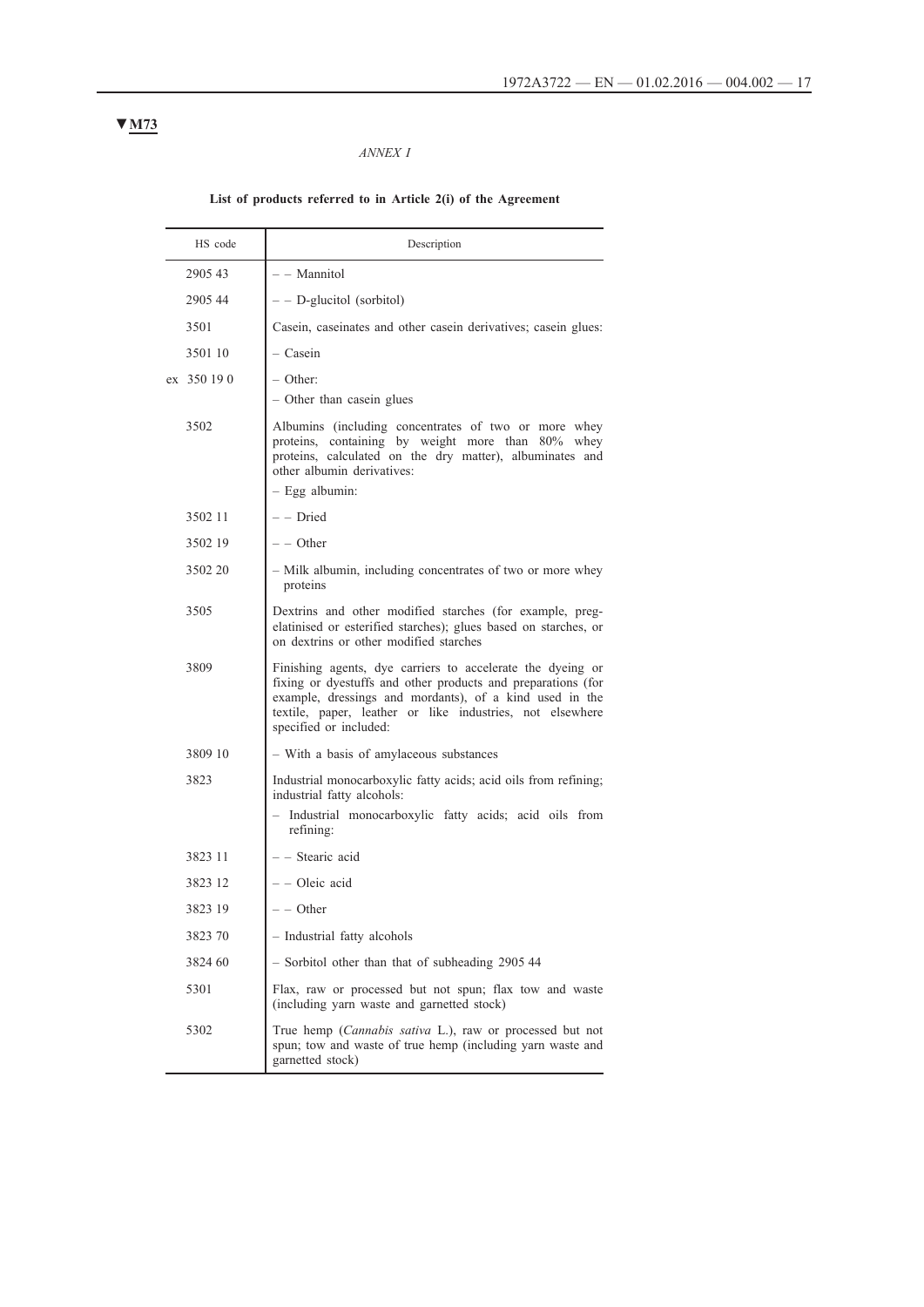▼**M73**

*ANNEX I*

**List of products referred to in Article 2(i) of the Agreement**

| HS code | Description |
|---|---|
| 2905 43 | – – Mannitol |
| 2905 44 | – – D-glucitol (sorbitol) |
| 3501 | Casein, caseinates and other casein derivatives; casein glues: |
| 3501 10 | – Casein |
| ex 350 19 0 | – Other:<br>– Other than casein glues |
| 3502 | Albumins (including concentrates of two or more whey proteins, containing by weight more than 80% whey proteins, calculated on the dry matter), albuminates and other albumin derivatives:<br>– Egg albumin: |
| 3502 11 | – – Dried |
| 3502 19 | – – Other |
| 3502 20 | – Milk albumin, including concentrates of two or more whey proteins |
| 3505 | Dextrins and other modified starches (for example, pregelatinised or esterified starches); glues based on starches, or on dextrins or other modified starches |
| 3809 | Finishing agents, dye carriers to accelerate the dyeing or fixing or dyestuffs and other products and preparations (for example, dressings and mordants), of a kind used in the textile, paper, leather or like industries, not elsewhere specified or included: |
| 3809 10 | – With a basis of amylaceous substances |
| 3823 | Industrial monocarboxylic fatty acids; acid oils from refining; industrial fatty alcohols:<br>– Industrial monocarboxylic fatty acids; acid oils from refining: |
| 3823 11 | – – Stearic acid |
| 3823 12 | – – Oleic acid |
| 3823 19 | – – Other |
| 3823 70 | – Industrial fatty alcohols |
| 3824 60 | – Sorbitol other than that of subheading 2905 44 |
| 5301 | Flax, raw or processed but not spun; flax tow and waste (including yarn waste and garnetted stock) |
| 5302 | True hemp (*Cannabis sativa* L.), raw or processed but not spun; tow and waste of true hemp (including yarn waste and garnetted stock) |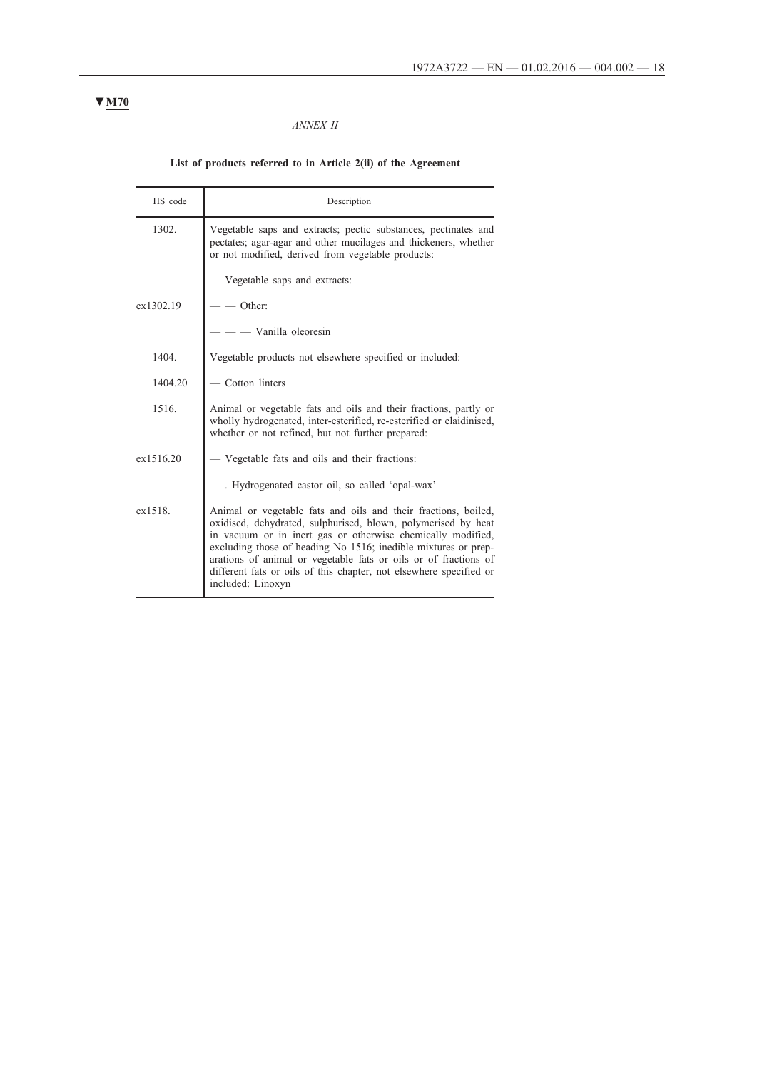**▼M70**

*ANNEX II*

**List of products referred to in Article 2(ii) of the Agreement**

| HS code | Description |
|---|---|
| 1302. | Vegetable saps and extracts; pectic substances, pectinates and pectates; agar-agar and other mucilages and thickeners, whether or not modified, derived from vegetable products: |
| | — Vegetable saps and extracts: |
| ex1302.19 | — — Other: |
| | — — — Vanilla oleoresin |
| 1404. | Vegetable products not elsewhere specified or included: |
| 1404.20 | — Cotton linters |
| 1516. | Animal or vegetable fats and oils and their fractions, partly or wholly hydrogenated, inter-esterified, re-esterified or elaidinised, whether or not refined, but not further prepared: |
| ex1516.20 | — Vegetable fats and oils and their fractions: |
| | . Hydrogenated castor oil, so called 'opal-wax' |
| ex1518. | Animal or vegetable fats and oils and their fractions, boiled, oxidised, dehydrated, sulphurised, blown, polymerised by heat in vacuum or in inert gas or otherwise chemically modified, excluding those of heading No 1516; inedible mixtures or preparations of animal or vegetable fats or oils or of fractions of different fats or oils of this chapter, not elsewhere specified or included: Linoxyn |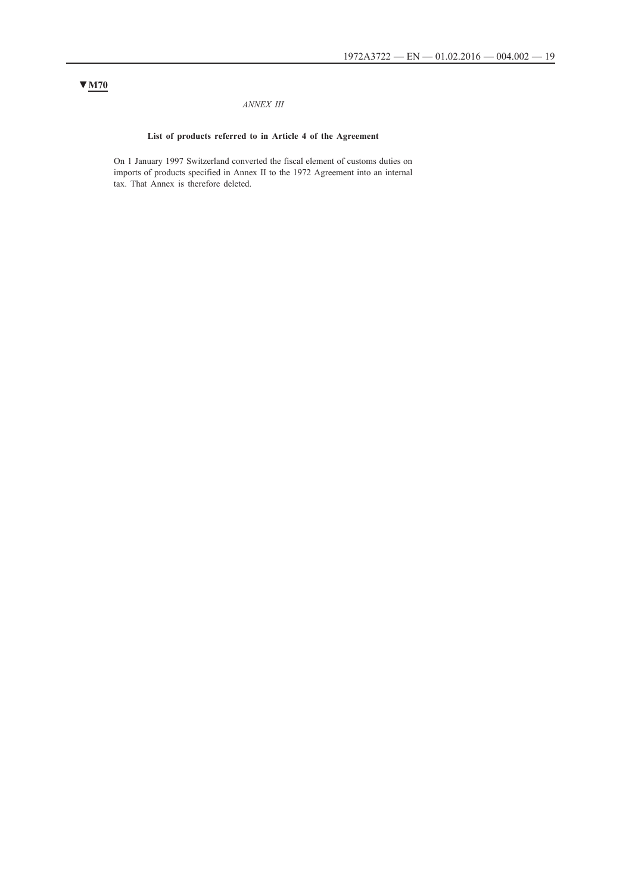▼M70

*ANNEX III*

**List of products referred to in Article 4 of the Agreement**

On 1 January 1997 Switzerland converted the fiscal element of customs duties on imports of products specified in Annex II to the 1972 Agreement into an internal tax. That Annex is therefore deleted.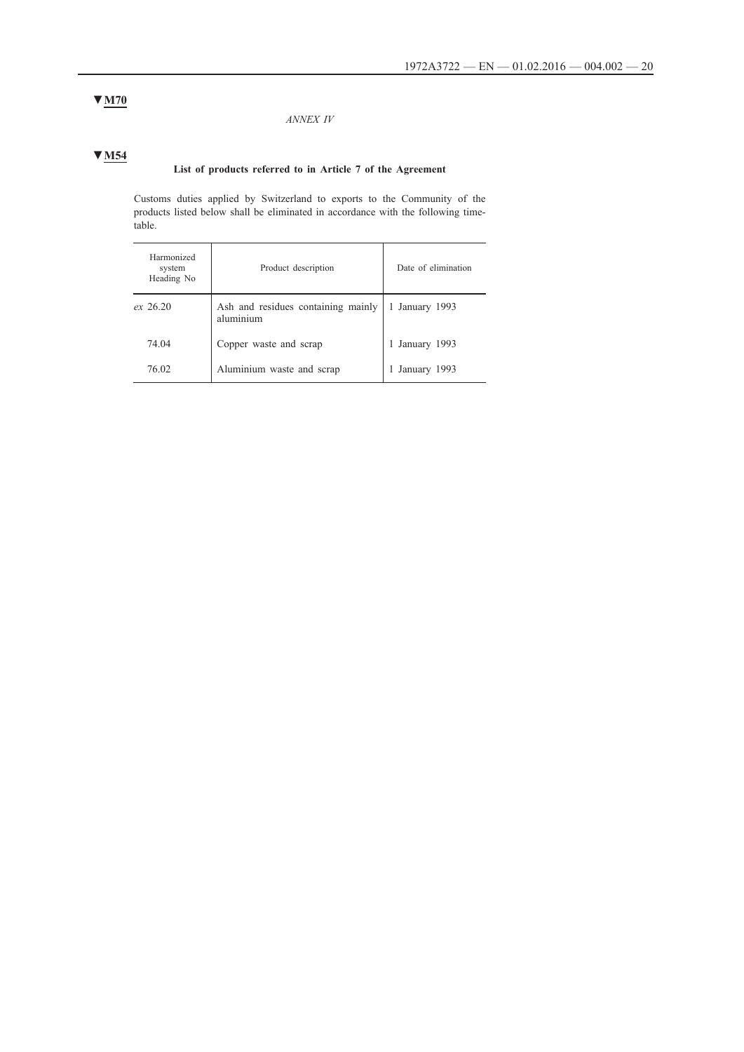▼M70

*ANNEX IV*

▼M54

**List of products referred to in Article 7 of the Agreement**

Customs duties applied by Switzerland to exports to the Community of the products listed below shall be eliminated in accordance with the following timetable.

| Harmonized system Heading No | Product description | Date of elimination |
|---|---|---|
| *ex* 26.20 | Ash and residues containing mainly aluminium | 1 January 1993 |
| 74.04 | Copper waste and scrap | 1 January 1993 |
| 76.02 | Aluminium waste and scrap | 1 January 1993 |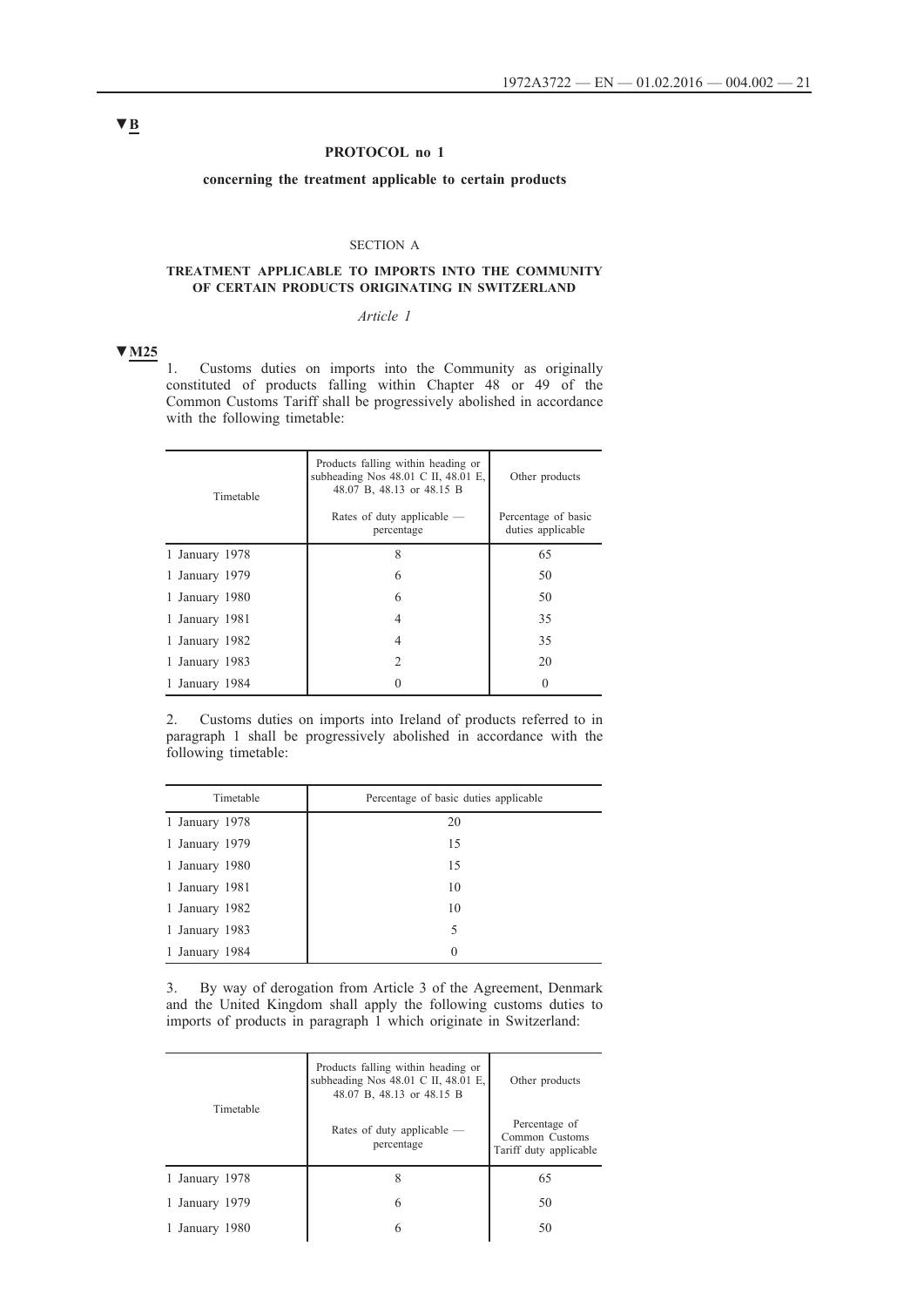▼B

**PROTOCOL no 1**

**concerning the treatment applicable to certain products**

SECTION A

**TREATMENT APPLICABLE TO IMPORTS INTO THE COMMUNITY OF CERTAIN PRODUCTS ORIGINATING IN SWITZERLAND**

*Article 1*

▼M25

1. Customs duties on imports into the Community as originally constituted of products falling within Chapter 48 or 49 of the Common Customs Tariff shall be progressively abolished in accordance with the following timetable:

| Timetable | Products falling within heading or subheading Nos 48.01 C II, 48.01 E, 48.07 B, 48.13 or 48.15 B | Other products |
|---|---|---|
| | Rates of duty applicable — percentage | Percentage of basic duties applicable |
| 1 January 1978 | 8 | 65 |
| 1 January 1979 | 6 | 50 |
| 1 January 1980 | 6 | 50 |
| 1 January 1981 | 4 | 35 |
| 1 January 1982 | 4 | 35 |
| 1 January 1983 | 2 | 20 |
| 1 January 1984 | 0 | 0 |

2. Customs duties on imports into Ireland of products referred to in paragraph 1 shall be progressively abolished in accordance with the following timetable:

| Timetable | Percentage of basic duties applicable |
|---|---|
| 1 January 1978 | 20 |
| 1 January 1979 | 15 |
| 1 January 1980 | 15 |
| 1 January 1981 | 10 |
| 1 January 1982 | 10 |
| 1 January 1983 | 5 |
| 1 January 1984 | 0 |

3. By way of derogation from Article 3 of the Agreement, Denmark and the United Kingdom shall apply the following customs duties to imports of products in paragraph 1 which originate in Switzerland:

| Timetable | Products falling within heading or subheading Nos 48.01 C II, 48.01 E, 48.07 B, 48.13 or 48.15 B | Other products |
|---|---|---|
| | Rates of duty applicable — percentage | Percentage of Common Customs Tariff duty applicable |
| 1 January 1978 | 8 | 65 |
| 1 January 1979 | 6 | 50 |
| 1 January 1980 | 6 | 50 |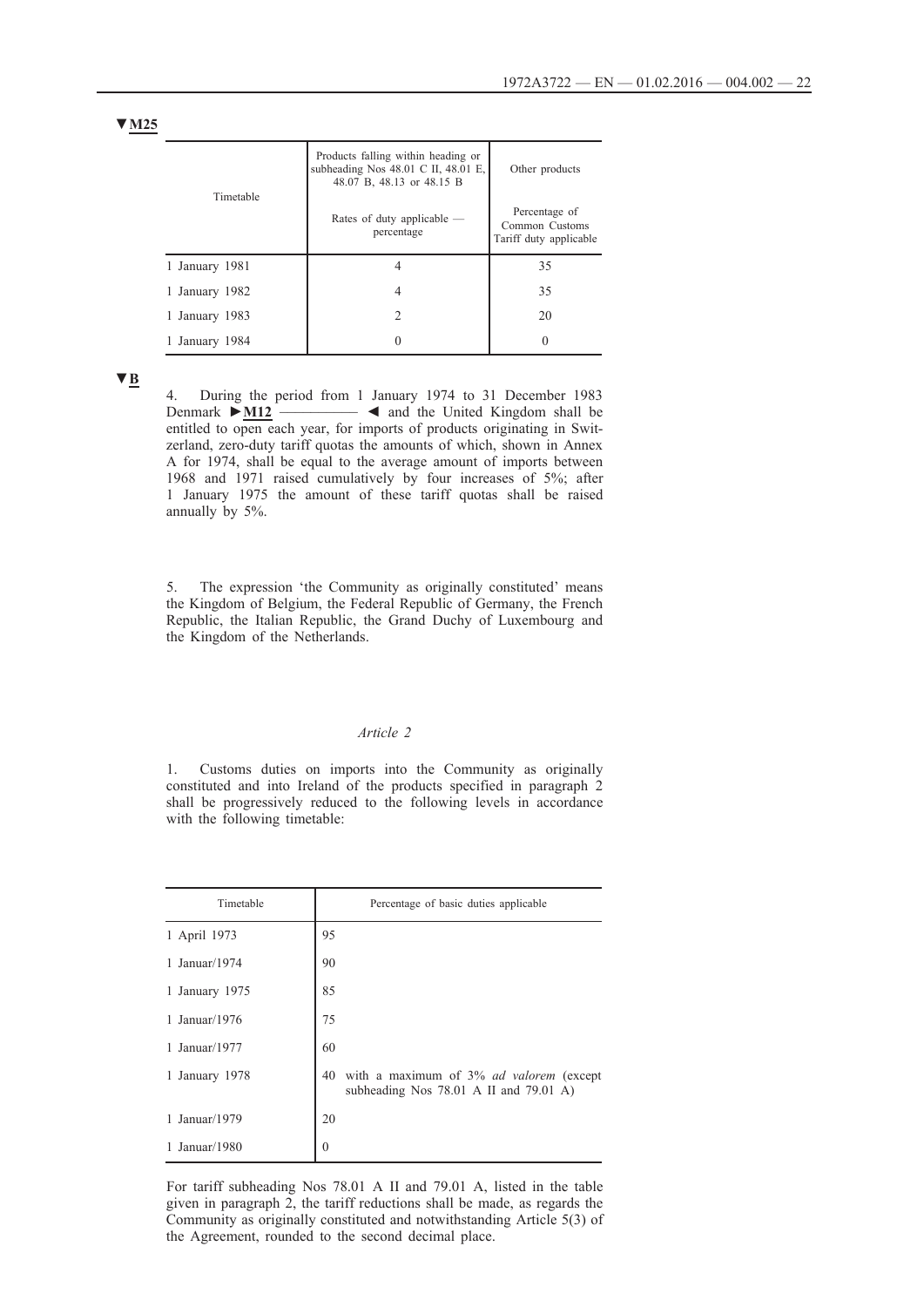▼M25

| Timetable | Products falling within heading or subheading Nos 48.01 C II, 48.01 E, 48.07 B, 48.13 or 48.15 B | Other products |
|---|---|---|
| | Rates of duty applicable — percentage | Percentage of Common Customs Tariff duty applicable |
| 1 January 1981 | 4 | 35 |
| 1 January 1982 | 4 | 35 |
| 1 January 1983 | 2 | 20 |
| 1 January 1984 | 0 | 0 |

▼B

4. During the period from 1 January 1974 to 31 December 1983 Denmark ►M12 ————— ◄ and the United Kingdom shall be entitled to open each year, for imports of products originating in Switzerland, zero-duty tariff quotas the amounts of which, shown in Annex A for 1974, shall be equal to the average amount of imports between 1968 and 1971 raised cumulatively by four increases of 5%; after 1 January 1975 the amount of these tariff quotas shall be raised annually by 5%.

5. The expression 'the Community as originally constituted' means the Kingdom of Belgium, the Federal Republic of Germany, the French Republic, the Italian Republic, the Grand Duchy of Luxembourg and the Kingdom of the Netherlands.

*Article 2*

1. Customs duties on imports into the Community as originally constituted and into Ireland of the products specified in paragraph 2 shall be progressively reduced to the following levels in accordance with the following timetable:

| Timetable | Percentage of basic duties applicable |
|---|---|
| 1 April 1973 | 95 |
| 1 Januar/1974 | 90 |
| 1 January 1975 | 85 |
| 1 Januar/1976 | 75 |
| 1 Januar/1977 | 60 |
| 1 January 1978 | 40 with a maximum of 3% *ad valorem* (except subheading Nos 78.01 A II and 79.01 A) |
| 1 Januar/1979 | 20 |
| 1 Januar/1980 | 0 |

For tariff subheading Nos 78.01 A II and 79.01 A, listed in the table given in paragraph 2, the tariff reductions shall be made, as regards the Community as originally constituted and notwithstanding Article 5(3) of the Agreement, rounded to the second decimal place.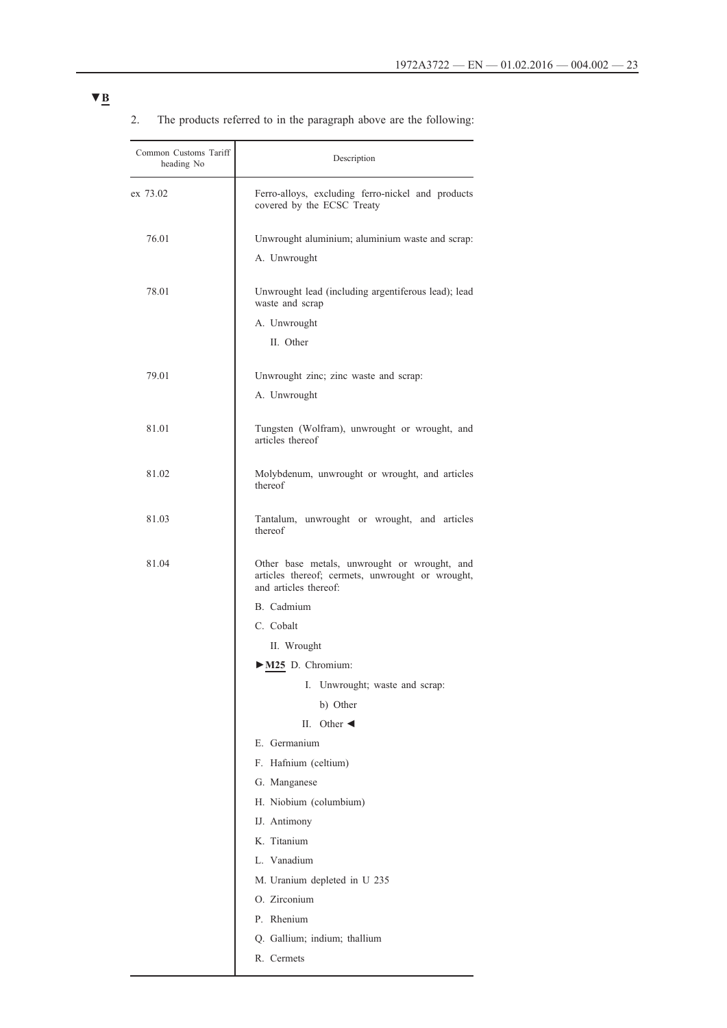▼B

2. The products referred to in the paragraph above are the following:

| Common Customs Tariff heading No | Description |
|---|---|
| ex 73.02 | Ferro-alloys, excluding ferro-nickel and products covered by the ECSC Treaty |
| 76.01 | Unwrought aluminium; aluminium waste and scrap:<br>A. Unwrought |
| 78.01 | Unwrought lead (including argentiferous lead); lead waste and scrap<br>A. Unwrought<br>II. Other |
| 79.01 | Unwrought zinc; zinc waste and scrap:<br>A. Unwrought |
| 81.01 | Tungsten (Wolfram), unwrought or wrought, and articles thereof |
| 81.02 | Molybdenum, unwrought or wrought, and articles thereof |
| 81.03 | Tantalum, unwrought or wrought, and articles thereof |
| 81.04 | Other base metals, unwrought or wrought, and articles thereof; cermets, unwrought or wrought, and articles thereof:<br>B. Cadmium<br>C. Cobalt<br>II. Wrought<br>►M25 D. Chromium:<br>I. Unwrought; waste and scrap:<br>b) Other<br>II. Other ◄<br>E. Germanium<br>F. Hafnium (celtium)<br>G. Manganese<br>H. Niobium (columbium)<br>IJ. Antimony<br>K. Titanium<br>L. Vanadium<br>M. Uranium depleted in U 235<br>O. Zirconium<br>P. Rhenium<br>Q. Gallium; indium; thallium<br>R. Cermets |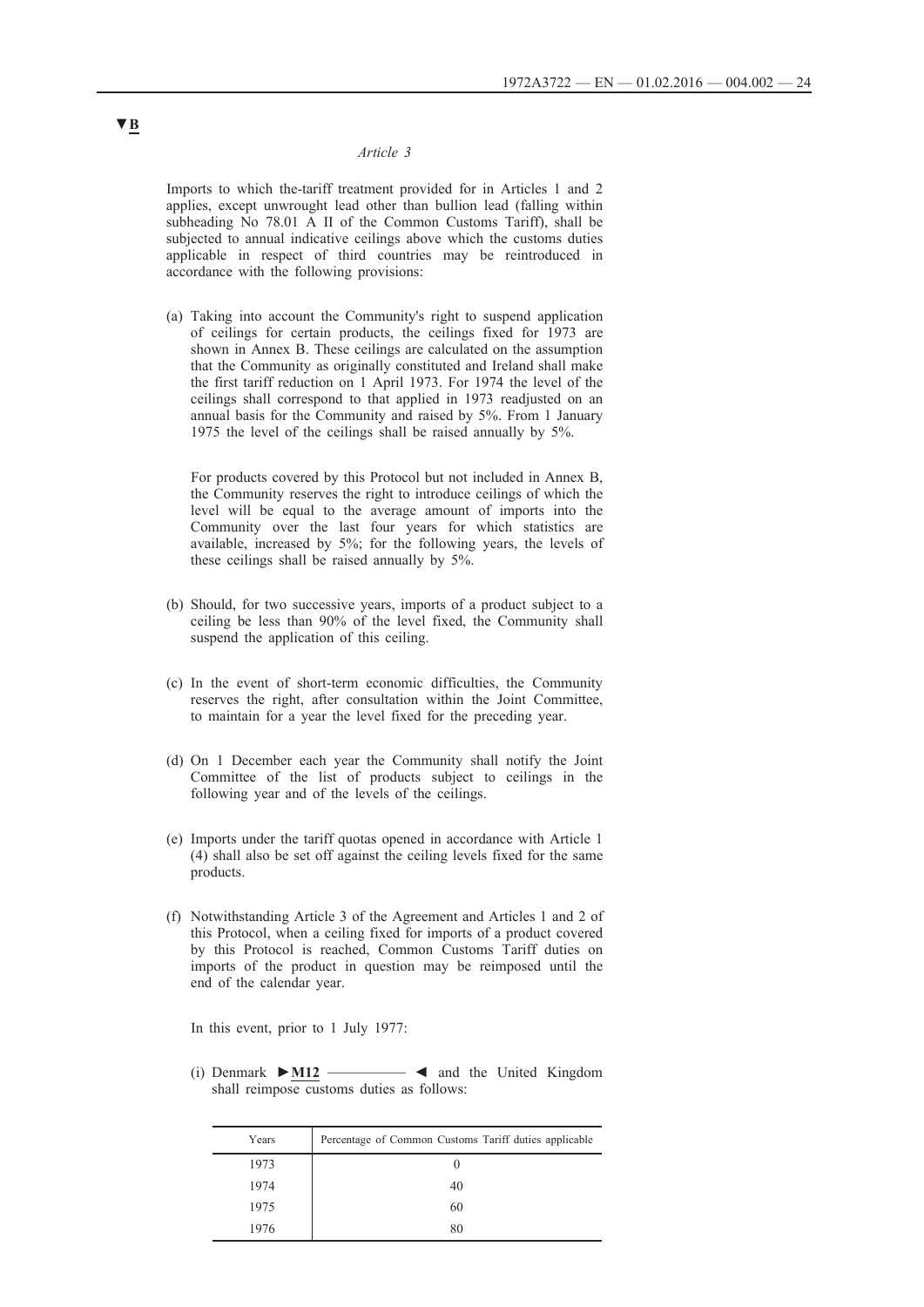▼B

*Article 3*

Imports to which the-tariff treatment provided for in Articles 1 and 2 applies, except unwrought lead other than bullion lead (falling within subheading No 78.01 A II of the Common Customs Tariff), shall be subjected to annual indicative ceilings above which the customs duties applicable in respect of third countries may be reintroduced in accordance with the following provisions:

(a) Taking into account the Community's right to suspend application of ceilings for certain products, the ceilings fixed for 1973 are shown in Annex B. These ceilings are calculated on the assumption that the Community as originally constituted and Ireland shall make the first tariff reduction on 1 April 1973. For 1974 the level of the ceilings shall correspond to that applied in 1973 readjusted on an annual basis for the Community and raised by 5%. From 1 January 1975 the level of the ceilings shall be raised annually by 5%.

   For products covered by this Protocol but not included in Annex B, the Community reserves the right to introduce ceilings of which the level will be equal to the average amount of imports into the Community over the last four years for which statistics are available, increased by 5%; for the following years, the levels of these ceilings shall be raised annually by 5%.

(b) Should, for two successive years, imports of a product subject to a ceiling be less than 90% of the level fixed, the Community shall suspend the application of this ceiling.

(c) In the event of short-term economic difficulties, the Community reserves the right, after consultation within the Joint Committee, to maintain for a year the level fixed for the preceding year.

(d) On 1 December each year the Community shall notify the Joint Committee of the list of products subject to ceilings in the following year and of the levels of the ceilings.

(e) Imports under the tariff quotas opened in accordance with Article 1 (4) shall also be set off against the ceiling levels fixed for the same products.

(f) Notwithstanding Article 3 of the Agreement and Articles 1 and 2 of this Protocol, when a ceiling fixed for imports of a product covered by this Protocol is reached, Common Customs Tariff duties on imports of the product in question may be reimposed until the end of the calendar year.

   In this event, prior to 1 July 1977:

   (i) Denmark ►M12 ———— ◄ and the United Kingdom shall reimpose customs duties as follows:

| Years | Percentage of Common Customs Tariff duties applicable |
|---|---|
| 1973 | 0 |
| 1974 | 40 |
| 1975 | 60 |
| 1976 | 80 |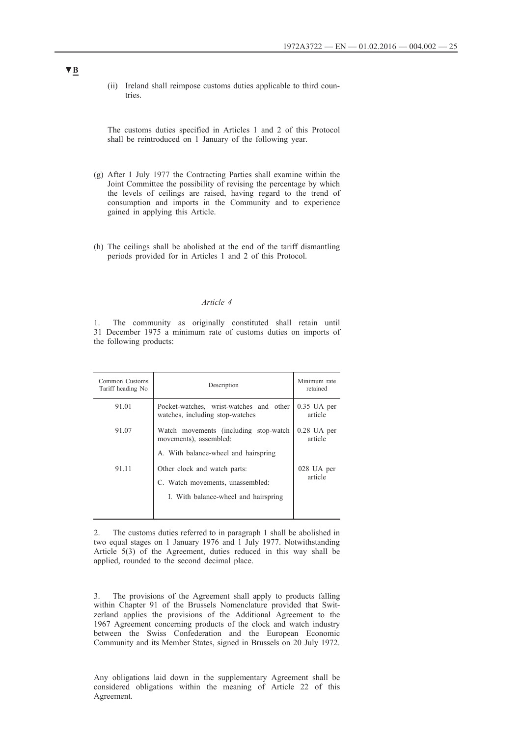▼B

(ii) Ireland shall reimpose customs duties applicable to third countries.

The customs duties specified in Articles 1 and 2 of this Protocol shall be reintroduced on 1 January of the following year.

(g) After 1 July 1977 the Contracting Parties shall examine within the Joint Committee the possibility of revising the percentage by which the levels of ceilings are raised, having regard to the trend of consumption and imports in the Community and to experience gained in applying this Article.

(h) The ceilings shall be abolished at the end of the tariff dismantling periods provided for in Articles 1 and 2 of this Protocol.

*Article 4*

1. The community as originally constituted shall retain until 31 December 1975 a minimum rate of customs duties on imports of the following products:

| Common Customs Tariff heading No | Description | Minimum rate retained |
|---|---|---|
| 91.01 | Pocket-watches, wrist-watches and other watches, including stop-watches | 0.35 UA per article |
| 91.07 | Watch movements (including stop-watch movements), assembled:<br>A. With balance-wheel and hairspring | 0.28 UA per article |
| 91.11 | Other clock and watch parts:<br>C. Watch movements, unassembled:<br>I. With balance-wheel and hairspring | 028 UA per article |

2. The customs duties referred to in paragraph 1 shall be abolished in two equal stages on 1 January 1976 and 1 July 1977. Notwithstanding Article 5(3) of the Agreement, duties reduced in this way shall be applied, rounded to the second decimal place.

3. The provisions of the Agreement shall apply to products falling within Chapter 91 of the Brussels Nomenclature provided that Switzerland applies the provisions of the Additional Agreement to the 1967 Agreement concerning products of the clock and watch industry between the Swiss Confederation and the European Economic Community and its Member States, signed in Brussels on 20 July 1972.

Any obligations laid down in the supplementary Agreement shall be considered obligations within the meaning of Article 22 of this Agreement.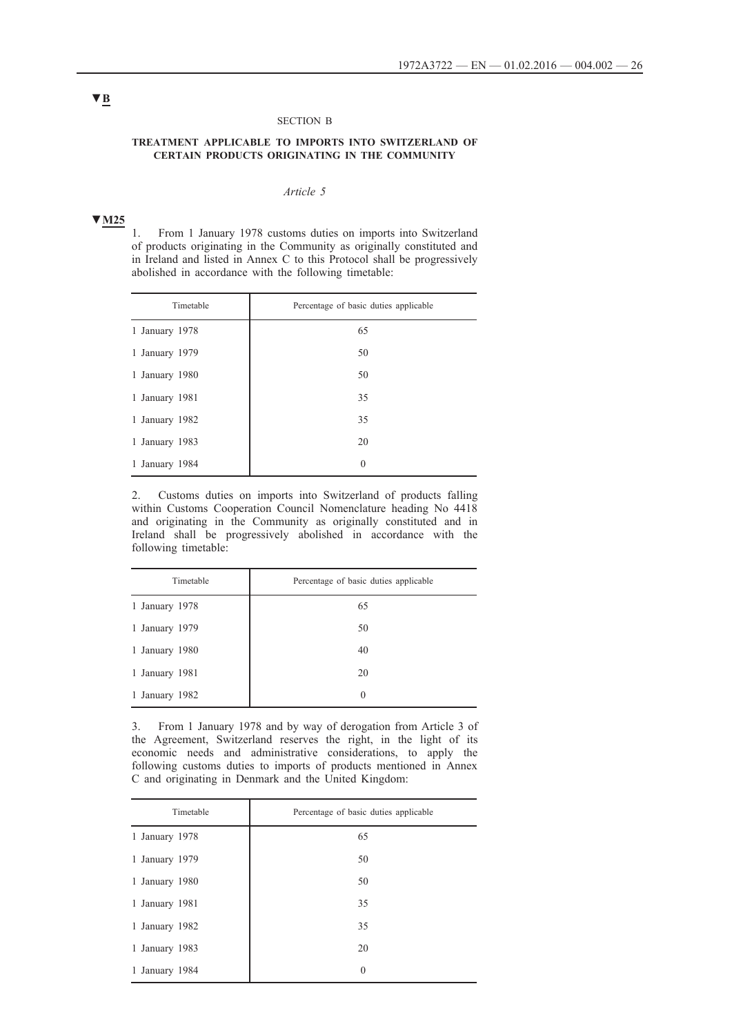▼B

SECTION B

**TREATMENT APPLICABLE TO IMPORTS INTO SWITZERLAND OF CERTAIN PRODUCTS ORIGINATING IN THE COMMUNITY**

*Article 5*

▼M25

1. From 1 January 1978 customs duties on imports into Switzerland of products originating in the Community as originally constituted and in Ireland and listed in Annex C to this Protocol shall be progressively abolished in accordance with the following timetable:

| Timetable | Percentage of basic duties applicable |
|---|---|
| 1 January 1978 | 65 |
| 1 January 1979 | 50 |
| 1 January 1980 | 50 |
| 1 January 1981 | 35 |
| 1 January 1982 | 35 |
| 1 January 1983 | 20 |
| 1 January 1984 | 0 |

2. Customs duties on imports into Switzerland of products falling within Customs Cooperation Council Nomenclature heading No 4418 and originating in the Community as originally constituted and in Ireland shall be progressively abolished in accordance with the following timetable:

| Timetable | Percentage of basic duties applicable |
|---|---|
| 1 January 1978 | 65 |
| 1 January 1979 | 50 |
| 1 January 1980 | 40 |
| 1 January 1981 | 20 |
| 1 January 1982 | 0 |

3. From 1 January 1978 and by way of derogation from Article 3 of the Agreement, Switzerland reserves the right, in the light of its economic needs and administrative considerations, to apply the following customs duties to imports of products mentioned in Annex C and originating in Denmark and the United Kingdom:

| Timetable | Percentage of basic duties applicable |
|---|---|
| 1 January 1978 | 65 |
| 1 January 1979 | 50 |
| 1 January 1980 | 50 |
| 1 January 1981 | 35 |
| 1 January 1982 | 35 |
| 1 January 1983 | 20 |
| 1 January 1984 | 0 |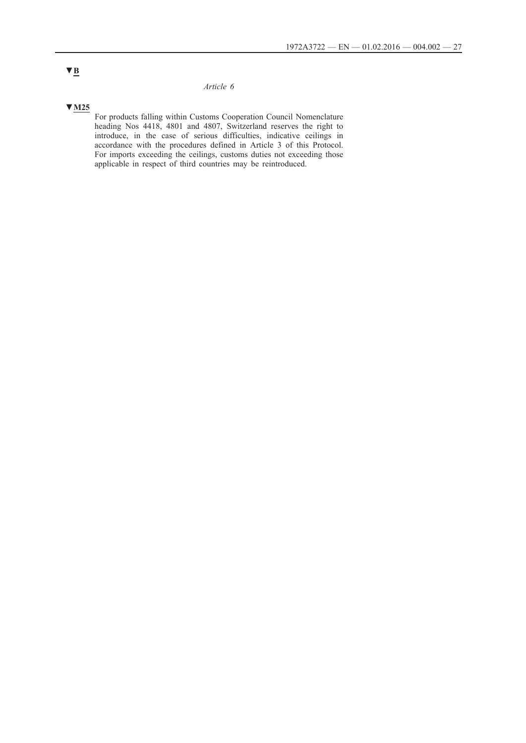▼B

*Article 6*

▼M25

For products falling within Customs Cooperation Council Nomenclature heading Nos 4418, 4801 and 4807, Switzerland reserves the right to introduce, in the case of serious difficulties, indicative ceilings in accordance with the procedures defined in Article 3 of this Protocol. For imports exceeding the ceilings, customs duties not exceeding those applicable in respect of third countries may be reintroduced.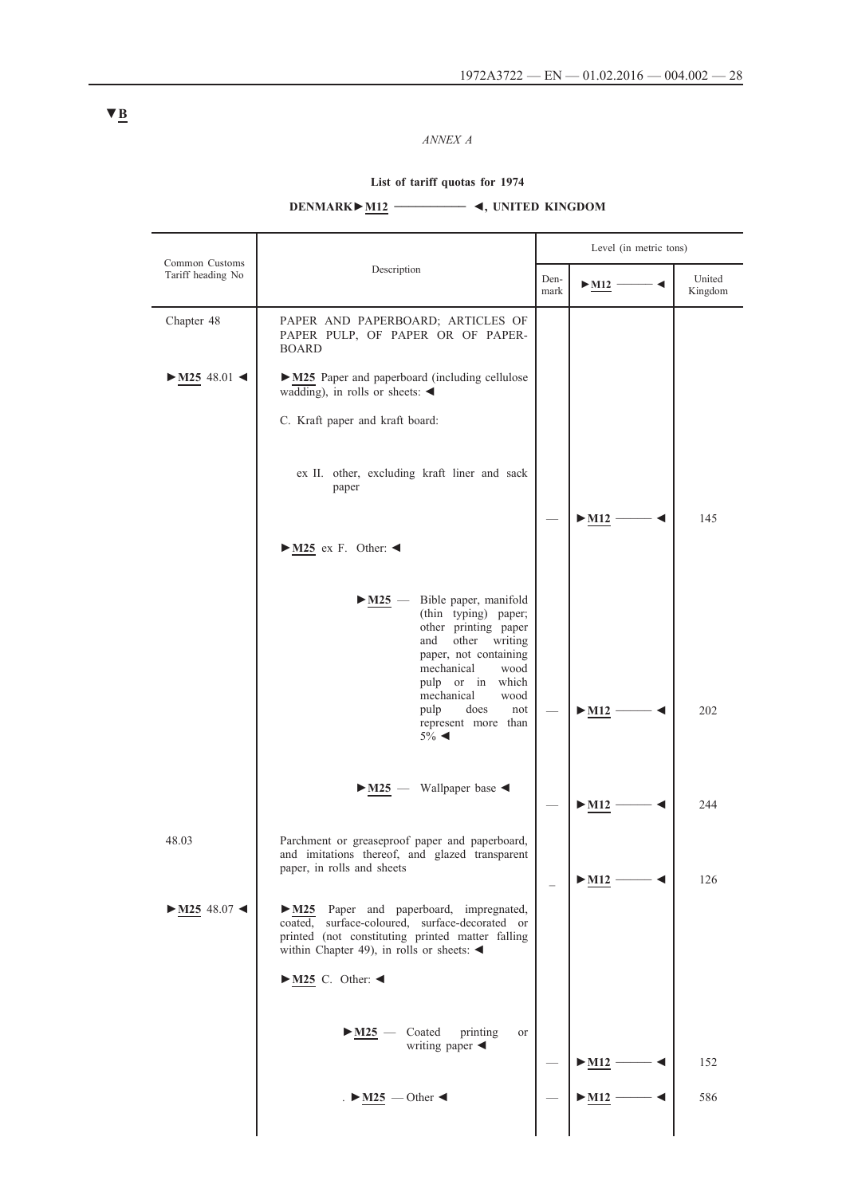▼B

*ANNEX A*

**List of tariff quotas for 1974**

**DENMARK►M12 ——— ◄, UNITED KINGDOM**

| Common Customs Tariff heading No | Description | Level (in metric tons) | | |
|---|---|---|---|---|
| | | Denmark | ►M12 ——— ◄ | United Kingdom |
| Chapter 48 | PAPER AND PAPERBOARD; ARTICLES OF PAPER PULP, OF PAPER OR OF PAPERBOARD | | | |
| ►M25 48.01 ◄ | ►M25 Paper and paperboard (including cellulose wadding), in rolls or sheets: ◄ | | | |
| | C. Kraft paper and kraft board: | | | |
| | ex II. other, excluding kraft liner and sack paper | — | ►M12 ——— ◄ | 145 |
| | ►M25 ex F. Other: ◄ | | | |
| | ►M25 — Bible paper, manifold (thin typing) paper; other printing paper and other writing paper, not containing mechanical wood pulp or in which mechanical wood pulp does not represent more than 5% ◄ | — | ►M12 ——— ◄ | 202 |
| | ►M25 — Wallpaper base ◄ | — | ►M12 ——— ◄ | 244 |
| 48.03 | Parchment or greaseproof paper and paperboard, and imitations thereof, and glazed transparent paper, in rolls and sheets | – | ►M12 ——— ◄ | 126 |
| ►M25 48.07 ◄ | ►M25 Paper and paperboard, impregnated, coated, surface-coloured, surface-decorated or printed (not constituting printed matter falling within Chapter 49), in rolls or sheets: ◄ | | | |
| | ►M25 C. Other: ◄ | | | |
| | ►M25 — Coated printing or writing paper ◄ | — | ►M12 ——— ◄ | 152 |
| | . ►M25 — Other ◄ | — | ►M12 ——— ◄ | 586 |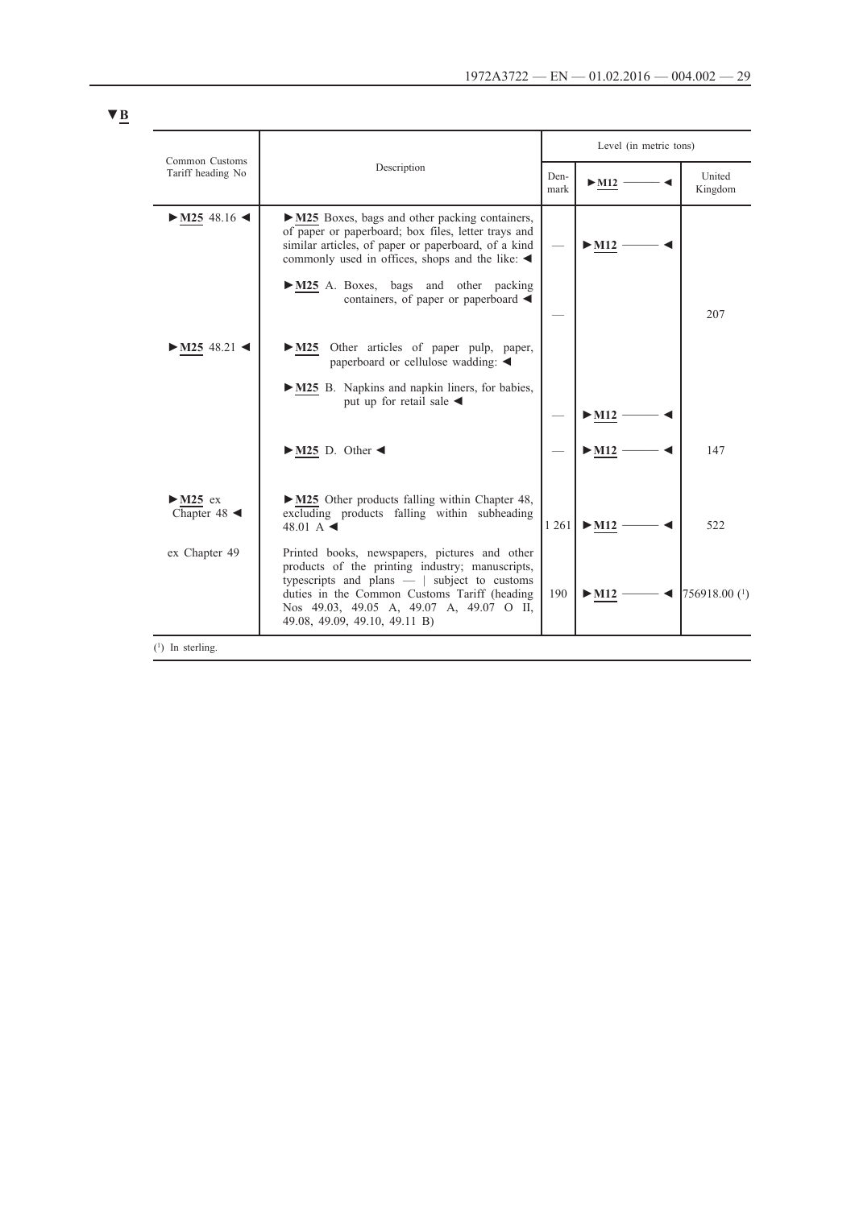▼B

| Common Customs Tariff heading No | Description | Level (in metric tons) | | |
|---|---|---|---|---|
| | | Denmark | ►M12 ——— ◄ | United Kingdom |
| ►M25 48.16 ◄ | ►M25 Boxes, bags and other packing containers, of paper or paperboard; box files, letter trays and similar articles, of paper or paperboard, of a kind commonly used in offices, shops and the like: ◄ | — | ►M12 ——— ◄ | |
| | ►M25 A. Boxes, bags and other packing containers, of paper or paperboard ◄ | — | | 207 |
| ►M25 48.21 ◄ | ►M25 Other articles of paper pulp, paper, paperboard or cellulose wadding: ◄ | | | |
| | ►M25 B. Napkins and napkin liners, for babies, put up for retail sale ◄ | — | ►M12 ——— ◄ | |
| | ►M25 D. Other ◄ | — | ►M12 ——— ◄ | 147 |
| ►M25 ex Chapter 48 ◄ | ►M25 Other products falling within Chapter 48, excluding products falling within subheading 48.01 A ◄ | 1 261 | ►M12 ——— ◄ | 522 |
| ex Chapter 49 | Printed books, newspapers, pictures and other products of the printing industry; manuscripts, typescripts and plans — \| subject to customs duties in the Common Customs Tariff (heading Nos 49.03, 49.05 A, 49.07 A, 49.07 O II, 49.08, 49.09, 49.10, 49.11 B) | 190 | ►M12 ——— ◄ | 756918.00 (1) |

(1) In sterling.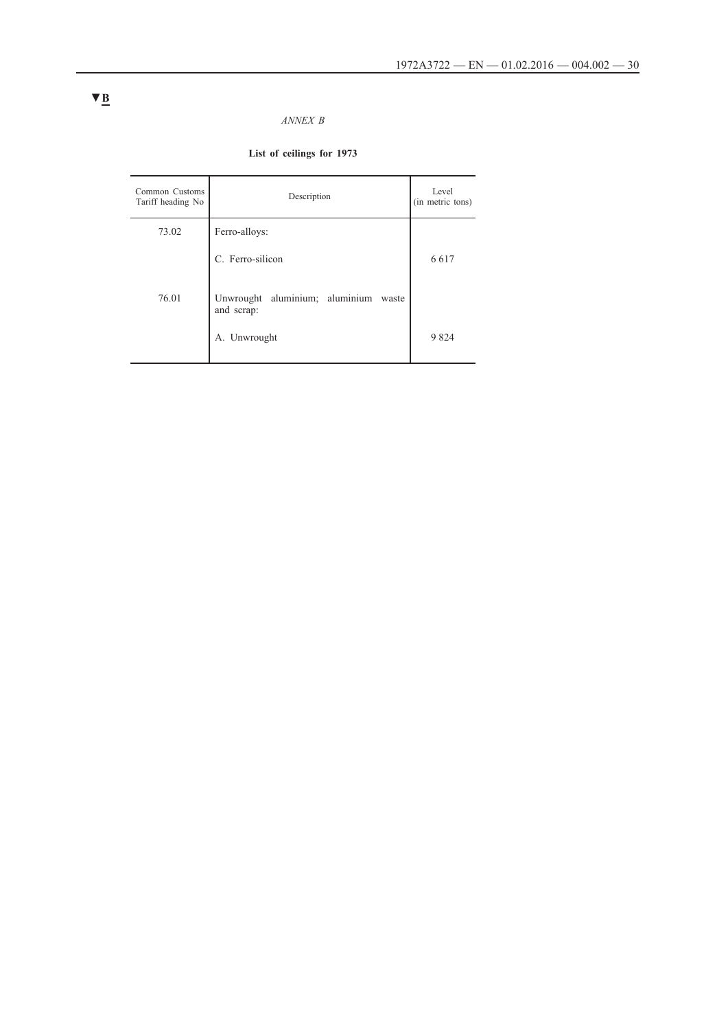▼B

*ANNEX B*

**List of ceilings for 1973**

| Common Customs Tariff heading No | Description | Level (in metric tons) |
|---|---|---|
| 73.02 | Ferro-alloys: | |
| | C. Ferro-silicon | 6 617 |
| 76.01 | Unwrought aluminium; aluminium waste and scrap: | |
| | A. Unwrought | 9 824 |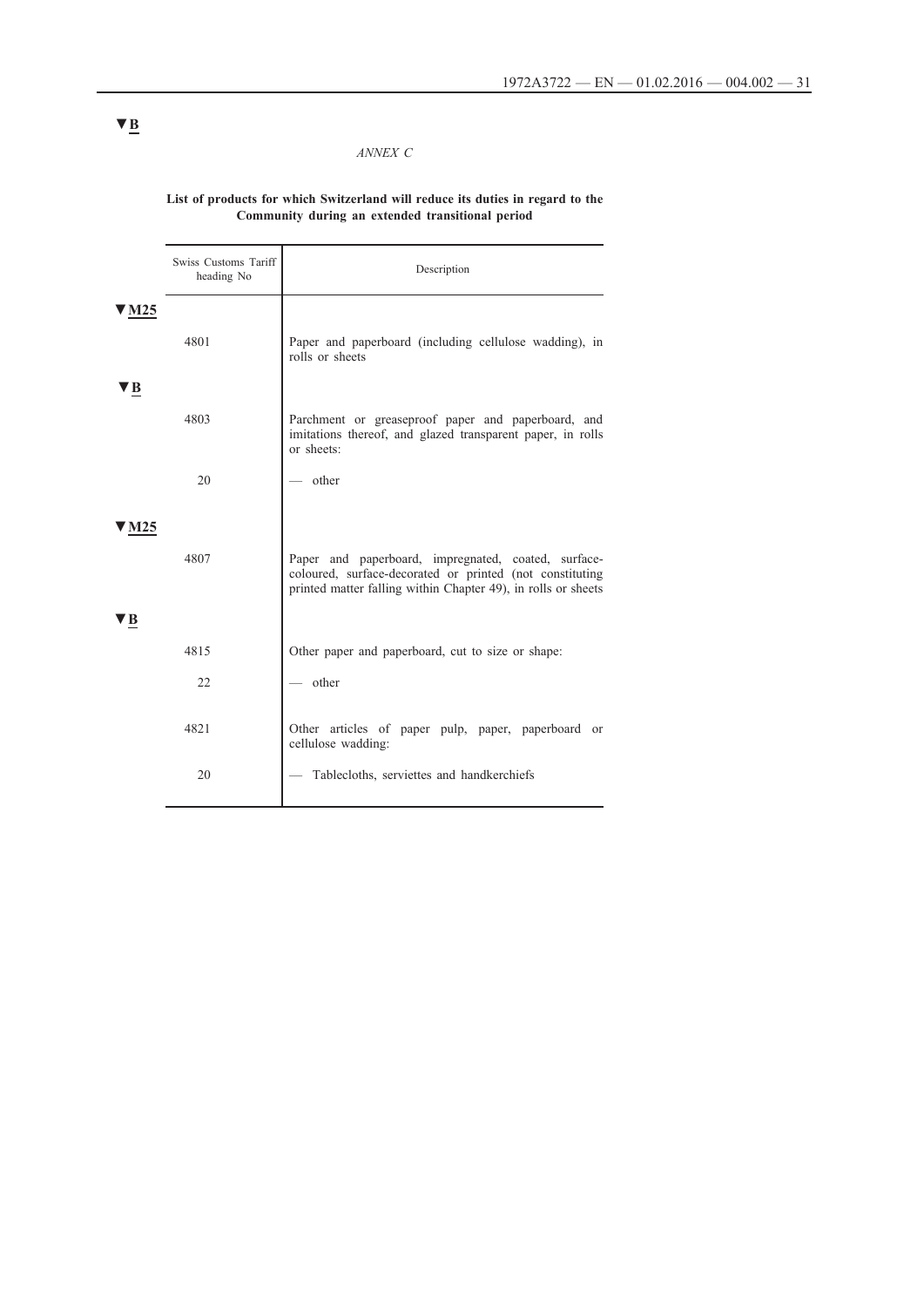▼B

*ANNEX C*

**List of products for which Switzerland will reduce its duties in regard to the Community during an extended transitional period**

| Swiss Customs Tariff heading No | Description |
|---|---|
| ▼M25 | |
| 4801 | Paper and paperboard (including cellulose wadding), in rolls or sheets |
| ▼B | |
| 4803 | Parchment or greaseproof paper and paperboard, and imitations thereof, and glazed transparent paper, in rolls or sheets: |
| 20 | — other |
| ▼M25 | |
| 4807 | Paper and paperboard, impregnated, coated, surface-coloured, surface-decorated or printed (not constituting printed matter falling within Chapter 49), in rolls or sheets |
| ▼B | |
| 4815 | Other paper and paperboard, cut to size or shape: |
| 22 | — other |
| 4821 | Other articles of paper pulp, paper, paperboard or cellulose wadding: |
| 20 | — Tablecloths, serviettes and handkerchiefs |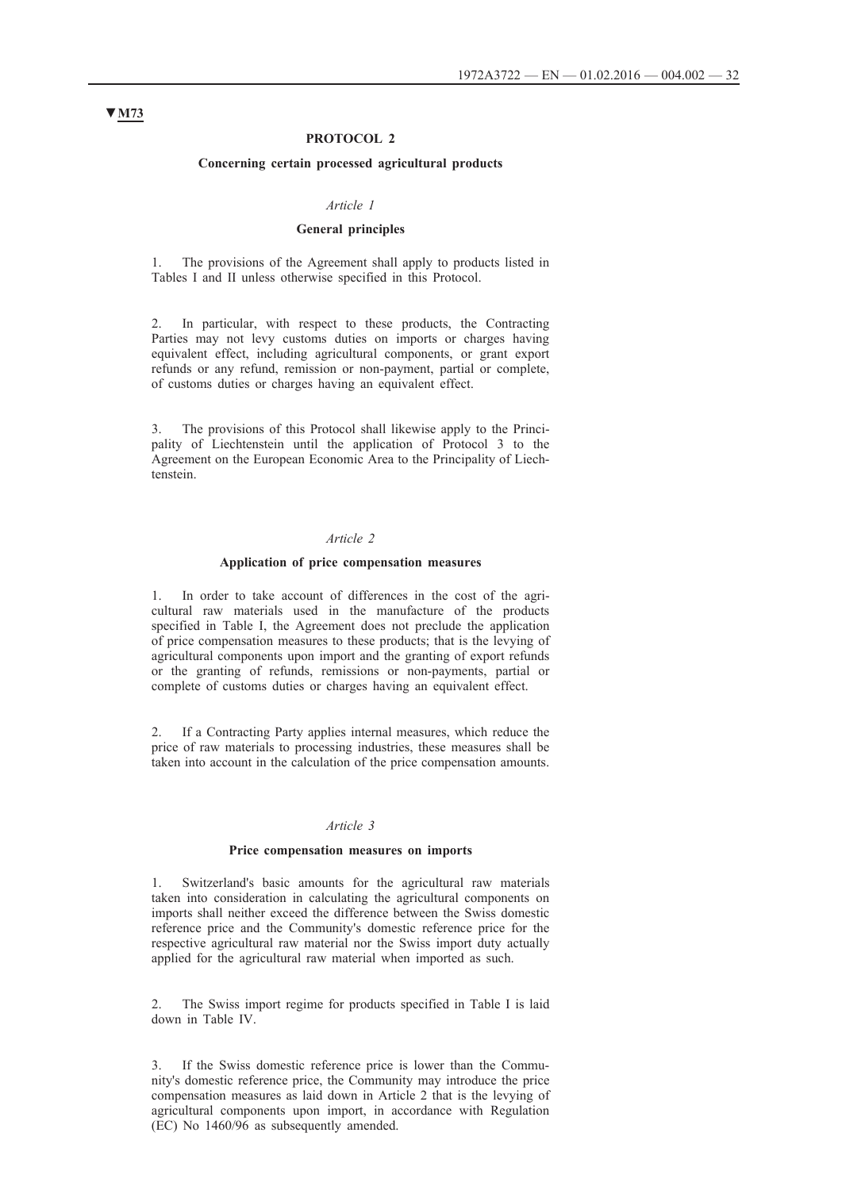**▼M73**

## PROTOCOL 2

### Concerning certain processed agricultural products

*Article 1*

**General principles**

1. The provisions of the Agreement shall apply to products listed in Tables I and II unless otherwise specified in this Protocol.

2. In particular, with respect to these products, the Contracting Parties may not levy customs duties on imports or charges having equivalent effect, including agricultural components, or grant export refunds or any refund, remission or non-payment, partial or complete, of customs duties or charges having an equivalent effect.

3. The provisions of this Protocol shall likewise apply to the Principality of Liechtenstein until the application of Protocol 3 to the Agreement on the European Economic Area to the Principality of Liechtenstein.

*Article 2*

**Application of price compensation measures**

1. In order to take account of differences in the cost of the agricultural raw materials used in the manufacture of the products specified in Table I, the Agreement does not preclude the application of price compensation measures to these products; that is the levying of agricultural components upon import and the granting of export refunds or the granting of refunds, remissions or non-payments, partial or complete of customs duties or charges having an equivalent effect.

2. If a Contracting Party applies internal measures, which reduce the price of raw materials to processing industries, these measures shall be taken into account in the calculation of the price compensation amounts.

*Article 3*

**Price compensation measures on imports**

1. Switzerland's basic amounts for the agricultural raw materials taken into consideration in calculating the agricultural components on imports shall neither exceed the difference between the Swiss domestic reference price and the Community's domestic reference price for the respective agricultural raw material nor the Swiss import duty actually applied for the agricultural raw material when imported as such.

2. The Swiss import regime for products specified in Table I is laid down in Table IV.

3. If the Swiss domestic reference price is lower than the Community's domestic reference price, the Community may introduce the price compensation measures as laid down in Article 2 that is the levying of agricultural components upon import, in accordance with Regulation (EC) No 1460/96 as subsequently amended.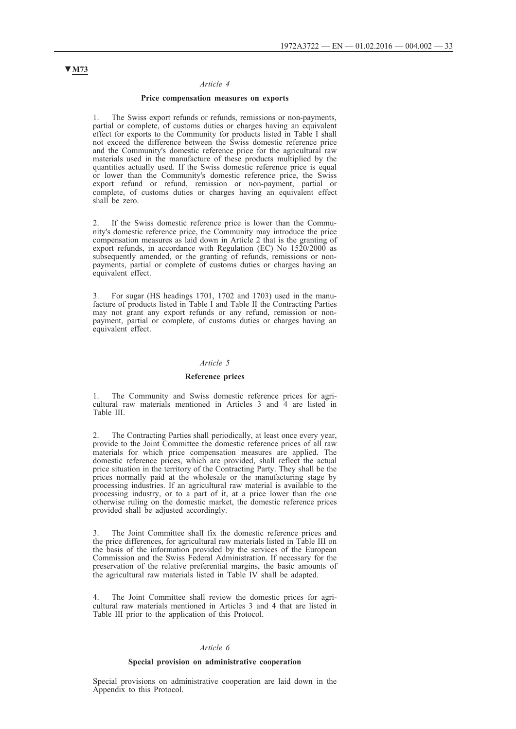▼M73

*Article 4*

**Price compensation measures on exports**

1. The Swiss export refunds or refunds, remissions or non-payments, partial or complete, of customs duties or charges having an equivalent effect for exports to the Community for products listed in Table I shall not exceed the difference between the Swiss domestic reference price and the Community's domestic reference price for the agricultural raw materials used in the manufacture of these products multiplied by the quantities actually used. If the Swiss domestic reference price is equal or lower than the Community's domestic reference price, the Swiss export refund or refund, remission or non-payment, partial or complete, of customs duties or charges having an equivalent effect shall be zero.

2. If the Swiss domestic reference price is lower than the Community's domestic reference price, the Community may introduce the price compensation measures as laid down in Article 2 that is the granting of export refunds, in accordance with Regulation (EC) No 1520/2000 as subsequently amended, or the granting of refunds, remissions or non-payments, partial or complete of customs duties or charges having an equivalent effect.

3. For sugar (HS headings 1701, 1702 and 1703) used in the manufacture of products listed in Table I and Table II the Contracting Parties may not grant any export refunds or any refund, remission or non-payment, partial or complete, of customs duties or charges having an equivalent effect.

*Article 5*

**Reference prices**

1. The Community and Swiss domestic reference prices for agricultural raw materials mentioned in Articles 3 and 4 are listed in Table III.

2. The Contracting Parties shall periodically, at least once every year, provide to the Joint Committee the domestic reference prices of all raw materials for which price compensation measures are applied. The domestic reference prices, which are provided, shall reflect the actual price situation in the territory of the Contracting Party. They shall be the prices normally paid at the wholesale or the manufacturing stage by processing industries. If an agricultural raw material is available to the processing industry, or to a part of it, at a price lower than the one otherwise ruling on the domestic market, the domestic reference prices provided shall be adjusted accordingly.

3. The Joint Committee shall fix the domestic reference prices and the price differences, for agricultural raw materials listed in Table III on the basis of the information provided by the services of the European Commission and the Swiss Federal Administration. If necessary for the preservation of the relative preferential margins, the basic amounts of the agricultural raw materials listed in Table IV shall be adapted.

4. The Joint Committee shall review the domestic prices for agricultural raw materials mentioned in Articles 3 and 4 that are listed in Table III prior to the application of this Protocol.

*Article 6*

**Special provision on administrative cooperation**

Special provisions on administrative cooperation are laid down in the Appendix to this Protocol.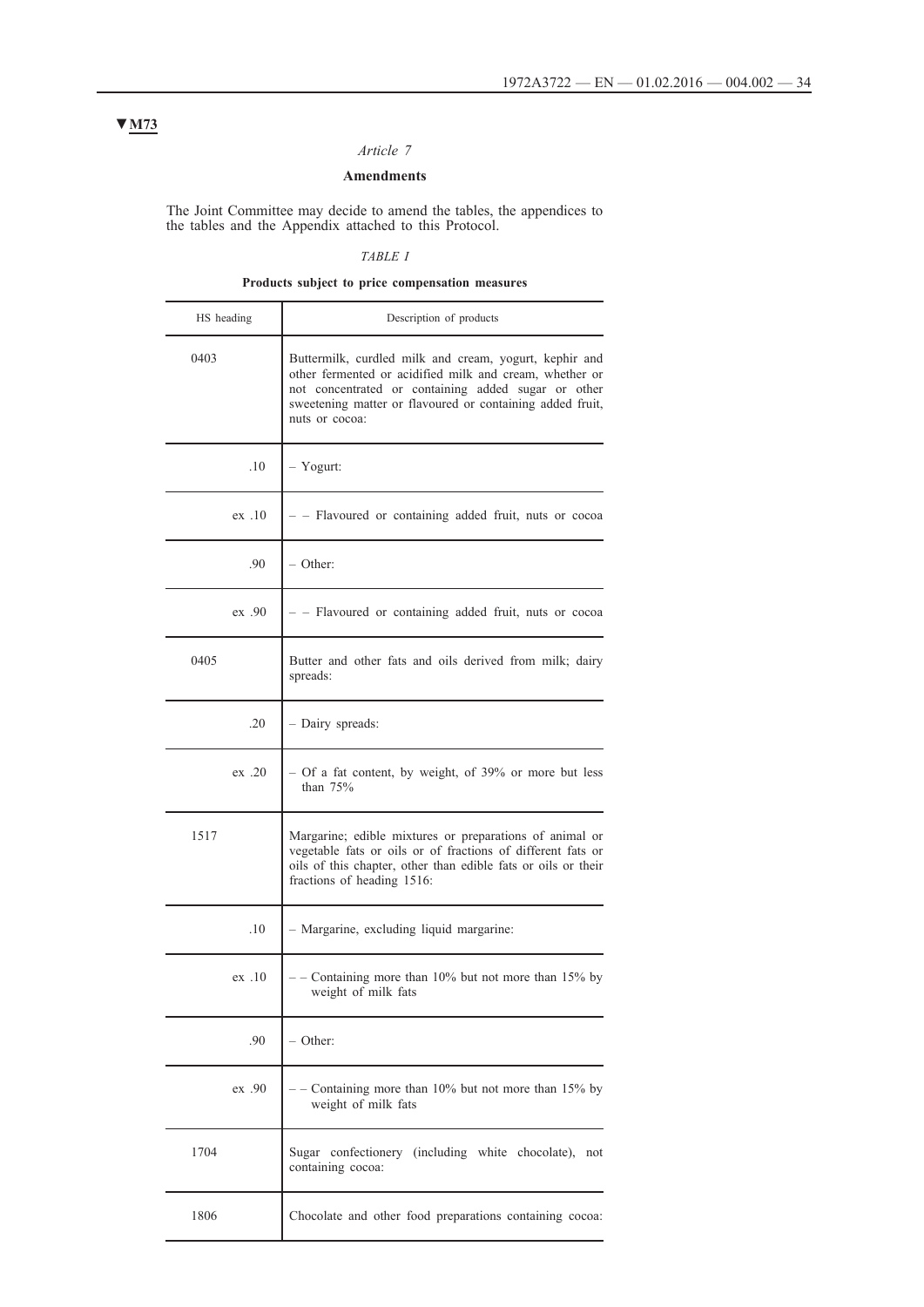▼M73

*Article 7*

**Amendments**

The Joint Committee may decide to amend the tables, the appendices to the tables and the Appendix attached to this Protocol.

*TABLE I*

**Products subject to price compensation measures**

| HS heading | Description of products |
|---|---|
| 0403 | Buttermilk, curdled milk and cream, yogurt, kephir and other fermented or acidified milk and cream, whether or not concentrated or containing added sugar or other sweetening matter or flavoured or containing added fruit, nuts or cocoa: |
| .10 | – Yogurt: |
| ex .10 | – – Flavoured or containing added fruit, nuts or cocoa |
| .90 | – Other: |
| ex .90 | – – Flavoured or containing added fruit, nuts or cocoa |
| 0405 | Butter and other fats and oils derived from milk; dairy spreads: |
| .20 | – Dairy spreads: |
| ex .20 | – Of a fat content, by weight, of 39% or more but less than 75% |
| 1517 | Margarine; edible mixtures or preparations of animal or vegetable fats or oils or of fractions of different fats or oils of this chapter, other than edible fats or oils or their fractions of heading 1516: |
| .10 | – Margarine, excluding liquid margarine: |
| ex .10 | – – Containing more than 10% but not more than 15% by weight of milk fats |
| .90 | – Other: |
| ex .90 | – – Containing more than 10% but not more than 15% by weight of milk fats |
| 1704 | Sugar confectionery (including white chocolate), not containing cocoa: |
| 1806 | Chocolate and other food preparations containing cocoa: |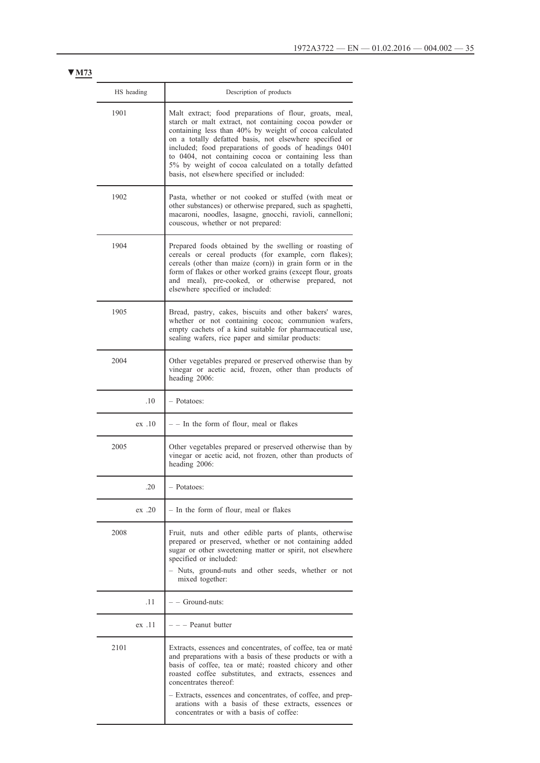**▼M73**

| HS heading | Description of products |
| --- | --- |
| 1901 | Malt extract; food preparations of flour, groats, meal, starch or malt extract, not containing cocoa powder or containing less than 40% by weight of cocoa calculated on a totally defatted basis, not elsewhere specified or included; food preparations of goods of headings 0401 to 0404, not containing cocoa or containing less than 5% by weight of cocoa calculated on a totally defatted basis, not elsewhere specified or included: |
| 1902 | Pasta, whether or not cooked or stuffed (with meat or other substances) or otherwise prepared, such as spaghetti, macaroni, noodles, lasagne, gnocchi, ravioli, cannelloni; couscous, whether or not prepared: |
| 1904 | Prepared foods obtained by the swelling or roasting of cereals or cereal products (for example, corn flakes); cereals (other than maize (corn)) in grain form or in the form of flakes or other worked grains (except flour, groats and meal), pre-cooked, or otherwise prepared, not elsewhere specified or included: |
| 1905 | Bread, pastry, cakes, biscuits and other bakers' wares, whether or not containing cocoa; communion wafers, empty cachets of a kind suitable for pharmaceutical use, sealing wafers, rice paper and similar products: |
| 2004 | Other vegetables prepared or preserved otherwise than by vinegar or acetic acid, frozen, other than products of heading 2006: |
| .10 | – Potatoes: |
| ex .10 | – – In the form of flour, meal or flakes |
| 2005 | Other vegetables prepared or preserved otherwise than by vinegar or acetic acid, not frozen, other than products of heading 2006: |
| .20 | – Potatoes: |
| ex .20 | – In the form of flour, meal or flakes |
| 2008 | Fruit, nuts and other edible parts of plants, otherwise prepared or preserved, whether or not containing added sugar or other sweetening matter or spirit, not elsewhere specified or included:<br>– Nuts, ground-nuts and other seeds, whether or not mixed together: |
| .11 | – – Ground-nuts: |
| ex .11 | – – – Peanut butter |
| 2101 | Extracts, essences and concentrates, of coffee, tea or maté and preparations with a basis of these products or with a basis of coffee, tea or maté; roasted chicory and other roasted coffee substitutes, and extracts, essences and concentrates thereof:<br>– Extracts, essences and concentrates, of coffee, and preparations with a basis of these extracts, essences or concentrates or with a basis of coffee: |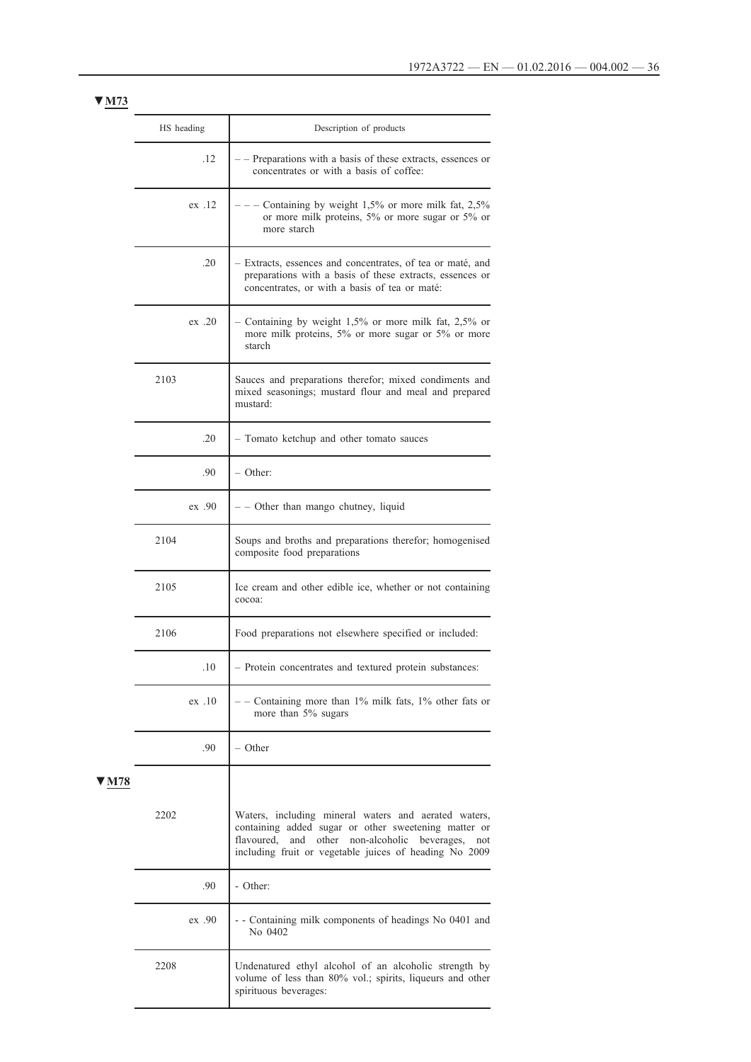▼M73

| HS heading | Description of products |
|---|---|
| .12 | – – Preparations with a basis of these extracts, essences or concentrates or with a basis of coffee: |
| ex .12 | – – – Containing by weight 1,5% or more milk fat, 2,5% or more milk proteins, 5% or more sugar or 5% or more starch |
| .20 | – Extracts, essences and concentrates, of tea or maté, and preparations with a basis of these extracts, essences or concentrates, or with a basis of tea or maté: |
| ex .20 | – Containing by weight 1,5% or more milk fat, 2,5% or more milk proteins, 5% or more sugar or 5% or more starch |
| 2103 | Sauces and preparations therefor; mixed condiments and mixed seasonings; mustard flour and meal and prepared mustard: |
| .20 | – Tomato ketchup and other tomato sauces |
| .90 | – Other: |
| ex .90 | – – Other than mango chutney, liquid |
| 2104 | Soups and broths and preparations therefor; homogenised composite food preparations |
| 2105 | Ice cream and other edible ice, whether or not containing cocoa: |
| 2106 | Food preparations not elsewhere specified or included: |
| .10 | – Protein concentrates and textured protein substances: |
| ex .10 | – – Containing more than 1% milk fats, 1% other fats or more than 5% sugars |
| .90 | – Other |

▼M78

| HS heading | Description of products |
|---|---|
| 2202 | Waters, including mineral waters and aerated waters, containing added sugar or other sweetening matter or flavoured, and other non-alcoholic beverages, not including fruit or vegetable juices of heading No 2009 |
| .90 | - Other: |
| ex .90 | - - Containing milk components of headings No 0401 and No 0402 |
| 2208 | Undenatured ethyl alcohol of an alcoholic strength by volume of less than 80% vol.; spirits, liqueurs and other spirituous beverages: |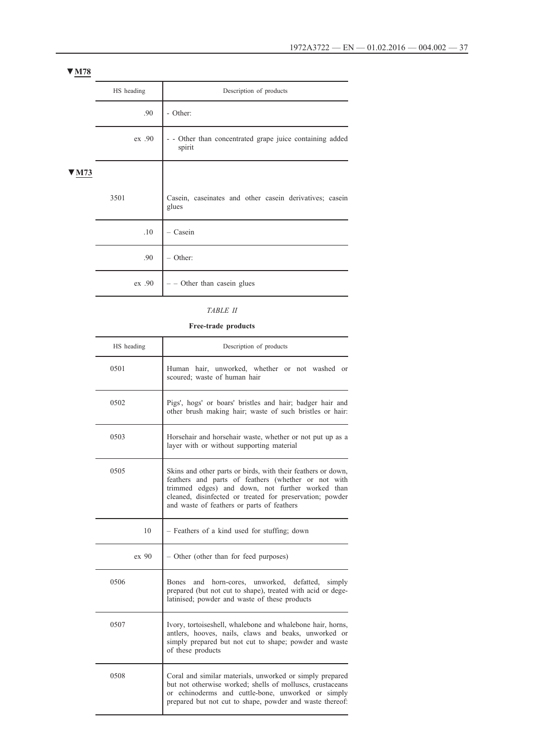▼M78

| HS heading | Description of products |
|---|---|
| .90 | - Other: |
| ex .90 | - - Other than concentrated grape juice containing added spirit |

▼M73

| HS heading | Description of products |
|---|---|
| 3501 | Casein, caseinates and other casein derivatives; casein glues |
| .10 | – Casein |
| .90 | – Other: |
| ex .90 | – – Other than casein glues |

*TABLE II*

**Free-trade products**

| HS heading | Description of products |
|---|---|
| 0501 | Human hair, unworked, whether or not washed or scoured; waste of human hair |
| 0502 | Pigs', hogs' or boars' bristles and hair; badger hair and other brush making hair; waste of such bristles or hair: |
| 0503 | Horsehair and horsehair waste, whether or not put up as a layer with or without supporting material |
| 0505 | Skins and other parts or birds, with their feathers or down, feathers and parts of feathers (whether or not with trimmed edges) and down, not further worked than cleaned, disinfected or treated for preservation; powder and waste of feathers or parts of feathers |
| 10 | – Feathers of a kind used for stuffing; down |
| ex 90 | – Other (other than for feed purposes) |
| 0506 | Bones and horn-cores, unworked, defatted, simply prepared (but not cut to shape), treated with acid or degelatinised; powder and waste of these products |
| 0507 | Ivory, tortoiseshell, whalebone and whalebone hair, horns, antlers, hooves, nails, claws and beaks, unworked or simply prepared but not cut to shape; powder and waste of these products |
| 0508 | Coral and similar materials, unworked or simply prepared but not otherwise worked; shells of molluscs, crustaceans or echinoderms and cuttle-bone, unworked or simply prepared but not cut to shape, powder and waste thereof: |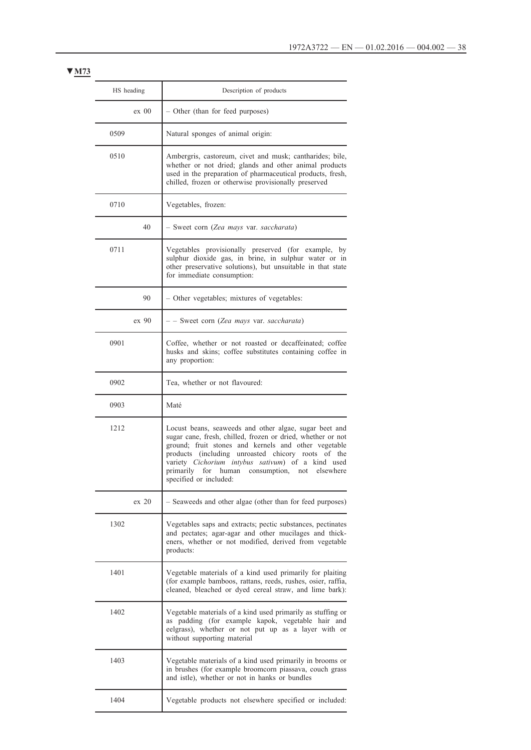▼**M73**

| HS heading | Description of products |
| --- | --- |
| ex 00 | – Other (than for feed purposes) |
| 0509 | Natural sponges of animal origin: |
| 0510 | Ambergris, castoreum, civet and musk; cantharides; bile, whether or not dried; glands and other animal products used in the preparation of pharmaceutical products, fresh, chilled, frozen or otherwise provisionally preserved |
| 0710 | Vegetables, frozen: |
| 40 | – Sweet corn (*Zea mays* var. *saccharata*) |
| 0711 | Vegetables provisionally preserved (for example, by sulphur dioxide gas, in brine, in sulphur water or in other preservative solutions), but unsuitable in that state for immediate consumption: |
| 90 | – Other vegetables; mixtures of vegetables: |
| ex 90 | – – Sweet corn (*Zea mays* var. *saccharata*) |
| 0901 | Coffee, whether or not roasted or decaffeinated; coffee husks and skins; coffee substitutes containing coffee in any proportion: |
| 0902 | Tea, whether or not flavoured: |
| 0903 | Maté |
| 1212 | Locust beans, seaweeds and other algae, sugar beet and sugar cane, fresh, chilled, frozen or dried, whether or not ground; fruit stones and kernels and other vegetable products (including unroasted chicory roots of the variety *Cichorium intybus sativum*) of a kind used primarily for human consumption, not elsewhere specified or included: |
| ex 20 | – Seaweeds and other algae (other than for feed purposes) |
| 1302 | Vegetables saps and extracts; pectic substances, pectinates and pectates; agar-agar and other mucilages and thickeners, whether or not modified, derived from vegetable products: |
| 1401 | Vegetable materials of a kind used primarily for plaiting (for example bamboos, rattans, reeds, rushes, osier, raffia, cleaned, bleached or dyed cereal straw, and lime bark): |
| 1402 | Vegetable materials of a kind used primarily as stuffing or as padding (for example kapok, vegetable hair and eelgrass), whether or not put up as a layer with or without supporting material |
| 1403 | Vegetable materials of a kind used primarily in brooms or in brushes (for example broomcorn piassava, couch grass and istle), whether or not in hanks or bundles |
| 1404 | Vegetable products not elsewhere specified or included: |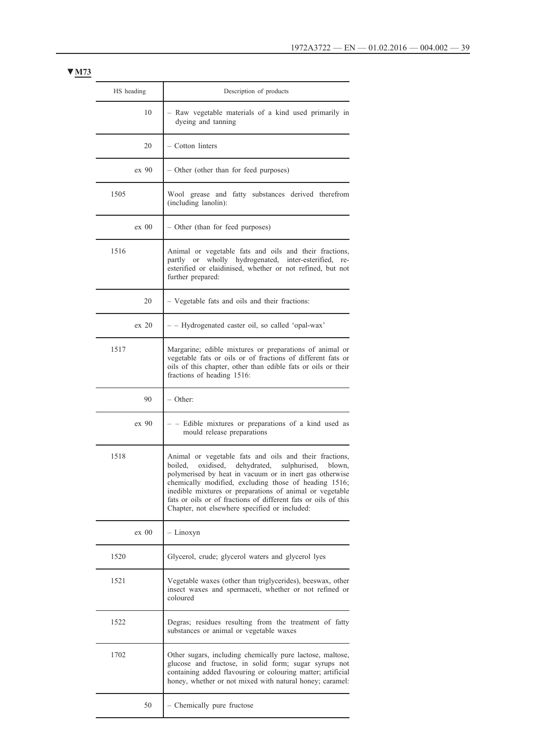▼M73

| HS heading | Description of products |
|---|---|
| 10 | – Raw vegetable materials of a kind used primarily in dyeing and tanning |
| 20 | – Cotton linters |
| ex 90 | – Other (other than for feed purposes) |
| 1505 | Wool grease and fatty substances derived therefrom (including lanolin): |
| ex 00 | – Other (than for feed purposes) |
| 1516 | Animal or vegetable fats and oils and their fractions, partly or wholly hydrogenated, inter-esterified, re-esterified or elaidinised, whether or not refined, but not further prepared: |
| 20 | – Vegetable fats and oils and their fractions: |
| ex 20 | – – Hydrogenated caster oil, so called 'opal-wax' |
| 1517 | Margarine; edible mixtures or preparations of animal or vegetable fats or oils or of fractions of different fats or oils of this chapter, other than edible fats or oils or their fractions of heading 1516: |
| 90 | – Other: |
| ex 90 | – – Edible mixtures or preparations of a kind used as mould release preparations |
| 1518 | Animal or vegetable fats and oils and their fractions, boiled, oxidised, dehydrated, sulphurised, blown, polymerised by heat in vacuum or in inert gas otherwise chemically modified, excluding those of heading 1516; inedible mixtures or preparations of animal or vegetable fats or oils or of fractions of different fats or oils of this Chapter, not elsewhere specified or included: |
| ex 00 | – Linoxyn |
| 1520 | Glycerol, crude; glycerol waters and glycerol lyes |
| 1521 | Vegetable waxes (other than triglycerides), beeswax, other insect waxes and spermaceti, whether or not refined or coloured |
| 1522 | Degras; residues resulting from the treatment of fatty substances or animal or vegetable waxes |
| 1702 | Other sugars, including chemically pure lactose, maltose, glucose and fructose, in solid form; sugar syrups not containing added flavouring or colouring matter; artificial honey, whether or not mixed with natural honey; caramel: |
| 50 | – Chemically pure fructose |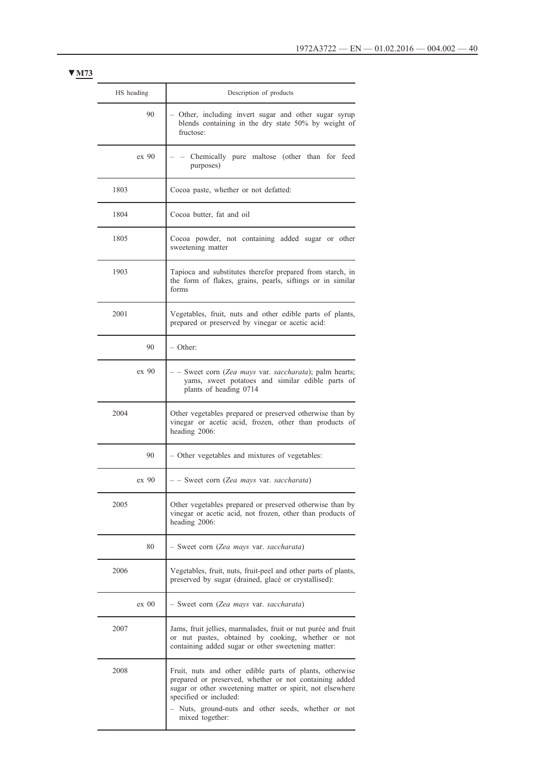**▼M73**

| HS heading | Description of products |
|---|---|
| 90 | – Other, including invert sugar and other sugar syrup blends containing in the dry state 50% by weight of fructose: |
| ex 90 | – – Chemically pure maltose (other than for feed purposes) |
| 1803 | Cocoa paste, whether or not defatted: |
| 1804 | Cocoa butter, fat and oil |
| 1805 | Cocoa powder, not containing added sugar or other sweetening matter |
| 1903 | Tapioca and substitutes therefor prepared from starch, in the form of flakes, grains, pearls, siftings or in similar forms |
| 2001 | Vegetables, fruit, nuts and other edible parts of plants, prepared or preserved by vinegar or acetic acid: |
| 90 | – Other: |
| ex 90 | – – Sweet corn (*Zea mays* var. *saccharata*); palm hearts; yams, sweet potatoes and similar edible parts of plants of heading 0714 |
| 2004 | Other vegetables prepared or preserved otherwise than by vinegar or acetic acid, frozen, other than products of heading 2006: |
| 90 | – Other vegetables and mixtures of vegetables: |
| ex 90 | – – Sweet corn (*Zea mays* var. *saccharata*) |
| 2005 | Other vegetables prepared or preserved otherwise than by vinegar or acetic acid, not frozen, other than products of heading 2006: |
| 80 | – Sweet corn (*Zea mays* var. *saccharata*) |
| 2006 | Vegetables, fruit, nuts, fruit-peel and other parts of plants, preserved by sugar (drained, glacé or crystallised): |
| ex 00 | – Sweet corn (*Zea mays* var. *saccharata*) |
| 2007 | Jams, fruit jellies, marmalades, fruit or nut purée and fruit or nut pastes, obtained by cooking, whether or not containing added sugar or other sweetening matter: |
| 2008 | Fruit, nuts and other edible parts of plants, otherwise prepared or preserved, whether or not containing added sugar or other sweetening matter or spirit, not elsewhere specified or included:<br>– Nuts, ground-nuts and other seeds, whether or not mixed together: |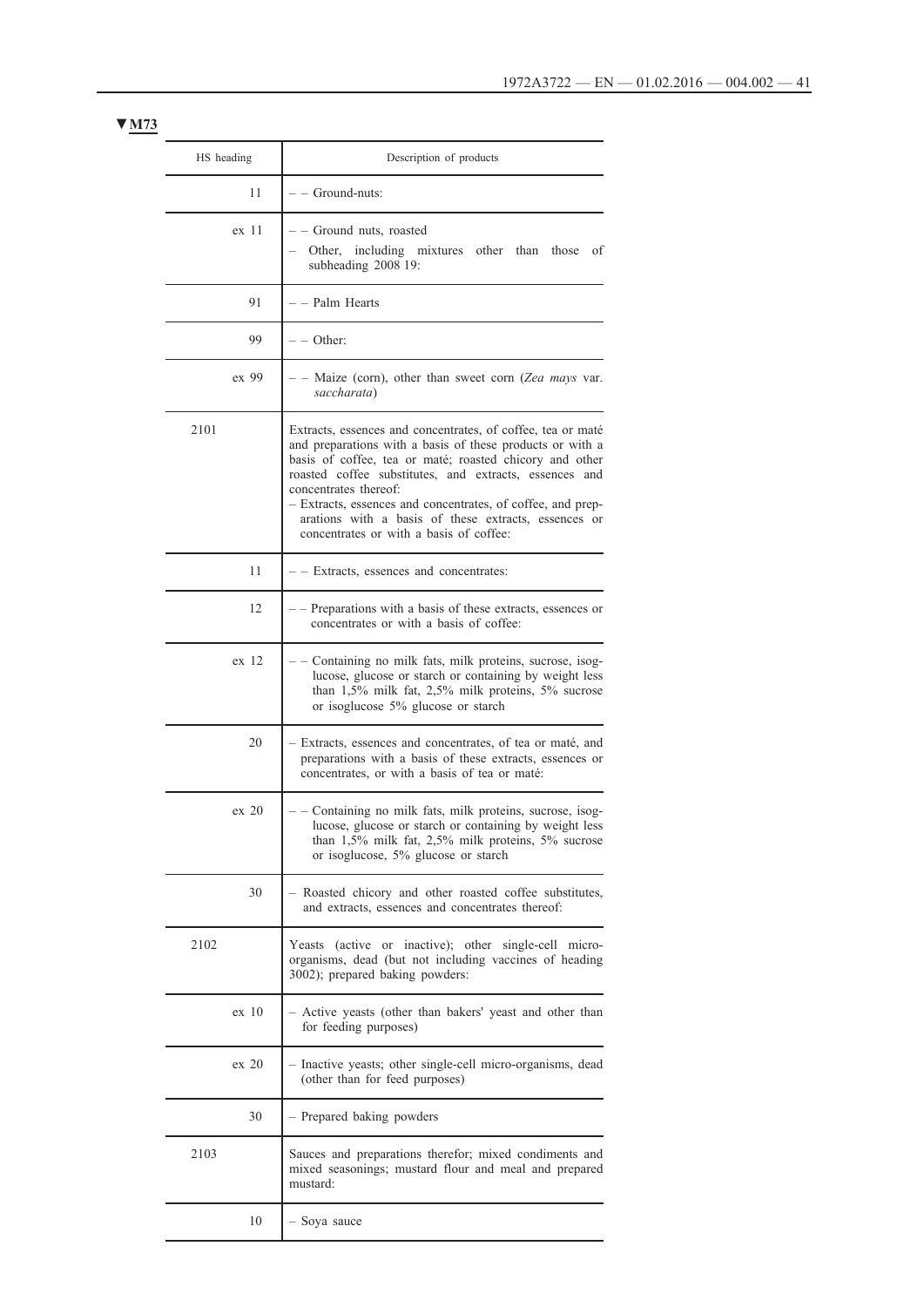**▼M73**

| HS heading | Description of products |
|---|---|
| 11 | – – Ground-nuts: |
| ex 11 | – – Ground nuts, roasted<br>– Other, including mixtures other than those of subheading 2008 19: |
| 91 | – – Palm Hearts |
| 99 | – – Other: |
| ex 99 | – – Maize (corn), other than sweet corn (*Zea mays* var. *saccharata*) |
| 2101 | Extracts, essences and concentrates, of coffee, tea or maté and preparations with a basis of these products or with a basis of coffee, tea or maté; roasted chicory and other roasted coffee substitutes, and extracts, essences and concentrates thereof:<br>– Extracts, essences and concentrates, of coffee, and preparations with a basis of these extracts, essences or concentrates or with a basis of coffee: |
| 11 | – – Extracts, essences and concentrates: |
| 12 | – – Preparations with a basis of these extracts, essences or concentrates or with a basis of coffee: |
| ex 12 | – – Containing no milk fats, milk proteins, sucrose, isoglucose, glucose or starch or containing by weight less than 1,5% milk fat, 2,5% milk proteins, 5% sucrose or isoglucose 5% glucose or starch |
| 20 | – Extracts, essences and concentrates, of tea or maté, and preparations with a basis of these extracts, essences or concentrates, or with a basis of tea or maté: |
| ex 20 | – – Containing no milk fats, milk proteins, sucrose, isoglucose, glucose or starch or containing by weight less than 1,5% milk fat, 2,5% milk proteins, 5% sucrose or isoglucose, 5% glucose or starch |
| 30 | – Roasted chicory and other roasted coffee substitutes, and extracts, essences and concentrates thereof: |
| 2102 | Yeasts (active or inactive); other single-cell micro-organisms, dead (but not including vaccines of heading 3002); prepared baking powders: |
| ex 10 | – Active yeasts (other than bakers' yeast and other than for feeding purposes) |
| ex 20 | – Inactive yeasts; other single-cell micro-organisms, dead (other than for feed purposes) |
| 30 | – Prepared baking powders |
| 2103 | Sauces and preparations therefor; mixed condiments and mixed seasonings; mustard flour and meal and prepared mustard: |
| 10 | – Soya sauce |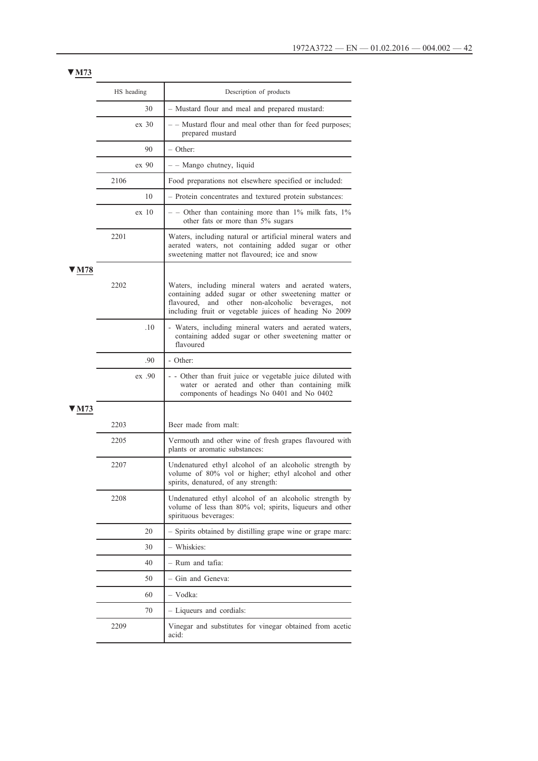▼M73

| HS heading | Description of products |
|---|---|
| 30 | – Mustard flour and meal and prepared mustard: |
| ex 30 | – – Mustard flour and meal other than for feed purposes; prepared mustard |
| 90 | – Other: |
| ex 90 | – – Mango chutney, liquid |
| 2106 | Food preparations not elsewhere specified or included: |
| 10 | – Protein concentrates and textured protein substances: |
| ex 10 | – – Other than containing more than 1% milk fats, 1% other fats or more than 5% sugars |
| 2201 | Waters, including natural or artificial mineral waters and aerated waters, not containing added sugar or other sweetening matter not flavoured; ice and snow |

▼M78

| HS heading | Description of products |
|---|---|
| 2202 | Waters, including mineral waters and aerated waters, containing added sugar or other sweetening matter or flavoured, and other non-alcoholic beverages, not including fruit or vegetable juices of heading No 2009 |
| .10 | - Waters, including mineral waters and aerated waters, containing added sugar or other sweetening matter or flavoured |
| .90 | - Other: |
| ex .90 | - - Other than fruit juice or vegetable juice diluted with water or aerated and other than containing milk components of headings No 0401 and No 0402 |

▼M73

| HS heading | Description of products |
|---|---|
| 2203 | Beer made from malt: |
| 2205 | Vermouth and other wine of fresh grapes flavoured with plants or aromatic substances: |
| 2207 | Undenatured ethyl alcohol of an alcoholic strength by volume of 80% vol or higher; ethyl alcohol and other spirits, denatured, of any strength: |
| 2208 | Undenatured ethyl alcohol of an alcoholic strength by volume of less than 80% vol; spirits, liqueurs and other spirituous beverages: |
| 20 | – Spirits obtained by distilling grape wine or grape marc: |
| 30 | – Whiskies: |
| 40 | – Rum and tafia: |
| 50 | – Gin and Geneva: |
| 60 | – Vodka: |
| 70 | – Liqueurs and cordials: |
| 2209 | Vinegar and substitutes for vinegar obtained from acetic acid: |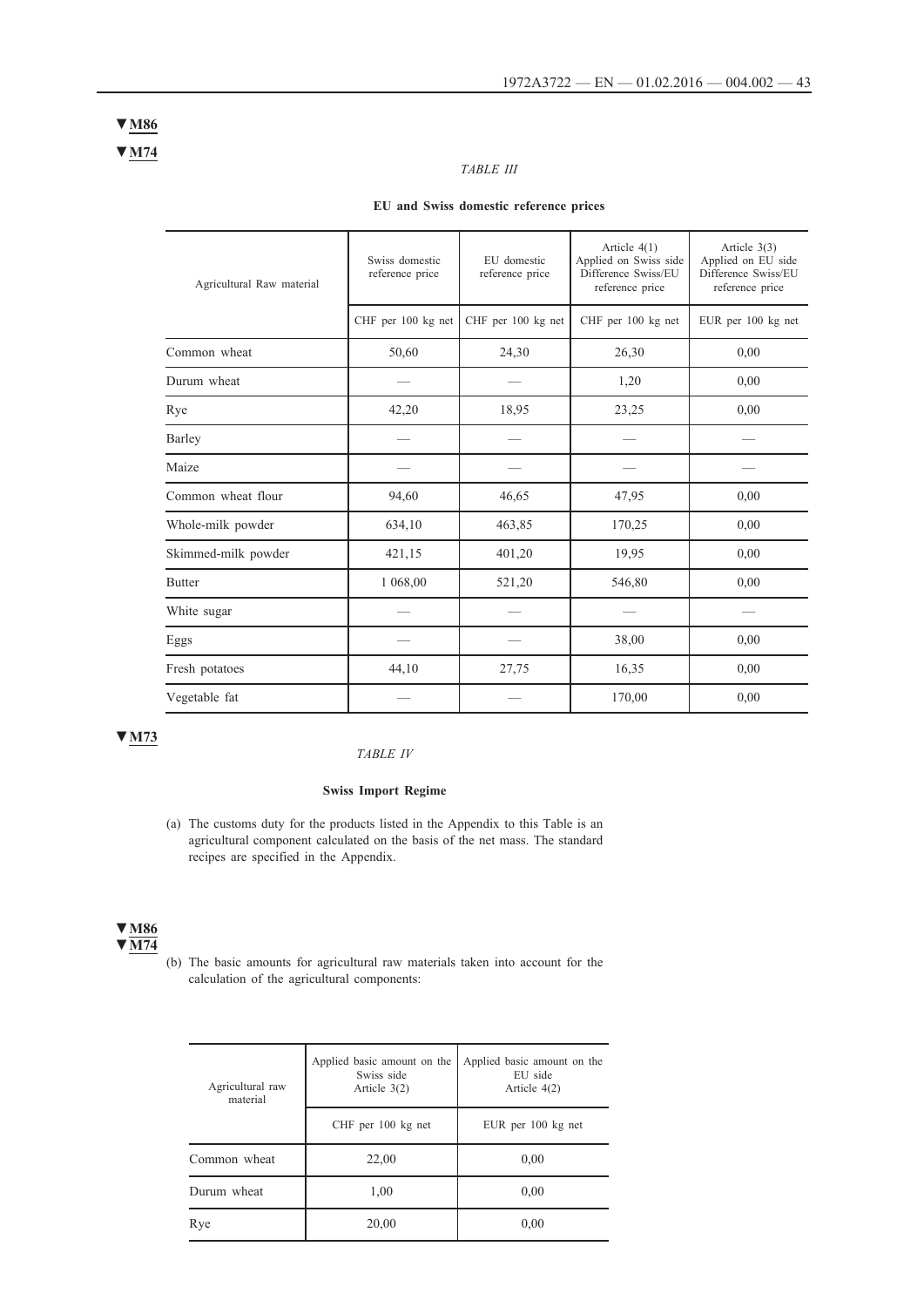▼M86

▼M74

*TABLE III*

**EU and Swiss domestic reference prices**

| Agricultural Raw material | Swiss domestic reference price | EU domestic reference price | Article 4(1) Applied on Swiss side Difference Swiss/EU reference price | Article 3(3) Applied on EU side Difference Swiss/EU reference price |
|---|---|---|---|---|
| | CHF per 100 kg net | CHF per 100 kg net | CHF per 100 kg net | EUR per 100 kg net |
| Common wheat | 50,60 | 24,30 | 26,30 | 0,00 |
| Durum wheat | — | — | 1,20 | 0,00 |
| Rye | 42,20 | 18,95 | 23,25 | 0,00 |
| Barley | — | — | — | — |
| Maize | — | — | — | — |
| Common wheat flour | 94,60 | 46,65 | 47,95 | 0,00 |
| Whole-milk powder | 634,10 | 463,85 | 170,25 | 0,00 |
| Skimmed-milk powder | 421,15 | 401,20 | 19,95 | 0,00 |
| Butter | 1 068,00 | 521,20 | 546,80 | 0,00 |
| White sugar | — | — | — | — |
| Eggs | — | — | 38,00 | 0,00 |
| Fresh potatoes | 44,10 | 27,75 | 16,35 | 0,00 |
| Vegetable fat | — | — | 170,00 | 0,00 |

▼M73

*TABLE IV*

**Swiss Import Regime**

(a) The customs duty for the products listed in the Appendix to this Table is an agricultural component calculated on the basis of the net mass. The standard recipes are specified in the Appendix.

▼M86

▼M74

(b) The basic amounts for agricultural raw materials taken into account for the calculation of the agricultural components:

| Agricultural raw material | Applied basic amount on the Swiss side Article 3(2) | Applied basic amount on the EU side Article 4(2) |
|---|---|---|
| | CHF per 100 kg net | EUR per 100 kg net |
| Common wheat | 22,00 | 0,00 |
| Durum wheat | 1,00 | 0,00 |
| Rye | 20,00 | 0,00 |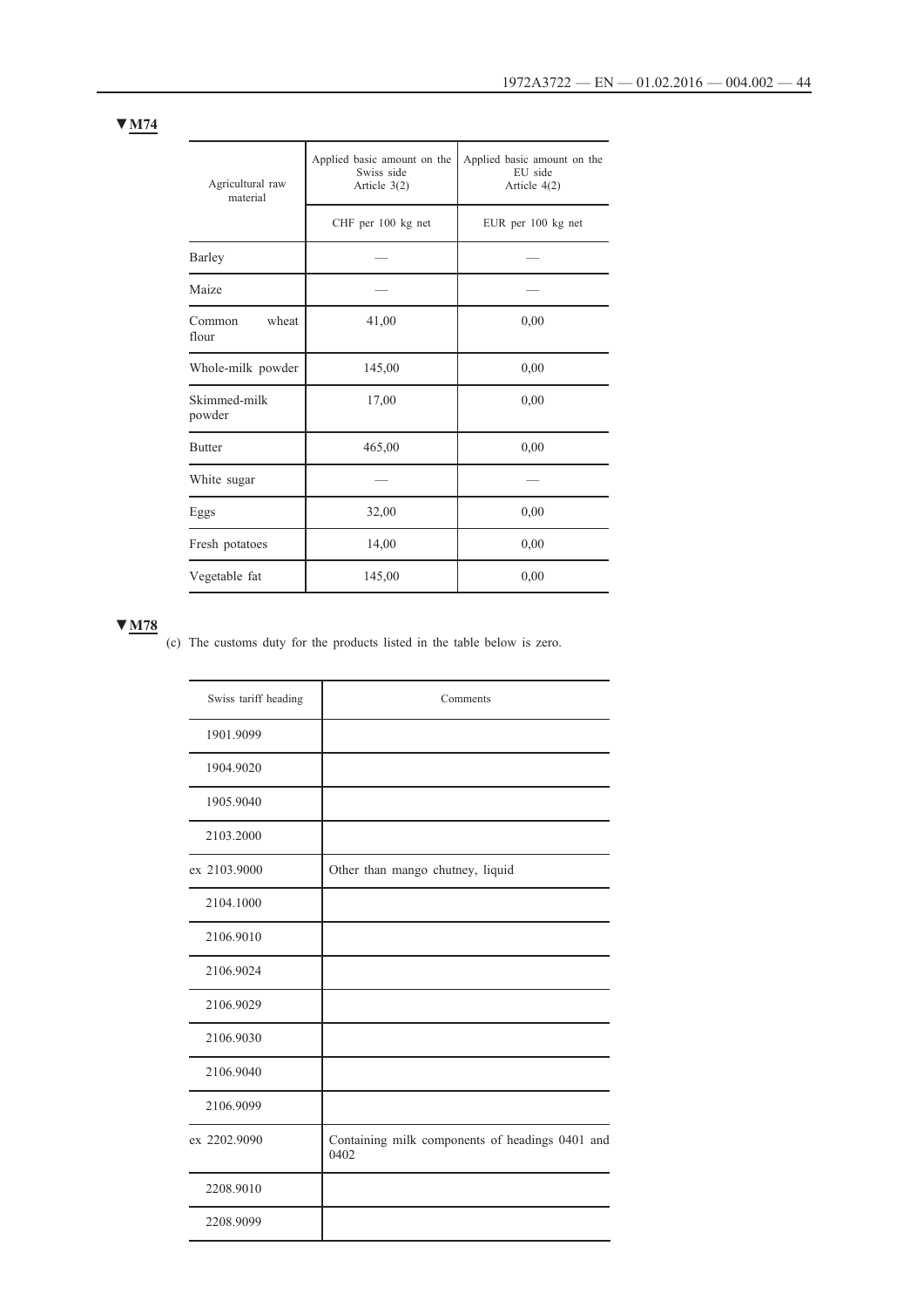▼M74

| Agricultural raw material | Applied basic amount on the Swiss side Article 3(2) | Applied basic amount on the EU side Article 4(2) |
|---|---|---|
| | CHF per 100 kg net | EUR per 100 kg net |
| Barley | — | — |
| Maize | — | — |
| Common wheat flour | 41,00 | 0,00 |
| Whole-milk powder | 145,00 | 0,00 |
| Skimmed-milk powder | 17,00 | 0,00 |
| Butter | 465,00 | 0,00 |
| White sugar | — | — |
| Eggs | 32,00 | 0,00 |
| Fresh potatoes | 14,00 | 0,00 |
| Vegetable fat | 145,00 | 0,00 |

▼M78

(c) The customs duty for the products listed in the table below is zero.

| Swiss tariff heading | Comments |
|---|---|
| 1901.9099 | |
| 1904.9020 | |
| 1905.9040 | |
| 2103.2000 | |
| ex 2103.9000 | Other than mango chutney, liquid |
| 2104.1000 | |
| 2106.9010 | |
| 2106.9024 | |
| 2106.9029 | |
| 2106.9030 | |
| 2106.9040 | |
| 2106.9099 | |
| ex 2202.9090 | Containing milk components of headings 0401 and 0402 |
| 2208.9010 | |
| 2208.9099 | |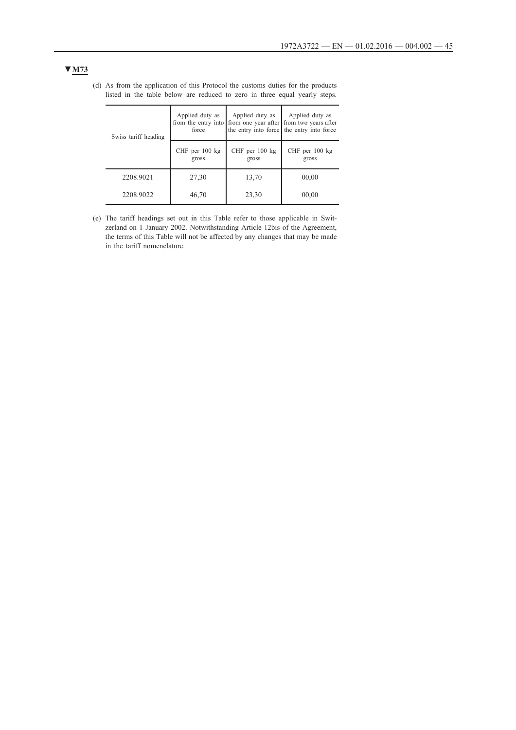▼M73

(d) As from the application of this Protocol the customs duties for the products listed in the table below are reduced to zero in three equal yearly steps.

| Swiss tariff heading | Applied duty as from the entry into force | Applied duty as from one year after the entry into force | Applied duty as from two years after the entry into force |
|---|---|---|---|
| | CHF per 100 kg gross | CHF per 100 kg gross | CHF per 100 kg gross |
| 2208.9021 | 27,30 | 13,70 | 00,00 |
| 2208.9022 | 46,70 | 23,30 | 00,00 |

(e) The tariff headings set out in this Table refer to those applicable in Switzerland on 1 January 2002. Notwithstanding Article 12bis of the Agreement, the terms of this Table will not be affected by any changes that may be made in the tariff nomenclature.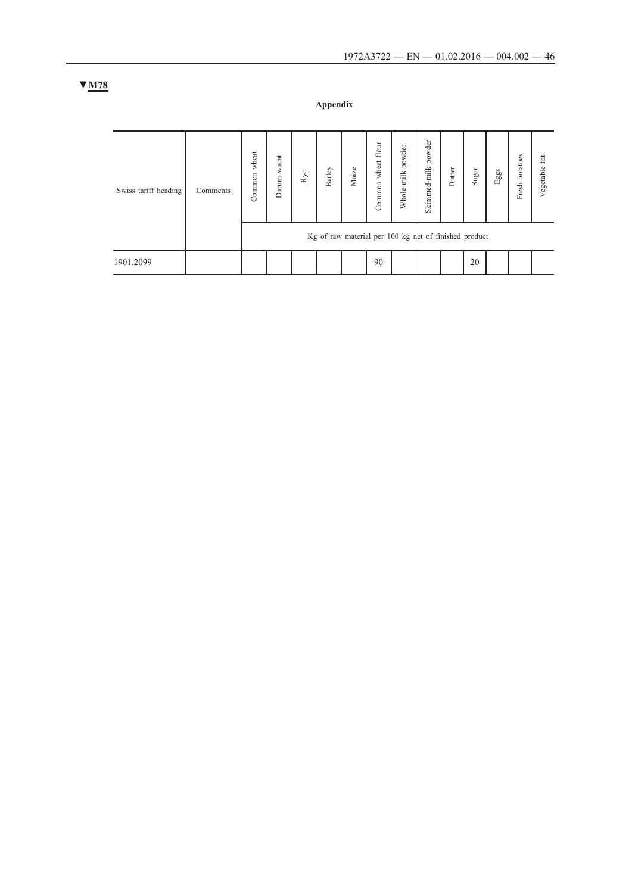▼M78

**Appendix**

| Swiss tariff heading | Comments | Common wheat | Durum wheat | Rye | Barley | Maize | Common wheat flour | Whole-milk powder | Skimmed-milk powder | Butter | Sugar | Eggs | Fresh potatoes | Vegetable fat |
|---|---|---|---|---|---|---|---|---|---|---|---|---|---|---|
| | | Kg of raw material per 100 kg net of finished product | | | | | | | | | | | | |
| 1901.2099 | | | | | | | 90 | | | | 20 | | | |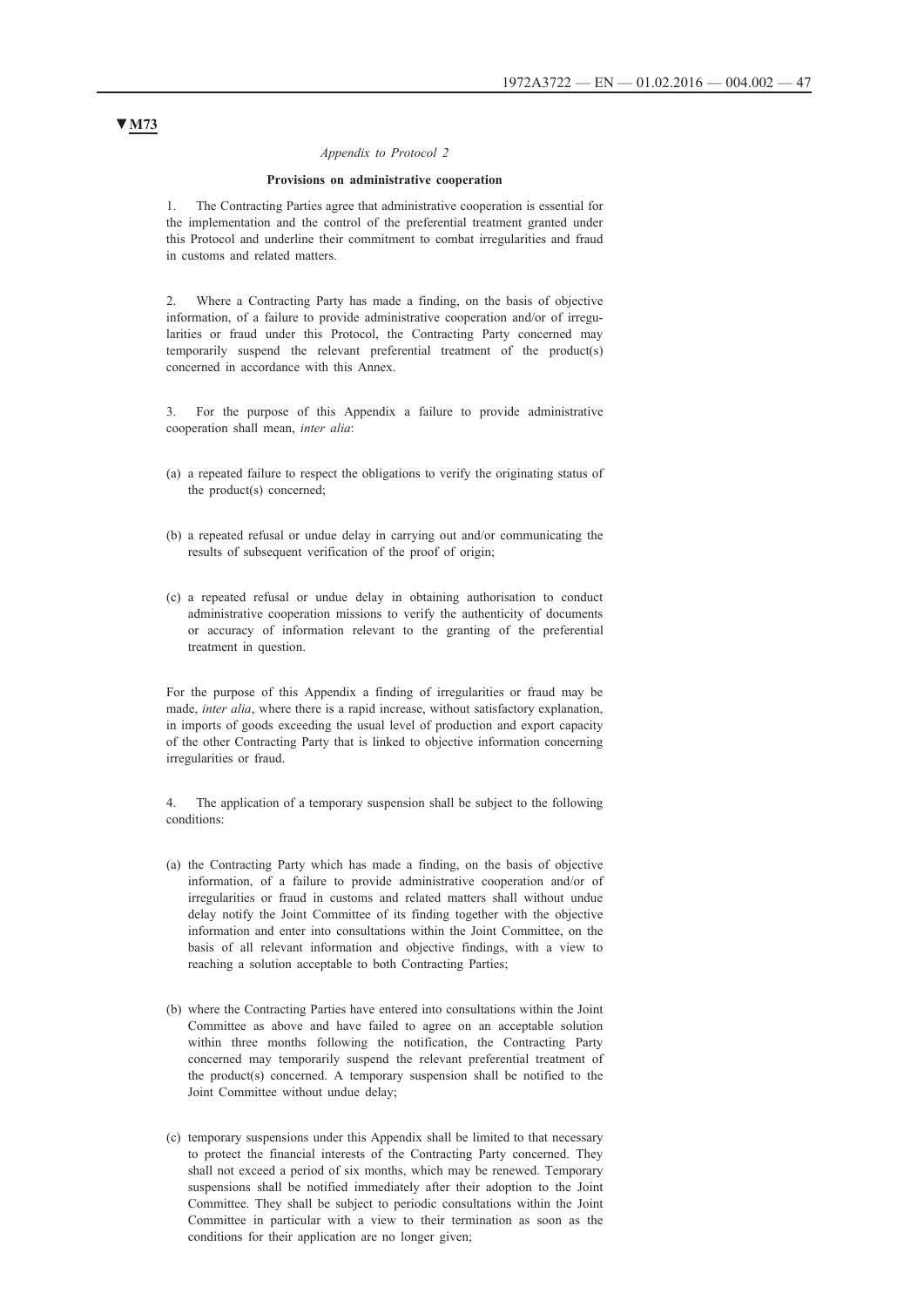▼M73

*Appendix to Protocol 2*

**Provisions on administrative cooperation**

1. The Contracting Parties agree that administrative cooperation is essential for the implementation and the control of the preferential treatment granted under this Protocol and underline their commitment to combat irregularities and fraud in customs and related matters.

2. Where a Contracting Party has made a finding, on the basis of objective information, of a failure to provide administrative cooperation and/or of irregularities or fraud under this Protocol, the Contracting Party concerned may temporarily suspend the relevant preferential treatment of the product(s) concerned in accordance with this Annex.

3. For the purpose of this Appendix a failure to provide administrative cooperation shall mean, *inter alia*:

(a) a repeated failure to respect the obligations to verify the originating status of the product(s) concerned;

(b) a repeated refusal or undue delay in carrying out and/or communicating the results of subsequent verification of the proof of origin;

(c) a repeated refusal or undue delay in obtaining authorisation to conduct administrative cooperation missions to verify the authenticity of documents or accuracy of information relevant to the granting of the preferential treatment in question.

For the purpose of this Appendix a finding of irregularities or fraud may be made, *inter alia*, where there is a rapid increase, without satisfactory explanation, in imports of goods exceeding the usual level of production and export capacity of the other Contracting Party that is linked to objective information concerning irregularities or fraud.

4. The application of a temporary suspension shall be subject to the following conditions:

(a) the Contracting Party which has made a finding, on the basis of objective information, of a failure to provide administrative cooperation and/or of irregularities or fraud in customs and related matters shall without undue delay notify the Joint Committee of its finding together with the objective information and enter into consultations within the Joint Committee, on the basis of all relevant information and objective findings, with a view to reaching a solution acceptable to both Contracting Parties;

(b) where the Contracting Parties have entered into consultations within the Joint Committee as above and have failed to agree on an acceptable solution within three months following the notification, the Contracting Party concerned may temporarily suspend the relevant preferential treatment of the product(s) concerned. A temporary suspension shall be notified to the Joint Committee without undue delay;

(c) temporary suspensions under this Appendix shall be limited to that necessary to protect the financial interests of the Contracting Party concerned. They shall not exceed a period of six months, which may be renewed. Temporary suspensions shall be notified immediately after their adoption to the Joint Committee. They shall be subject to periodic consultations within the Joint Committee in particular with a view to their termination as soon as the conditions for their application are no longer given;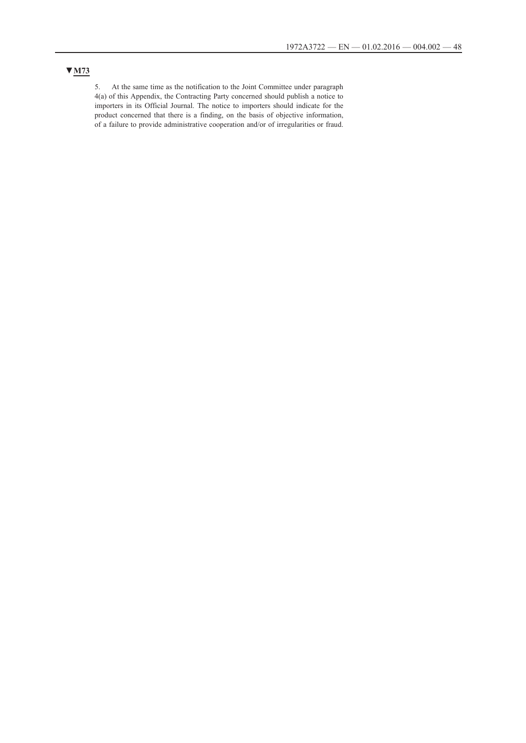▼M73

5. At the same time as the notification to the Joint Committee under paragraph 4(a) of this Appendix, the Contracting Party concerned should publish a notice to importers in its Official Journal. The notice to importers should indicate for the product concerned that there is a finding, on the basis of objective information, of a failure to provide administrative cooperation and/or of irregularities or fraud.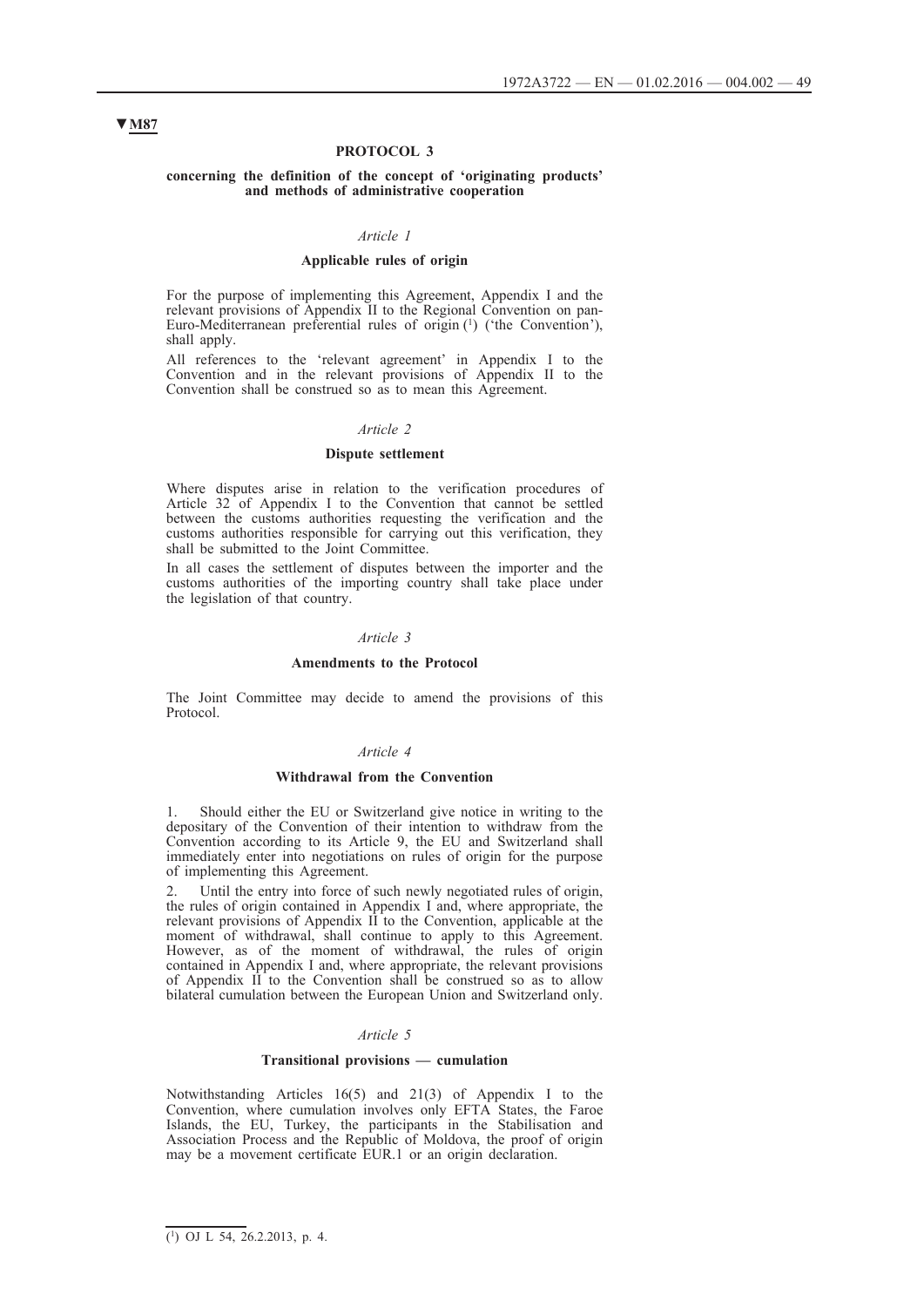▼**M87**

# PROTOCOL 3

## concerning the definition of the concept of 'originating products' and methods of administrative cooperation

*Article 1*

### Applicable rules of origin

For the purpose of implementing this Agreement, Appendix I and the relevant provisions of Appendix II to the Regional Convention on pan-Euro-Mediterranean preferential rules of origin [1] ('the Convention'), shall apply.

All references to the 'relevant agreement' in Appendix I to the Convention and in the relevant provisions of Appendix II to the Convention shall be construed so as to mean this Agreement.

*Article 2*

### Dispute settlement

Where disputes arise in relation to the verification procedures of Article 32 of Appendix I to the Convention that cannot be settled between the customs authorities requesting the verification and the customs authorities responsible for carrying out this verification, they shall be submitted to the Joint Committee.

In all cases the settlement of disputes between the importer and the customs authorities of the importing country shall take place under the legislation of that country.

*Article 3*

### Amendments to the Protocol

The Joint Committee may decide to amend the provisions of this Protocol.

*Article 4*

### Withdrawal from the Convention

1. Should either the EU or Switzerland give notice in writing to the depositary of the Convention of their intention to withdraw from the Convention according to its Article 9, the EU and Switzerland shall immediately enter into negotiations on rules of origin for the purpose of implementing this Agreement.

2. Until the entry into force of such newly negotiated rules of origin, the rules of origin contained in Appendix I and, where appropriate, the relevant provisions of Appendix II to the Convention, applicable at the moment of withdrawal, shall continue to apply to this Agreement. However, as of the moment of withdrawal, the rules of origin contained in Appendix I and, where appropriate, the relevant provisions of Appendix II to the Convention shall be construed so as to allow bilateral cumulation between the European Union and Switzerland only.

*Article 5*

### Transitional provisions — cumulation

Notwithstanding Articles 16(5) and 21(3) of Appendix I to the Convention, where cumulation involves only EFTA States, the Faroe Islands, the EU, Turkey, the participants in the Stabilisation and Association Process and the Republic of Moldova, the proof of origin may be a movement certificate EUR.1 or an origin declaration.

---

[1] OJ L 54, 26.2.2013, p. 4.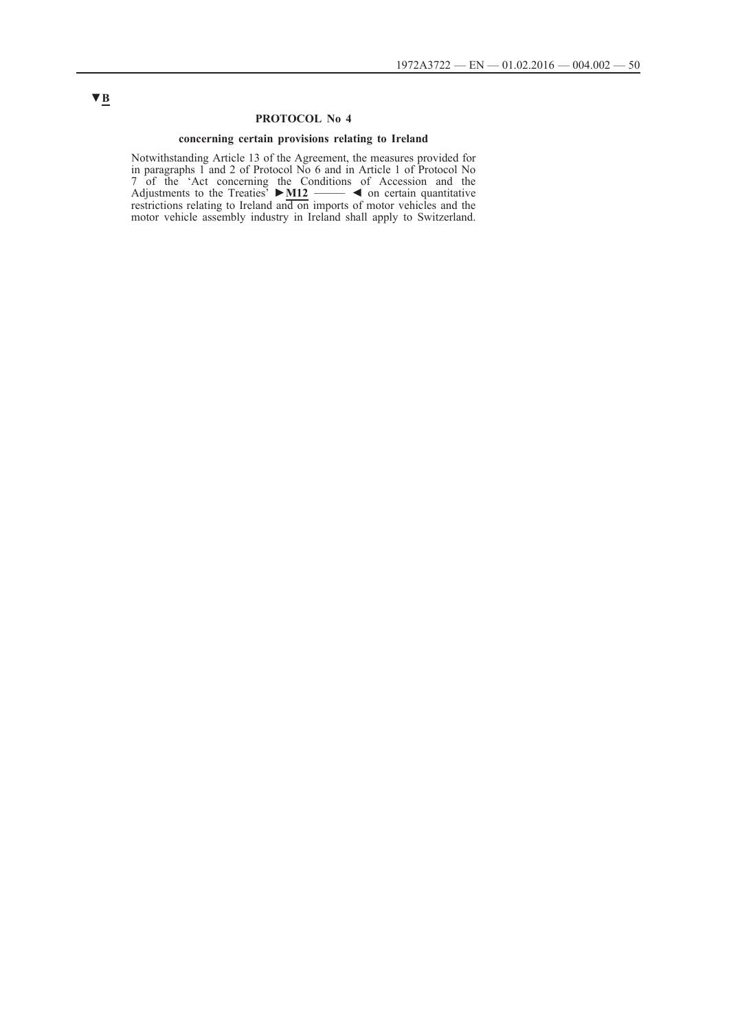▼B

## PROTOCOL No 4

### concerning certain provisions relating to Ireland

Notwithstanding Article 13 of the Agreement, the measures provided for in paragraphs 1 and 2 of Protocol No 6 and in Article 1 of Protocol No 7 of the 'Act concerning the Conditions of Accession and the Adjustments to the Treaties' ►M12 ——— ◄ on certain quantitative restrictions relating to Ireland and on imports of motor vehicles and the motor vehicle assembly industry in Ireland shall apply to Switzerland.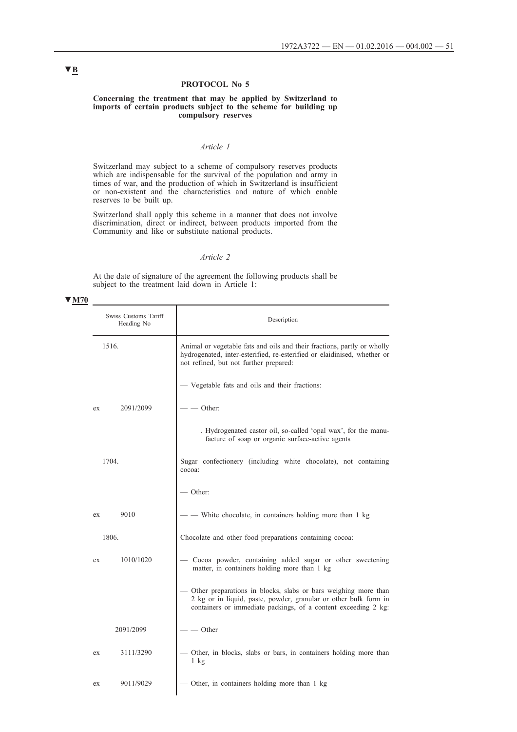▼B

# PROTOCOL No 5

**Concerning the treatment that may be applied by Switzerland to imports of certain products subject to the scheme for building up compulsory reserves**

*Article 1*

Switzerland may subject to a scheme of compulsory reserves products which are indispensable for the survival of the population and army in times of war, and the production of which in Switzerland is insufficient or non-existent and the characteristics and nature of which enable reserves to be built up.

Switzerland shall apply this scheme in a manner that does not involve discrimination, direct or indirect, between products imported from the Community and like or substitute national products.

*Article 2*

At the date of signature of the agreement the following products shall be subject to the treatment laid down in Article 1:

▼M70

| Swiss Customs Tariff Heading No | Description |
|---|---|
| 1516. | Animal or vegetable fats and oils and their fractions, partly or wholly hydrogenated, inter-esterified, re-esterified or elaidinised, whether or not refined, but not further prepared: |
| | — Vegetable fats and oils and their fractions: |
| ex 2091/2099 | — — Other: |
| | . Hydrogenated castor oil, so-called 'opal wax', for the manufacture of soap or organic surface-active agents |
| 1704. | Sugar confectionery (including white chocolate), not containing cocoa: |
| | — Other: |
| ex 9010 | — — White chocolate, in containers holding more than 1 kg |
| 1806. | Chocolate and other food preparations containing cocoa: |
| ex 1010/1020 | — Cocoa powder, containing added sugar or other sweetening matter, in containers holding more than 1 kg |
| | — Other preparations in blocks, slabs or bars weighing more than 2 kg or in liquid, paste, powder, granular or other bulk form in containers or immediate packings, of a content exceeding 2 kg: |
| 2091/2099 | — — Other |
| ex 3111/3290 | — Other, in blocks, slabs or bars, in containers holding more than 1 kg |
| ex 9011/9029 | — Other, in containers holding more than 1 kg |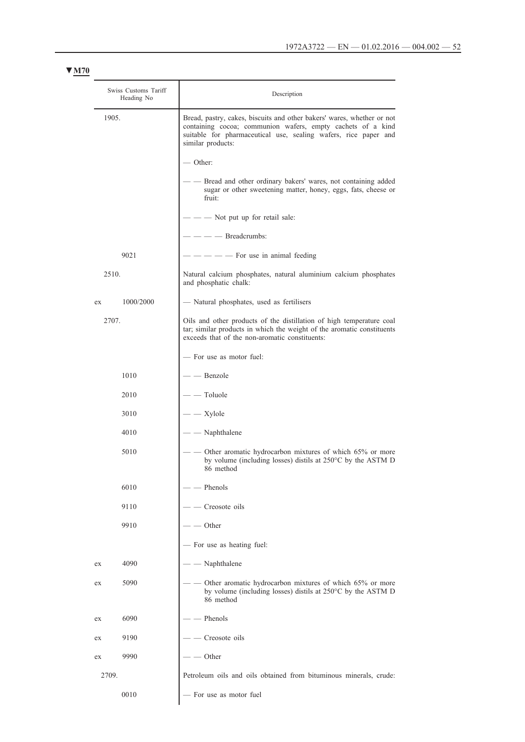▼M70

| Swiss Customs Tariff Heading No | Description |
|---|---|
| 1905. | Bread, pastry, cakes, biscuits and other bakers' wares, whether or not containing cocoa; communion wafers, empty cachets of a kind suitable for pharmaceutical use, sealing wafers, rice paper and similar products: |
| | — Other: |
| | — — Bread and other ordinary bakers' wares, not containing added sugar or other sweetening matter, honey, eggs, fats, cheese or fruit: |
| | — — — Not put up for retail sale: |
| | — — — — Breadcrumbs: |
| 9021 | — — — — — For use in animal feeding |
| 2510. | Natural calcium phosphates, natural aluminium calcium phosphates and phosphatic chalk: |
| ex 1000/2000 | — Natural phosphates, used as fertilisers |
| 2707. | Oils and other products of the distillation of high temperature coal tar; similar products in which the weight of the aromatic constituents exceeds that of the non-aromatic constituents: |
| | — For use as motor fuel: |
| 1010 | — — Benzole |
| 2010 | — — Toluole |
| 3010 | — — Xylole |
| 4010 | — — Naphthalene |
| 5010 | — — Other aromatic hydrocarbon mixtures of which 65% or more by volume (including losses) distils at 250°C by the ASTM D 86 method |
| 6010 | — — Phenols |
| 9110 | — — Creosote oils |
| 9910 | — — Other |
| | — For use as heating fuel: |
| ex 4090 | — — Naphthalene |
| ex 5090 | — — Other aromatic hydrocarbon mixtures of which 65% or more by volume (including losses) distils at 250°C by the ASTM D 86 method |
| ex 6090 | — — Phenols |
| ex 9190 | — — Creosote oils |
| ex 9990 | — — Other |
| 2709. | Petroleum oils and oils obtained from bituminous minerals, crude: |
| 0010 | — For use as motor fuel |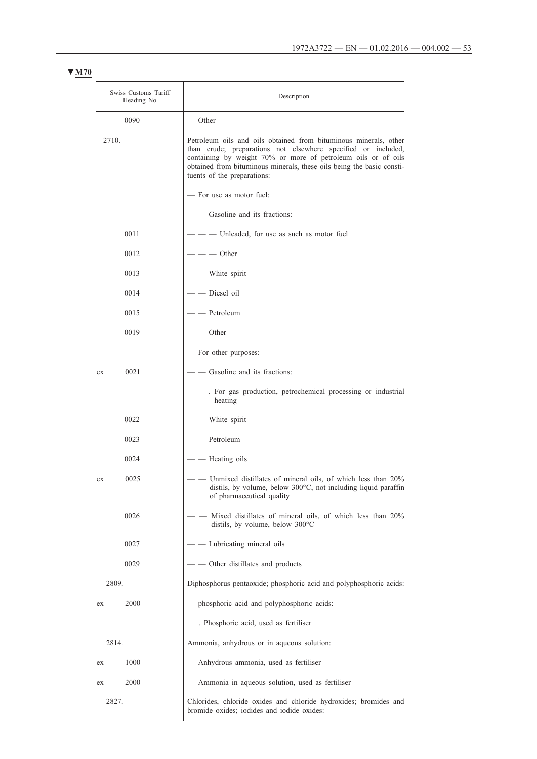▼M70

| Swiss Customs Tariff Heading No | Description |
|---|---|
| 0090 | — Other |
| 2710. | Petroleum oils and oils obtained from bituminous minerals, other than crude; preparations not elsewhere specified or included, containing by weight 70% or more of petroleum oils or of oils obtained from bituminous minerals, these oils being the basic constituents of the preparations: |
| | — For use as motor fuel: |
| | — — Gasoline and its fractions: |
| 0011 | — — — Unleaded, for use as such as motor fuel |
| 0012 | — — — Other |
| 0013 | — — White spirit |
| 0014 | — — Diesel oil |
| 0015 | — — Petroleum |
| 0019 | — — Other |
| | — For other purposes: |
| ex 0021 | — — Gasoline and its fractions: |
| | . For gas production, petrochemical processing or industrial heating |
| 0022 | — — White spirit |
| 0023 | — — Petroleum |
| 0024 | — — Heating oils |
| ex 0025 | — — Unmixed distillates of mineral oils, of which less than 20% distils, by volume, below 300°C, not including liquid paraffin of pharmaceutical quality |
| 0026 | — — Mixed distillates of mineral oils, of which less than 20% distils, by volume, below 300°C |
| 0027 | — — Lubricating mineral oils |
| 0029 | — — Other distillates and products |
| 2809. | Diphosphorus pentaoxide; phosphoric acid and polyphosphoric acids: |
| ex 2000 | — phosphoric acid and polyphosphoric acids: |
| | . Phosphoric acid, used as fertiliser |
| 2814. | Ammonia, anhydrous or in aqueous solution: |
| ex 1000 | — Anhydrous ammonia, used as fertiliser |
| ex 2000 | — Ammonia in aqueous solution, used as fertiliser |
| 2827. | Chlorides, chloride oxides and chloride hydroxides; bromides and bromide oxides; iodides and iodide oxides: |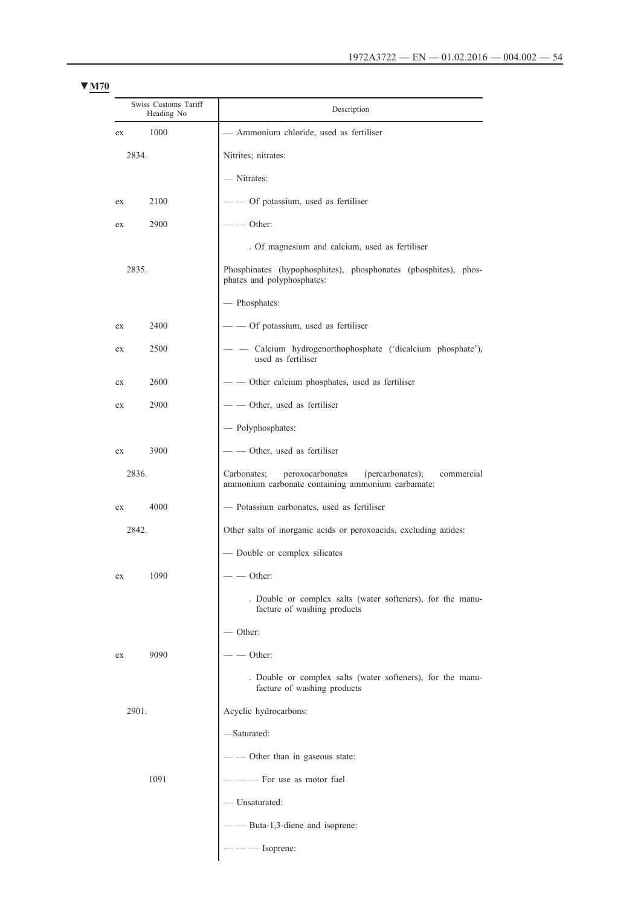▼M70

| Swiss Customs Tariff Heading No | | Description |
|---|---|---|
| ex | 1000 | — Ammonium chloride, used as fertiliser |
| 2834. | | Nitrites; nitrates: |
| | | — Nitrates: |
| ex | 2100 | — — Of potassium, used as fertiliser |
| ex | 2900 | — — Other: |
| | | . Of magnesium and calcium, used as fertiliser |
| 2835. | | Phosphinates (hypophosphites), phosphonates (phosphites), phosphates and polyphosphates: |
| | | — Phosphates: |
| ex | 2400 | — — Of potassium, used as fertiliser |
| ex | 2500 | — — Calcium hydrogenorthophosphate ('dicalcium phosphate'), used as fertiliser |
| ex | 2600 | — — Other calcium phosphates, used as fertiliser |
| ex | 2900 | — — Other, used as fertiliser |
| | | — Polyphosphates: |
| ex | 3900 | — — Other, used as fertiliser |
| 2836. | | Carbonates; peroxocarbonates (percarbonates); commercial ammonium carbonate containing ammonium carbamate: |
| ex | 4000 | — Potassium carbonates, used as fertiliser |
| 2842. | | Other salts of inorganic acids or peroxoacids, excluding azides: |
| | | — Double or complex silicates |
| ex | 1090 | — — Other: |
| | | . Double or complex salts (water softeners), for the manufacture of washing products |
| | | — Other: |
| ex | 9090 | — — Other: |
| | | . Double or complex salts (water softeners), for the manufacture of washing products |
| 2901. | | Acyclic hydrocarbons: |
| | | —Saturated: |
| | | — — Other than in gaseous state: |
| | 1091 | — — — For use as motor fuel |
| | | — Unsaturated: |
| | | — — Buta-1,3-diene and isoprene: |
| | | — — — Isoprene: |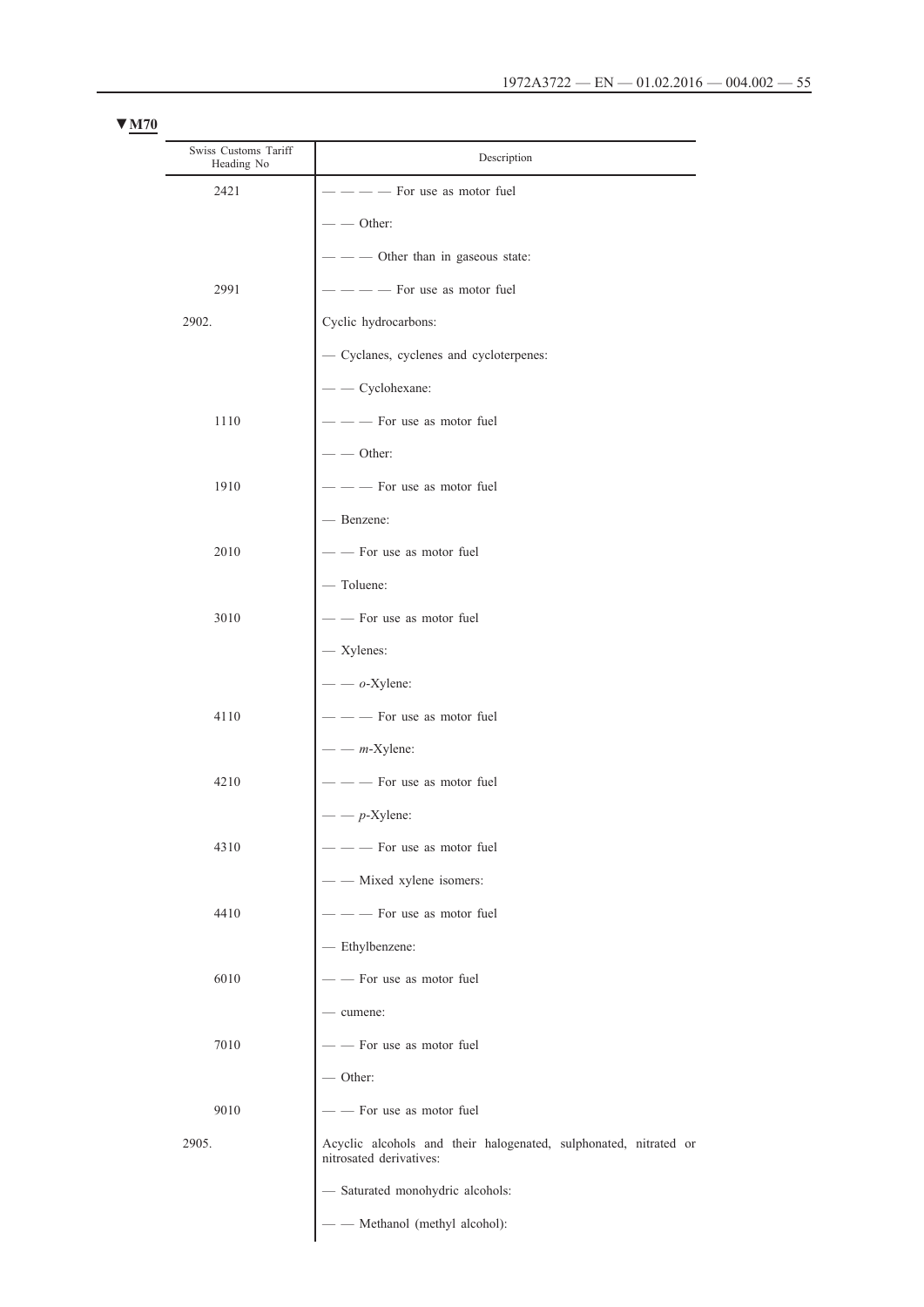▼M70

| Swiss Customs Tariff Heading No | Description |
|---|---|
| 2421 | — — — — For use as motor fuel |
| | — — Other: |
| | — — — Other than in gaseous state: |
| 2991 | — — — — For use as motor fuel |
| 2902. | Cyclic hydrocarbons: |
| | — Cyclanes, cyclenes and cycloterpenes: |
| | — — Cyclohexane: |
| 1110 | — — — For use as motor fuel |
| | — — Other: |
| 1910 | — — — For use as motor fuel |
| | — Benzene: |
| 2010 | — — For use as motor fuel |
| | — Toluene: |
| 3010 | — — For use as motor fuel |
| | — Xylenes: |
| | — — *o*-Xylene: |
| 4110 | — — — For use as motor fuel |
| | — — *m*-Xylene: |
| 4210 | — — — For use as motor fuel |
| | — — *p*-Xylene: |
| 4310 | — — — For use as motor fuel |
| | — — Mixed xylene isomers: |
| 4410 | — — — For use as motor fuel |
| | — Ethylbenzene: |
| 6010 | — — For use as motor fuel |
| | — cumene: |
| 7010 | — — For use as motor fuel |
| | — Other: |
| 9010 | — — For use as motor fuel |
| 2905. | Acyclic alcohols and their halogenated, sulphonated, nitrated or nitrosated derivatives: |
| | — Saturated monohydric alcohols: |
| | — — Methanol (methyl alcohol): |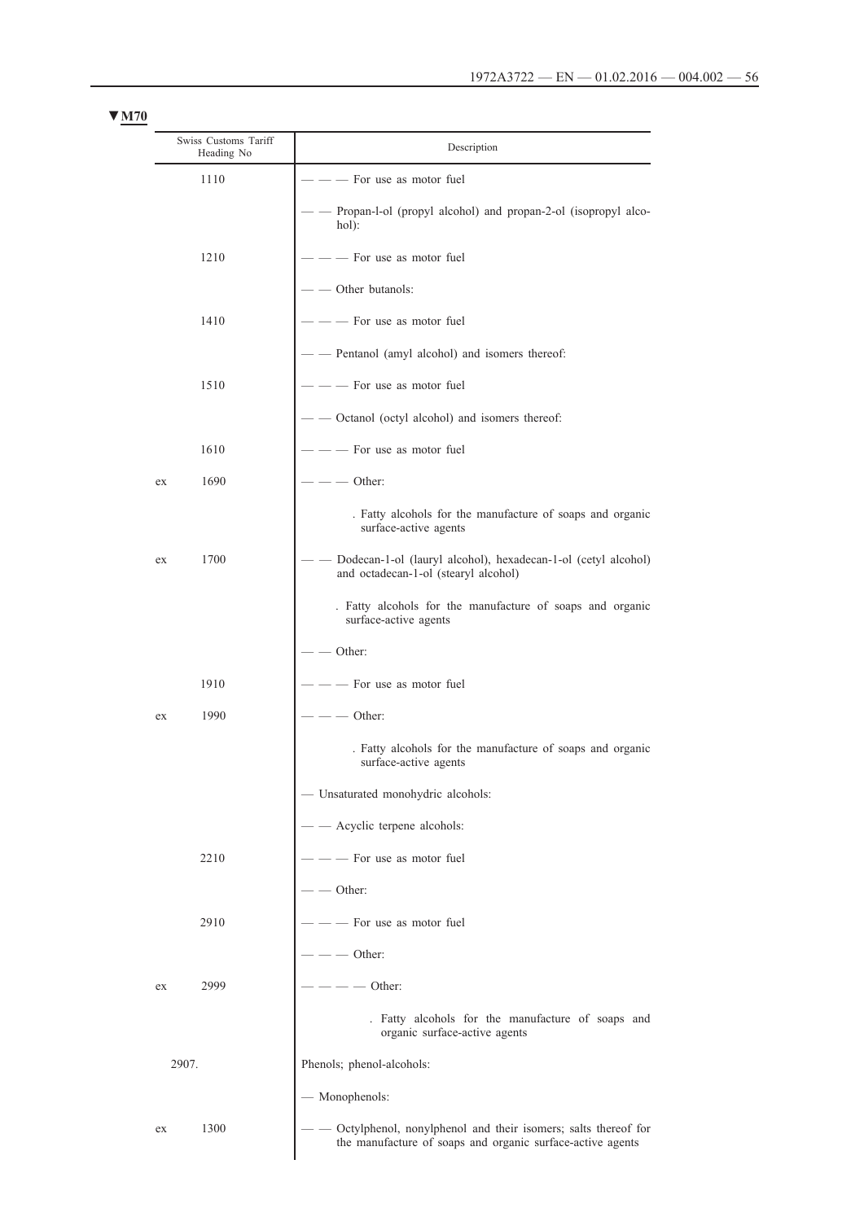▼M70

| Swiss Customs Tariff Heading No | | Description |
|---|---|---|
| | 1110 | — — — For use as motor fuel |
| | | — — Propan-l-ol (propyl alcohol) and propan-2-ol (isopropyl alcohol): |
| | 1210 | — — — For use as motor fuel |
| | | — — Other butanols: |
| | 1410 | — — — For use as motor fuel |
| | | — — Pentanol (amyl alcohol) and isomers thereof: |
| | 1510 | — — — For use as motor fuel |
| | | — — Octanol (octyl alcohol) and isomers thereof: |
| | 1610 | — — — For use as motor fuel |
| ex | 1690 | — — — Other: |
| | | . Fatty alcohols for the manufacture of soaps and organic surface-active agents |
| ex | 1700 | — — Dodecan-1-ol (lauryl alcohol), hexadecan-1-ol (cetyl alcohol) and octadecan-1-ol (stearyl alcohol) |
| | | . Fatty alcohols for the manufacture of soaps and organic surface-active agents |
| | | — — Other: |
| | 1910 | — — — For use as motor fuel |
| ex | 1990 | — — — Other: |
| | | . Fatty alcohols for the manufacture of soaps and organic surface-active agents |
| | | — Unsaturated monohydric alcohols: |
| | | — — Acyclic terpene alcohols: |
| | 2210 | — — — For use as motor fuel |
| | | — — Other: |
| | 2910 | — — — For use as motor fuel |
| | | — — — Other: |
| ex | 2999 | — — — — Other: |
| | | . Fatty alcohols for the manufacture of soaps and organic surface-active agents |
| 2907. | | Phenols; phenol-alcohols: |
| | | — Monophenols: |
| ex | 1300 | — — Octylphenol, nonylphenol and their isomers; salts thereof for the manufacture of soaps and organic surface-active agents |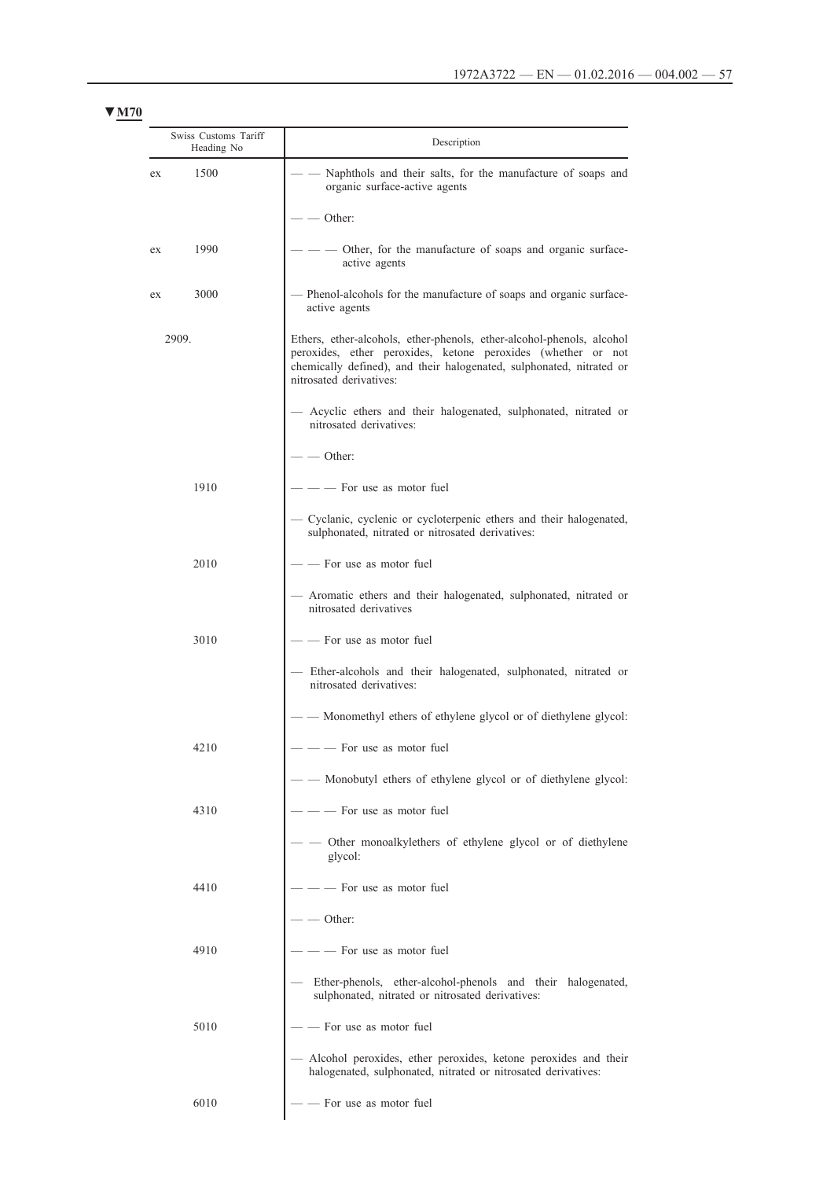▼M70

| Swiss Customs Tariff Heading No | | Description |
|---|---|---|
| ex | 1500 | — — Naphthols and their salts, for the manufacture of soaps and organic surface-active agents |
| | | — — Other: |
| ex | 1990 | — — — Other, for the manufacture of soaps and organic surface-active agents |
| ex | 3000 | — Phenol-alcohols for the manufacture of soaps and organic surface-active agents |
| 2909. | | Ethers, ether-alcohols, ether-phenols, ether-alcohol-phenols, alcohol peroxides, ether peroxides, ketone peroxides (whether or not chemically defined), and their halogenated, sulphonated, nitrated or nitrosated derivatives: |
| | | — Acyclic ethers and their halogenated, sulphonated, nitrated or nitrosated derivatives: |
| | | — — Other: |
| | 1910 | — — — For use as motor fuel |
| | | — Cyclanic, cyclenic or cycloterpenic ethers and their halogenated, sulphonated, nitrated or nitrosated derivatives: |
| | 2010 | — — For use as motor fuel |
| | | — Aromatic ethers and their halogenated, sulphonated, nitrated or nitrosated derivatives |
| | 3010 | — — For use as motor fuel |
| | | — Ether-alcohols and their halogenated, sulphonated, nitrated or nitrosated derivatives: |
| | | — — Monomethyl ethers of ethylene glycol or of diethylene glycol: |
| | 4210 | — — — For use as motor fuel |
| | | — — Monobutyl ethers of ethylene glycol or of diethylene glycol: |
| | 4310 | — — — For use as motor fuel |
| | | — — Other monoalkylethers of ethylene glycol or of diethylene glycol: |
| | 4410 | — — — For use as motor fuel |
| | | — — Other: |
| | 4910 | — — — For use as motor fuel |
| | | — Ether-phenols, ether-alcohol-phenols and their halogenated, sulphonated, nitrated or nitrosated derivatives: |
| | 5010 | — — For use as motor fuel |
| | | — Alcohol peroxides, ether peroxides, ketone peroxides and their halogenated, sulphonated, nitrated or nitrosated derivatives: |
| | 6010 | — — For use as motor fuel |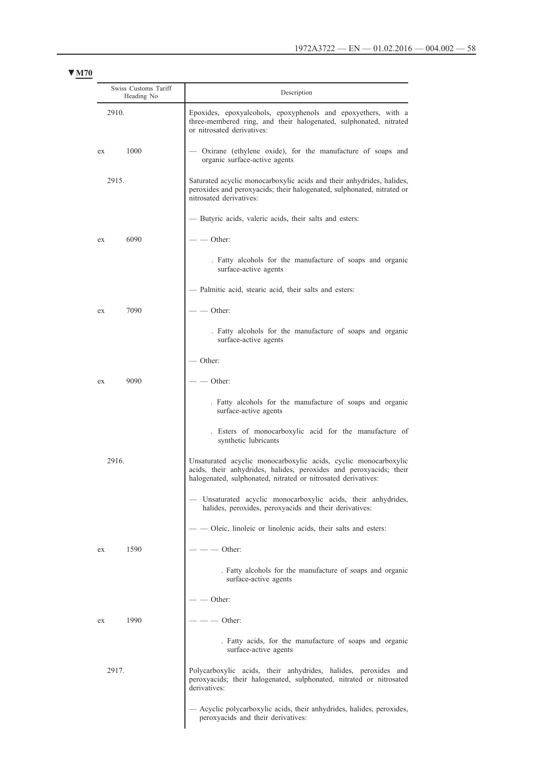▼M70

| Swiss Customs Tariff Heading No | Description |
|---|---|
| 2910. | Epoxides, epoxyalcohols, epoxyphenols and epoxyethers, with a three-membered ring, and their halogenated, sulphonated, nitrated or nitrosated derivatives: |
| ex 1000 | — Oxirane (ethylene oxide), for the manufacture of soaps and organic surface-active agents |
| 2915. | Saturated acyclic monocarboxylic acids and their anhydrides, halides, peroxides and peroxyacids; their halogenated, sulphonated, nitrated or nitrosated derivatives: |
| | — Butyric acids, valeric acids, their salts and esters: |
| ex 6090 | — — Other: |
| | . Fatty alcohols for the manufacture of soaps and organic surface-active agents |
| | — Palmitic acid, stearic acid, their salts and esters: |
| ex 7090 | — — Other: |
| | . Fatty alcohols for the manufacture of soaps and organic surface-active agents |
| | — Other: |
| ex 9090 | — — Other: |
| | . Fatty alcohols for the manufacture of soaps and organic surface-active agents |
| | . Esters of monocarboxylic acid for the manufacture of synthetic lubricants |
| 2916. | Unsaturated acyclic monocarboxylic acids, cyclic monocarboxylic acids, their anhydrides, halides, peroxides and peroxyacids; their halogenated, sulphonated, nitrated or nitrosated derivatives: |
| | — Unsaturated acyclic monocarboxylic acids, their anhydrides, halides, peroxides, peroxyacids and their derivatives: |
| | — — Oleic, linoleic or linolenic acids, their salts and esters: |
| ex 1590 | — — — Other: |
| | . Fatty alcohols for the manufacture of soaps and organic surface-active agents |
| | — — Other: |
| ex 1990 | — — — Other: |
| | . Fatty acids, for the manufacture of soaps and organic surface-active agents |
| 2917. | Polycarboxylic acids, their anhydrides, halides, peroxides and peroxyacids; their halogenated, sulphonated, nitrated or nitrosated derivatives: |
| | — Acyclic polycarboxylic acids, their anhydrides, halides, peroxides, peroxyacids and their derivatives: |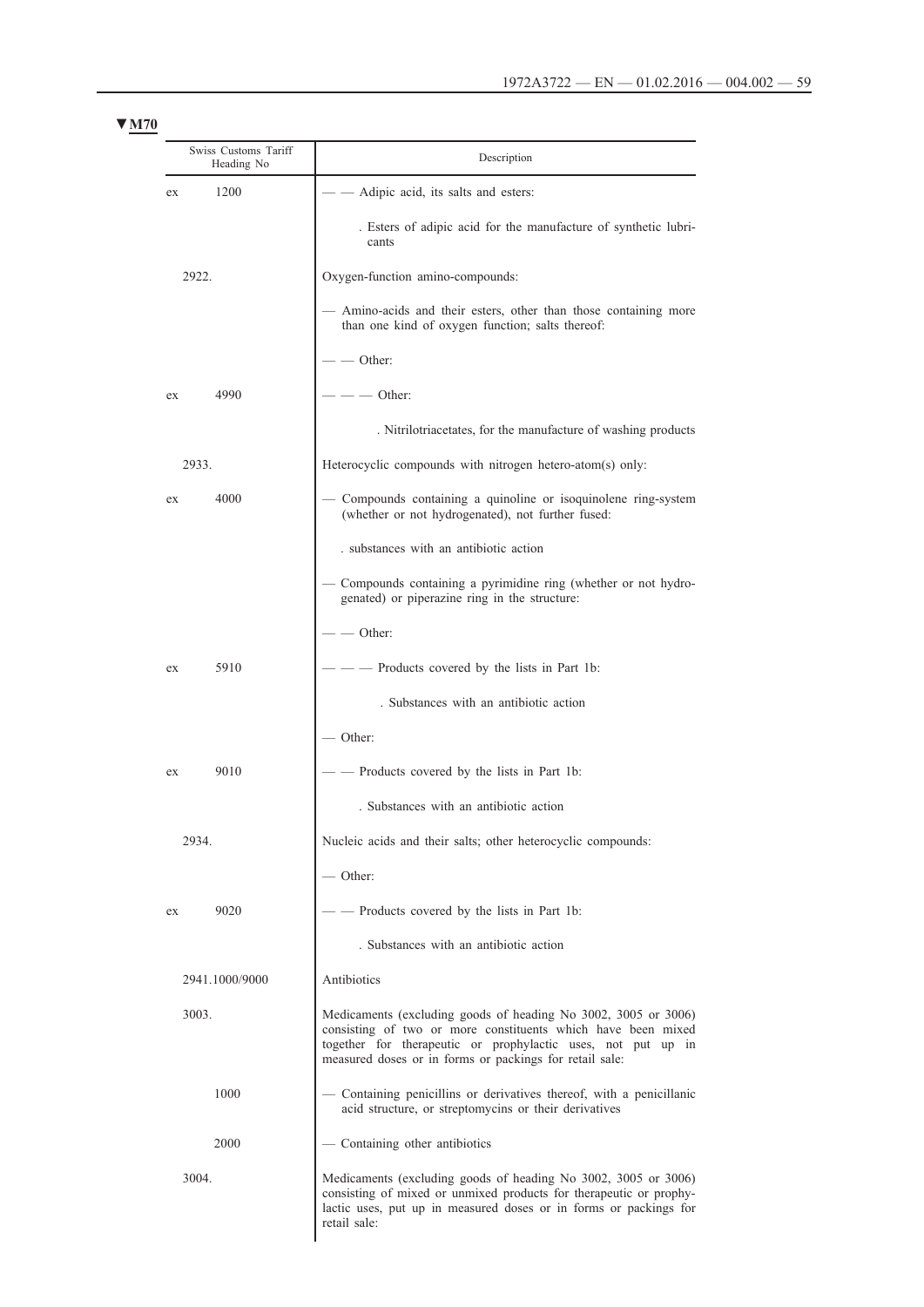▼**M70**

| Swiss Customs Tariff Heading No | Description |
|---|---|
| ex 1200 | — — Adipic acid, its salts and esters: |
| | . Esters of adipic acid for the manufacture of synthetic lubricants |
| 2922. | Oxygen-function amino-compounds: |
| | — Amino-acids and their esters, other than those containing more than one kind of oxygen function; salts thereof: |
| | — — Other: |
| ex 4990 | — — — Other: |
| | . Nitrilotriacetates, for the manufacture of washing products |
| 2933. | Heterocyclic compounds with nitrogen hetero-atom(s) only: |
| ex 4000 | — Compounds containing a quinoline or isoquinolene ring-system (whether or not hydrogenated), not further fused: |
| | . substances with an antibiotic action |
| | — Compounds containing a pyrimidine ring (whether or not hydrogenated) or piperazine ring in the structure: |
| | — — Other: |
| ex 5910 | — — — Products covered by the lists in Part 1b: |
| | . Substances with an antibiotic action |
| | — Other: |
| ex 9010 | — — Products covered by the lists in Part 1b: |
| | . Substances with an antibiotic action |
| 2934. | Nucleic acids and their salts; other heterocyclic compounds: |
| | — Other: |
| ex 9020 | — — Products covered by the lists in Part 1b: |
| | . Substances with an antibiotic action |
| 2941.1000/9000 | Antibiotics |
| 3003. | Medicaments (excluding goods of heading No 3002, 3005 or 3006) consisting of two or more constituents which have been mixed together for therapeutic or prophylactic uses, not put up in measured doses or in forms or packings for retail sale: |
| 1000 | — Containing penicillins or derivatives thereof, with a penicillanic acid structure, or streptomycins or their derivatives |
| 2000 | — Containing other antibiotics |
| 3004. | Medicaments (excluding goods of heading No 3002, 3005 or 3006) consisting of mixed or unmixed products for therapeutic or prophylactic uses, put up in measured doses or in forms or packings for retail sale: |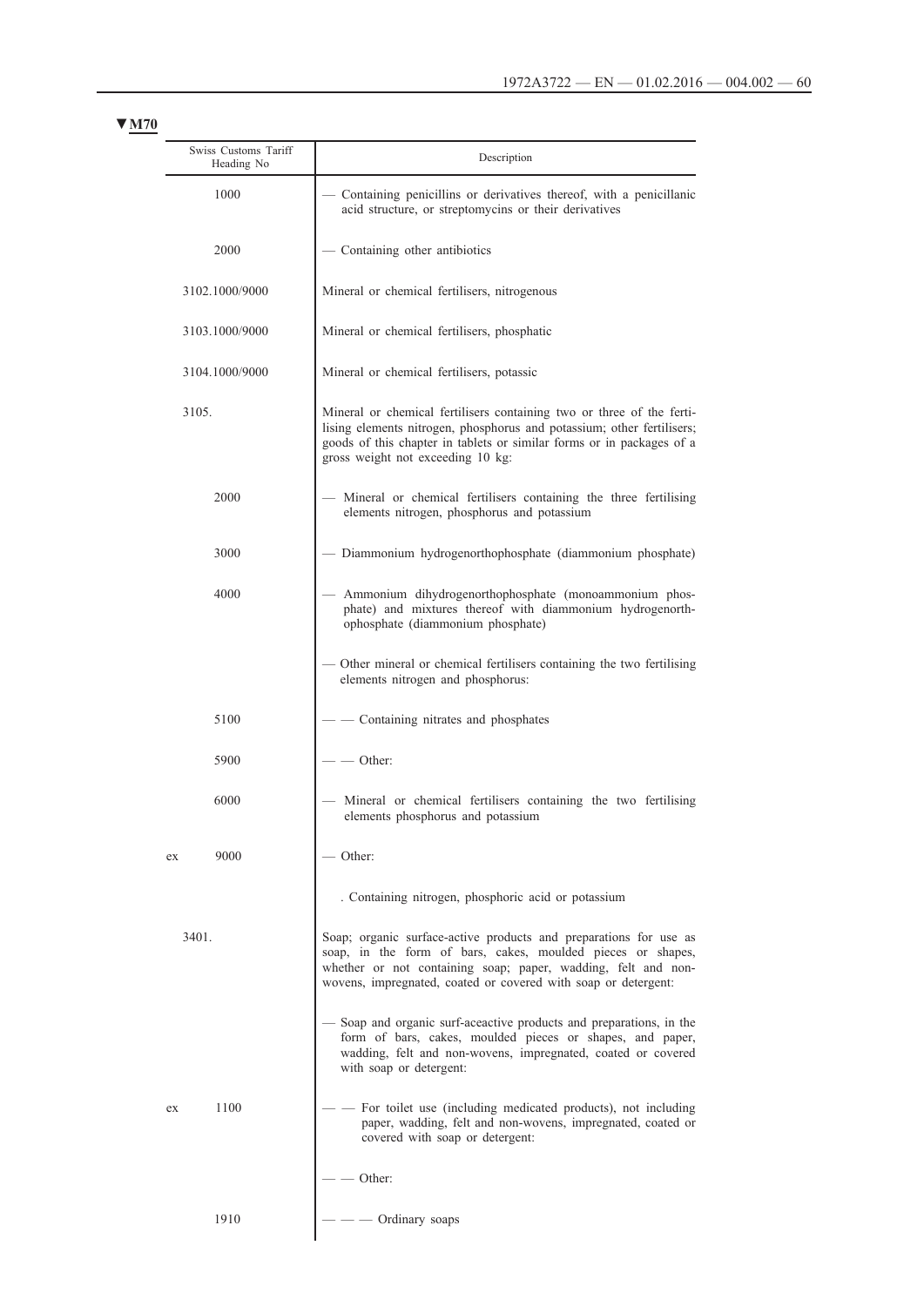▼M70

| Swiss Customs Tariff Heading No | Description |
|---|---|
| 1000 | — Containing penicillins or derivatives thereof, with a penicillanic acid structure, or streptomycins or their derivatives |
| 2000 | — Containing other antibiotics |
| 3102.1000/9000 | Mineral or chemical fertilisers, nitrogenous |
| 3103.1000/9000 | Mineral or chemical fertilisers, phosphatic |
| 3104.1000/9000 | Mineral or chemical fertilisers, potassic |
| 3105. | Mineral or chemical fertilisers containing two or three of the fertilising elements nitrogen, phosphorus and potassium; other fertilisers; goods of this chapter in tablets or similar forms or in packages of a gross weight not exceeding 10 kg: |
| 2000 | — Mineral or chemical fertilisers containing the three fertilising elements nitrogen, phosphorus and potassium |
| 3000 | — Diammonium hydrogenorthophosphate (diammonium phosphate) |
| 4000 | — Ammonium dihydrogenorthophosphate (monoammonium phosphate) and mixtures thereof with diammonium hydrogenorthophosphate (diammonium phosphate) |
| | — Other mineral or chemical fertilisers containing the two fertilising elements nitrogen and phosphorus: |
| 5100 | — — Containing nitrates and phosphates |
| 5900 | — — Other: |
| 6000 | — Mineral or chemical fertilisers containing the two fertilising elements phosphorus and potassium |
| ex 9000 | — Other: |
| | . Containing nitrogen, phosphoric acid or potassium |
| 3401. | Soap; organic surface-active products and preparations for use as soap, in the form of bars, cakes, moulded pieces or shapes, whether or not containing soap; paper, wadding, felt and non-wovens, impregnated, coated or covered with soap or detergent: |
| | — Soap and organic surf-aceactive products and preparations, in the form of bars, cakes, moulded pieces or shapes, and paper, wadding, felt and non-wovens, impregnated, coated or covered with soap or detergent: |
| ex 1100 | — — For toilet use (including medicated products), not including paper, wadding, felt and non-wovens, impregnated, coated or covered with soap or detergent: |
| | — — Other: |
| 1910 | — — — Ordinary soaps |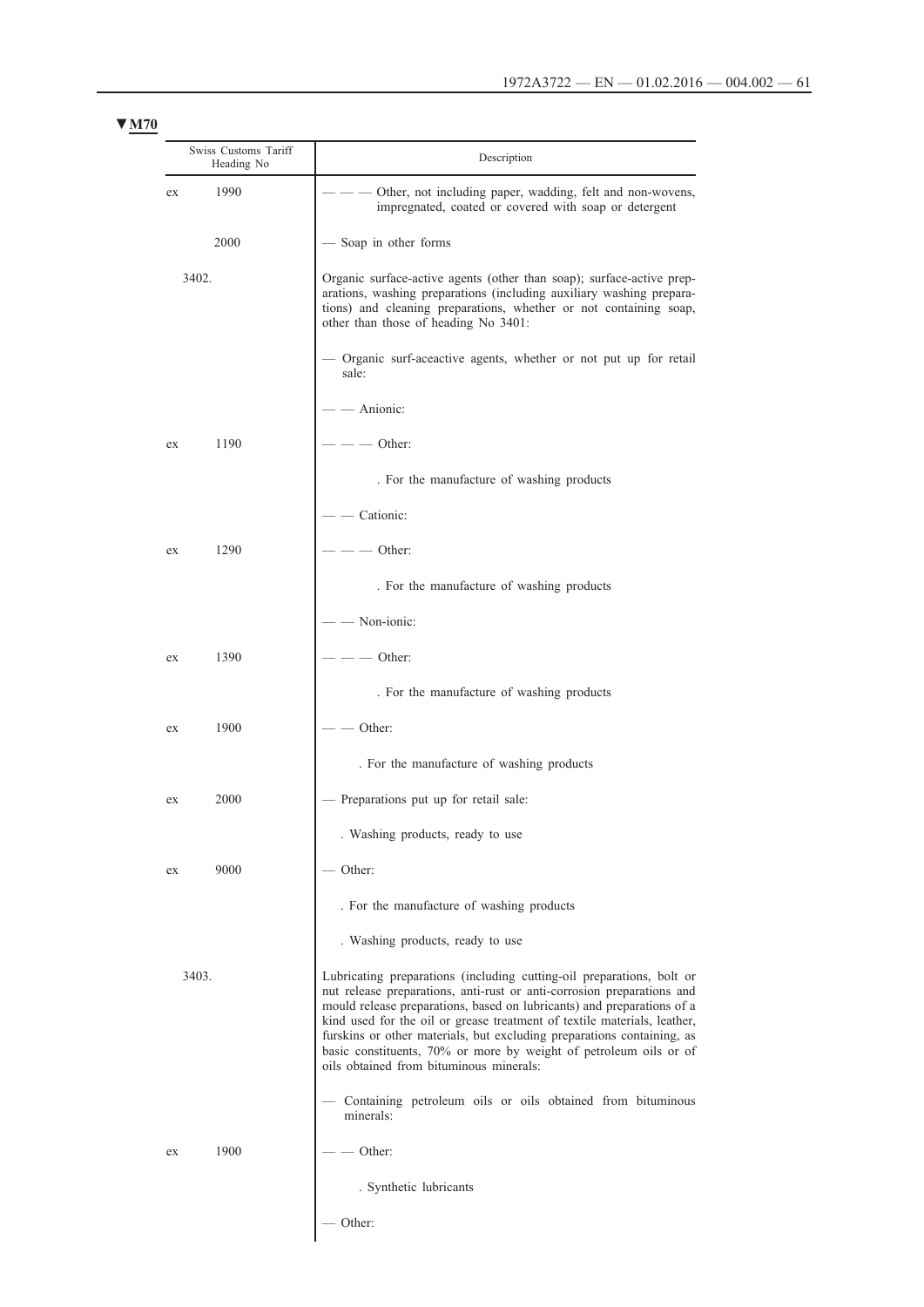**▼M70**

| Swiss Customs Tariff Heading No | Description |
|---|---|
| ex 1990 | — — — Other, not including paper, wadding, felt and non-wovens, impregnated, coated or covered with soap or detergent |
| 2000 | — Soap in other forms |
| 3402. | Organic surface-active agents (other than soap); surface-active preparations, washing preparations (including auxiliary washing preparations) and cleaning preparations, whether or not containing soap, other than those of heading No 3401: |
| | — Organic surf-aceactive agents, whether or not put up for retail sale: |
| | — — Anionic: |
| ex 1190 | — — — Other: |
| | . For the manufacture of washing products |
| | — — Cationic: |
| ex 1290 | — — — Other: |
| | . For the manufacture of washing products |
| | — — Non-ionic: |
| ex 1390 | — — — Other: |
| | . For the manufacture of washing products |
| ex 1900 | — — Other: |
| | . For the manufacture of washing products |
| ex 2000 | — Preparations put up for retail sale: |
| | . Washing products, ready to use |
| ex 9000 | — Other: |
| | . For the manufacture of washing products |
| | . Washing products, ready to use |
| 3403. | Lubricating preparations (including cutting-oil preparations, bolt or nut release preparations, anti-rust or anti-corrosion preparations and mould release preparations, based on lubricants) and preparations of a kind used for the oil or grease treatment of textile materials, leather, furskins or other materials, but excluding preparations containing, as basic constituents, 70% or more by weight of petroleum oils or of oils obtained from bituminous minerals: |
| | — Containing petroleum oils or oils obtained from bituminous minerals: |
| ex 1900 | — — Other: |
| | . Synthetic lubricants |
| | — Other: |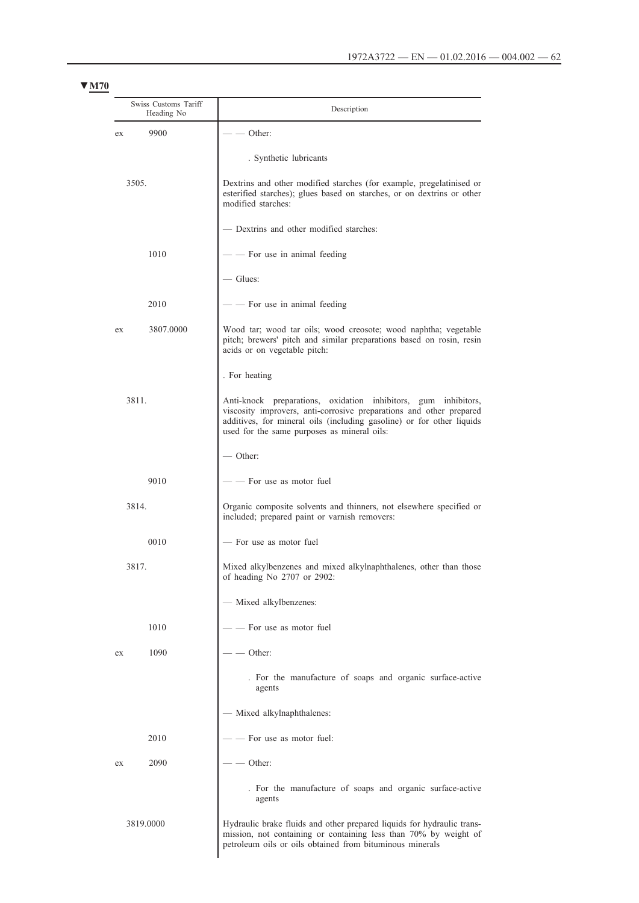▼M70

| Swiss Customs Tariff Heading No | | Description |
|---|---|---|
| ex | 9900 | — — Other: |
| | | . Synthetic lubricants |
| 3505. | | Dextrins and other modified starches (for example, pregelatinised or esterified starches); glues based on starches, or on dextrins or other modified starches: |
| | | — Dextrins and other modified starches: |
| | 1010 | — — For use in animal feeding |
| | | — Glues: |
| | 2010 | — — For use in animal feeding |
| ex | 3807.0000 | Wood tar; wood tar oils; wood creosote; wood naphtha; vegetable pitch; brewers' pitch and similar preparations based on rosin, resin acids or on vegetable pitch: |
| | | . For heating |
| 3811. | | Anti-knock preparations, oxidation inhibitors, gum inhibitors, viscosity improvers, anti-corrosive preparations and other prepared additives, for mineral oils (including gasoline) or for other liquids used for the same purposes as mineral oils: |
| | | — Other: |
| | 9010 | — — For use as motor fuel |
| 3814. | | Organic composite solvents and thinners, not elsewhere specified or included; prepared paint or varnish removers: |
| | 0010 | — For use as motor fuel |
| 3817. | | Mixed alkylbenzenes and mixed alkylnaphthalenes, other than those of heading No 2707 or 2902: |
| | | — Mixed alkylbenzenes: |
| | 1010 | — — For use as motor fuel |
| ex | 1090 | — — Other: |
| | | . For the manufacture of soaps and organic surface-active agents |
| | | — Mixed alkylnaphthalenes: |
| | 2010 | — — For use as motor fuel: |
| ex | 2090 | — — Other: |
| | | . For the manufacture of soaps and organic surface-active agents |
| 3819.0000 | | Hydraulic brake fluids and other prepared liquids for hydraulic transmission, not containing or containing less than 70% by weight of petroleum oils or oils obtained from bituminous minerals |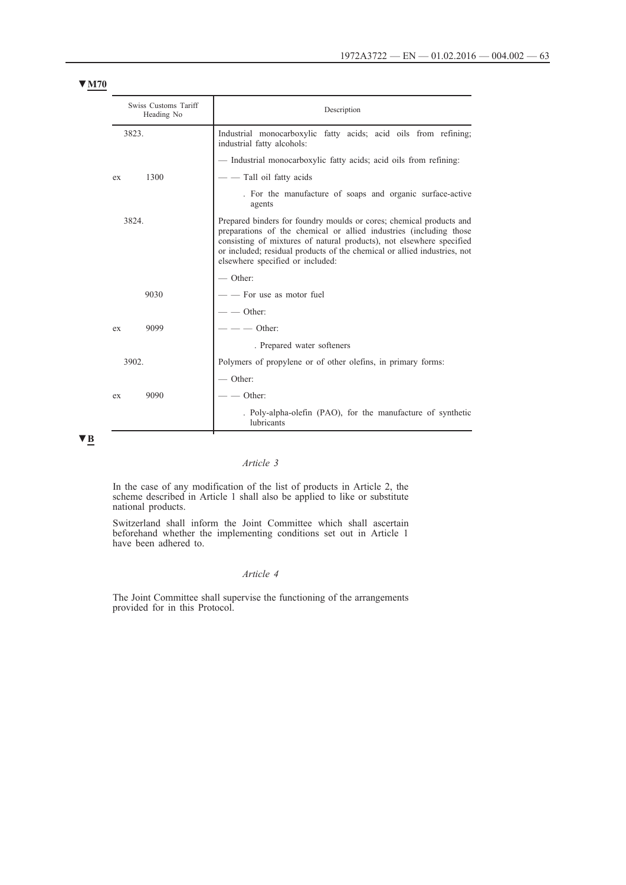▼M70

| Swiss Customs Tariff Heading No | | Description |
|---|---|---|
| 3823. | | Industrial monocarboxylic fatty acids; acid oils from refining; industrial fatty alcohols: |
| | | — Industrial monocarboxylic fatty acids; acid oils from refining: |
| ex | 1300 | — — Tall oil fatty acids |
| | | . For the manufacture of soaps and organic surface-active agents |
| 3824. | | Prepared binders for foundry moulds or cores; chemical products and preparations of the chemical or allied industries (including those consisting of mixtures of natural products), not elsewhere specified or included; residual products of the chemical or allied industries, not elsewhere specified or included: |
| | | — Other: |
| | 9030 | — — For use as motor fuel |
| | | — — Other: |
| ex | 9099 | — — — Other: |
| | | . Prepared water softeners |
| 3902. | | Polymers of propylene or of other olefins, in primary forms: |
| | | — Other: |
| ex | 9090 | — — Other: |
| | | . Poly-alpha-olefin (PAO), for the manufacture of synthetic lubricants |

▼B

*Article 3*

In the case of any modification of the list of products in Article 2, the scheme described in Article 1 shall also be applied to like or substitute national products.

Switzerland shall inform the Joint Committee which shall ascertain beforehand whether the implementing conditions set out in Article 1 have been adhered to.

*Article 4*

The Joint Committee shall supervise the functioning of the arrangements provided for in this Protocol.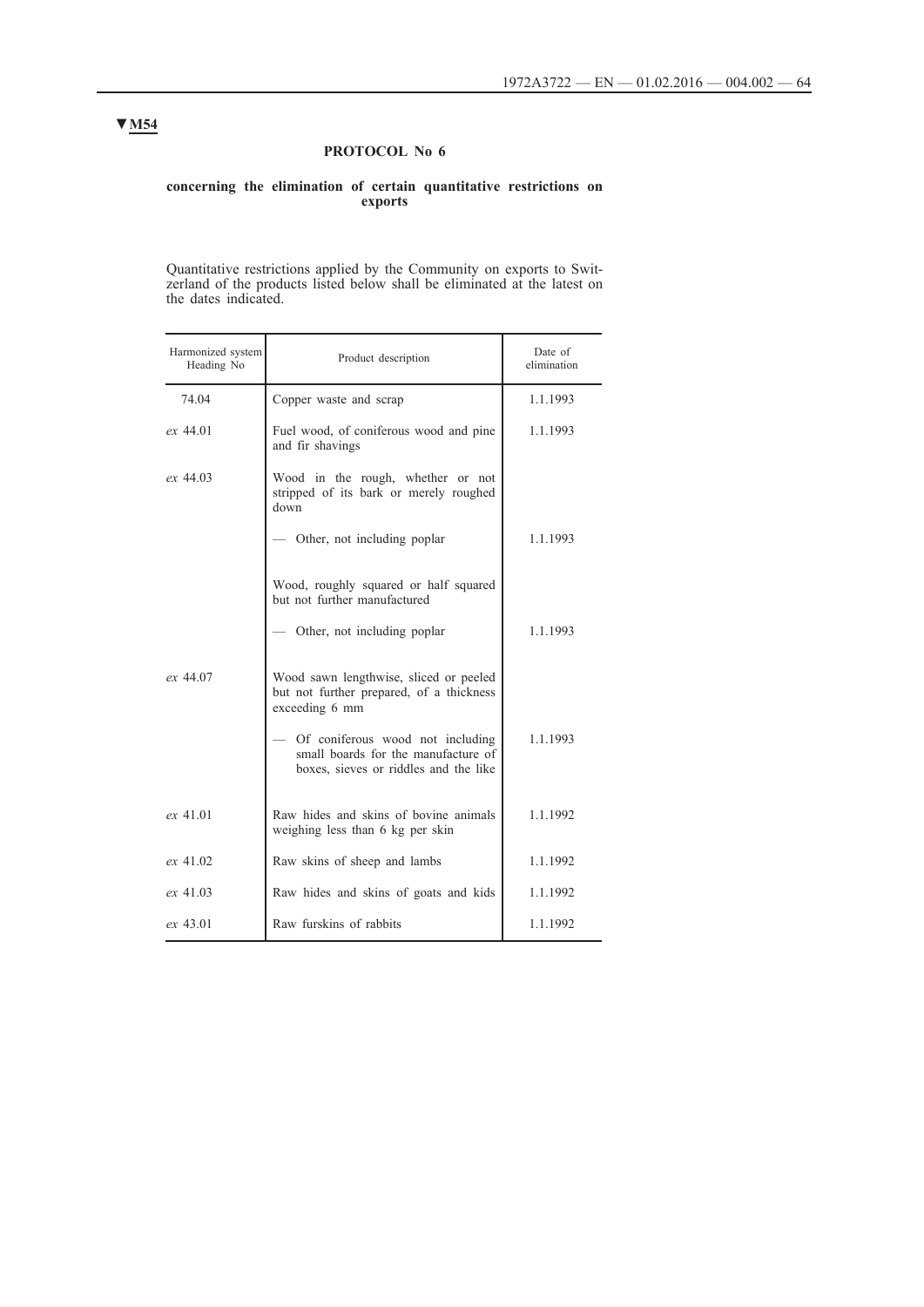▼M54

# PROTOCOL No 6

## concerning the elimination of certain quantitative restrictions on exports

Quantitative restrictions applied by the Community on exports to Switzerland of the products listed below shall be eliminated at the latest on the dates indicated.

| Harmonized system Heading No | Product description | Date of elimination |
|---|---|---|
| 74.04 | Copper waste and scrap | 1.1.1993 |
| *ex* 44.01 | Fuel wood, of coniferous wood and pine and fir shavings | 1.1.1993 |
| *ex* 44.03 | Wood in the rough, whether or not stripped of its bark or merely roughed down | |
| | — Other, not including poplar | 1.1.1993 |
| | Wood, roughly squared or half squared but not further manufactured | |
| | — Other, not including poplar | 1.1.1993 |
| *ex* 44.07 | Wood sawn lengthwise, sliced or peeled but not further prepared, of a thickness exceeding 6 mm | |
| | — Of coniferous wood not including small boards for the manufacture of boxes, sieves or riddles and the like | 1.1.1993 |
| *ex* 41.01 | Raw hides and skins of bovine animals weighing less than 6 kg per skin | 1.1.1992 |
| *ex* 41.02 | Raw skins of sheep and lambs | 1.1.1992 |
| *ex* 41.03 | Raw hides and skins of goats and kids | 1.1.1992 |
| *ex* 43.01 | Raw furskins of rabbits | 1.1.1992 |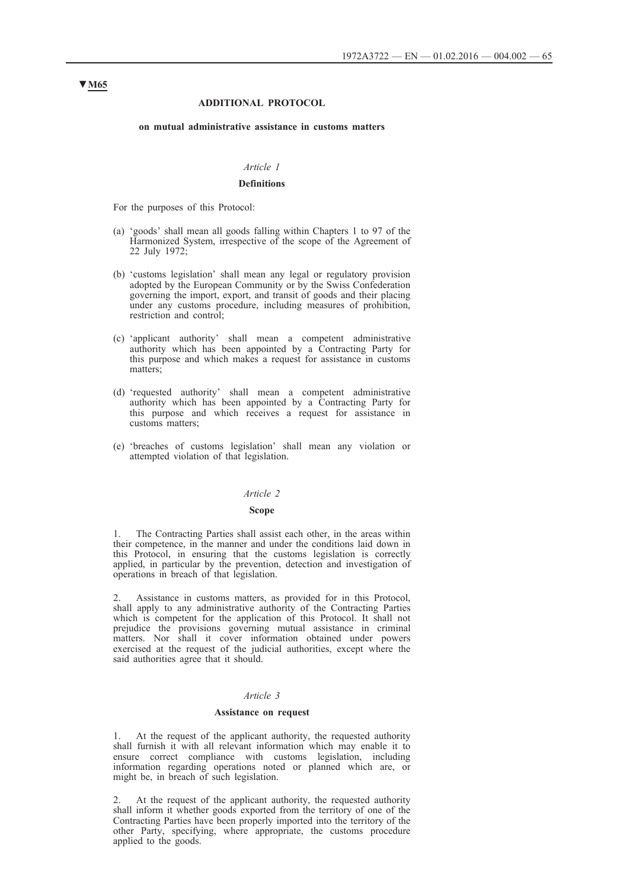▼M65

## ADDITIONAL PROTOCOL

### on mutual administrative assistance in customs matters

*Article 1*

**Definitions**

For the purposes of this Protocol:

(a) 'goods' shall mean all goods falling within Chapters 1 to 97 of the Harmonized System, irrespective of the scope of the Agreement of 22 July 1972;

(b) 'customs legislation' shall mean any legal or regulatory provision adopted by the European Community or by the Swiss Confederation governing the import, export, and transit of goods and their placing under any customs procedure, including measures of prohibition, restriction and control;

(c) 'applicant authority' shall mean a competent administrative authority which has been appointed by a Contracting Party for this purpose and which makes a request for assistance in customs matters;

(d) 'requested authority' shall mean a competent administrative authority which has been appointed by a Contracting Party for this purpose and which receives a request for assistance in customs matters;

(e) 'breaches of customs legislation' shall mean any violation or attempted violation of that legislation.

*Article 2*

**Scope**

1. The Contracting Parties shall assist each other, in the areas within their competence, in the manner and under the conditions laid down in this Protocol, in ensuring that the customs legislation is correctly applied, in particular by the prevention, detection and investigation of operations in breach of that legislation.

2. Assistance in customs matters, as provided for in this Protocol, shall apply to any administrative authority of the Contracting Parties which is competent for the application of this Protocol. It shall not prejudice the provisions governing mutual assistance in criminal matters. Nor shall it cover information obtained under powers exercised at the request of the judicial authorities, except where the said authorities agree that it should.

*Article 3*

**Assistance on request**

1. At the request of the applicant authority, the requested authority shall furnish it with all relevant information which may enable it to ensure correct compliance with customs legislation, including information regarding operations noted or planned which are, or might be, in breach of such legislation.

2. At the request of the applicant authority, the requested authority shall inform it whether goods exported from the territory of one of the Contracting Parties have been properly imported into the territory of the other Party, specifying, where appropriate, the customs procedure applied to the goods.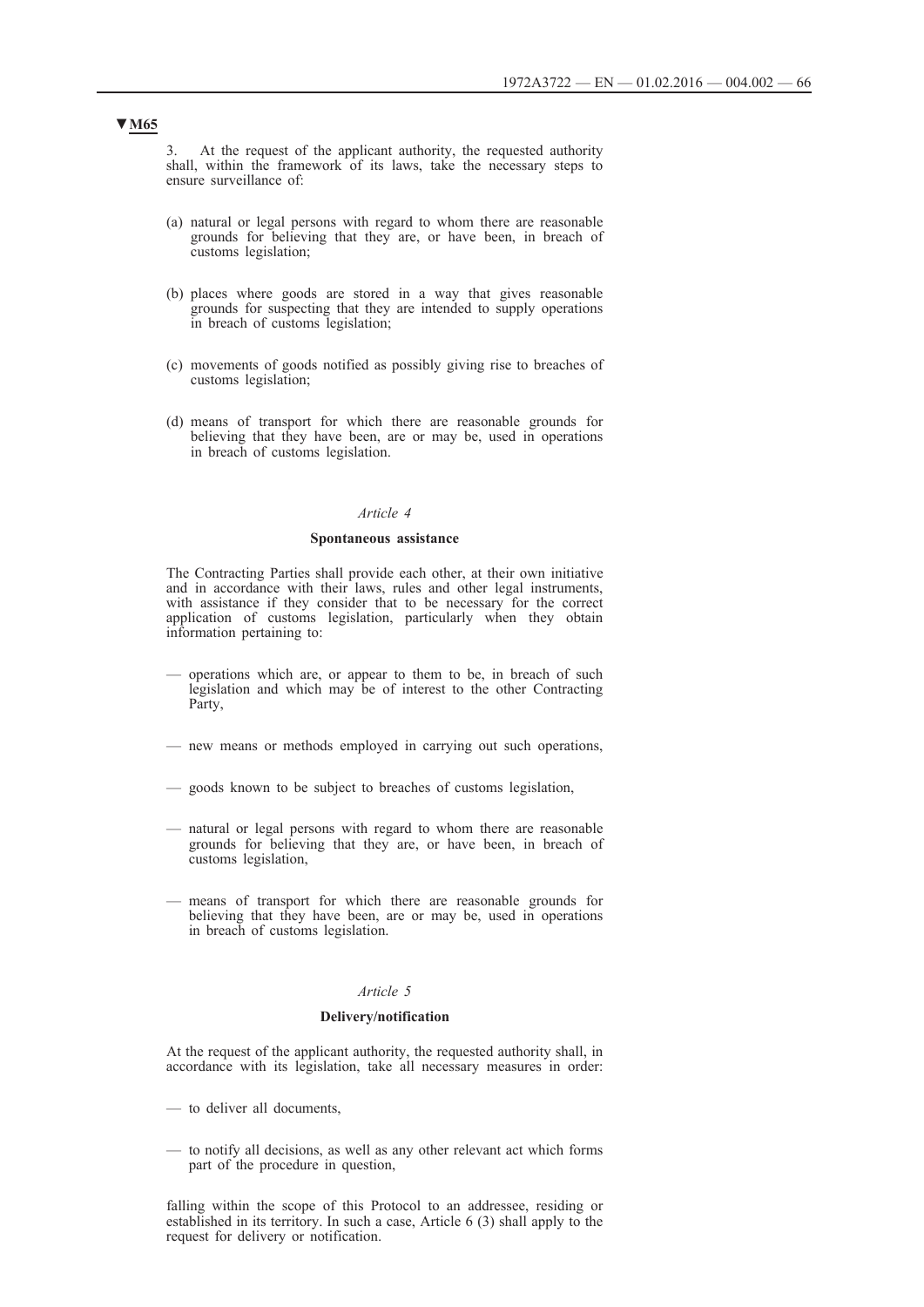▼M65

3. At the request of the applicant authority, the requested authority shall, within the framework of its laws, take the necessary steps to ensure surveillance of:

(a) natural or legal persons with regard to whom there are reasonable grounds for believing that they are, or have been, in breach of customs legislation;

(b) places where goods are stored in a way that gives reasonable grounds for suspecting that they are intended to supply operations in breach of customs legislation;

(c) movements of goods notified as possibly giving rise to breaches of customs legislation;

(d) means of transport for which there are reasonable grounds for believing that they have been, are or may be, used in operations in breach of customs legislation.

*Article 4*

**Spontaneous assistance**

The Contracting Parties shall provide each other, at their own initiative and in accordance with their laws, rules and other legal instruments, with assistance if they consider that to be necessary for the correct application of customs legislation, particularly when they obtain information pertaining to:

— operations which are, or appear to them to be, in breach of such legislation and which may be of interest to the other Contracting Party,

— new means or methods employed in carrying out such operations,

— goods known to be subject to breaches of customs legislation,

— natural or legal persons with regard to whom there are reasonable grounds for believing that they are, or have been, in breach of customs legislation,

— means of transport for which there are reasonable grounds for believing that they have been, are or may be, used in operations in breach of customs legislation.

*Article 5*

**Delivery/notification**

At the request of the applicant authority, the requested authority shall, in accordance with its legislation, take all necessary measures in order:

— to deliver all documents,

— to notify all decisions, as well as any other relevant act which forms part of the procedure in question,

falling within the scope of this Protocol to an addressee, residing or established in its territory. In such a case, Article 6 (3) shall apply to the request for delivery or notification.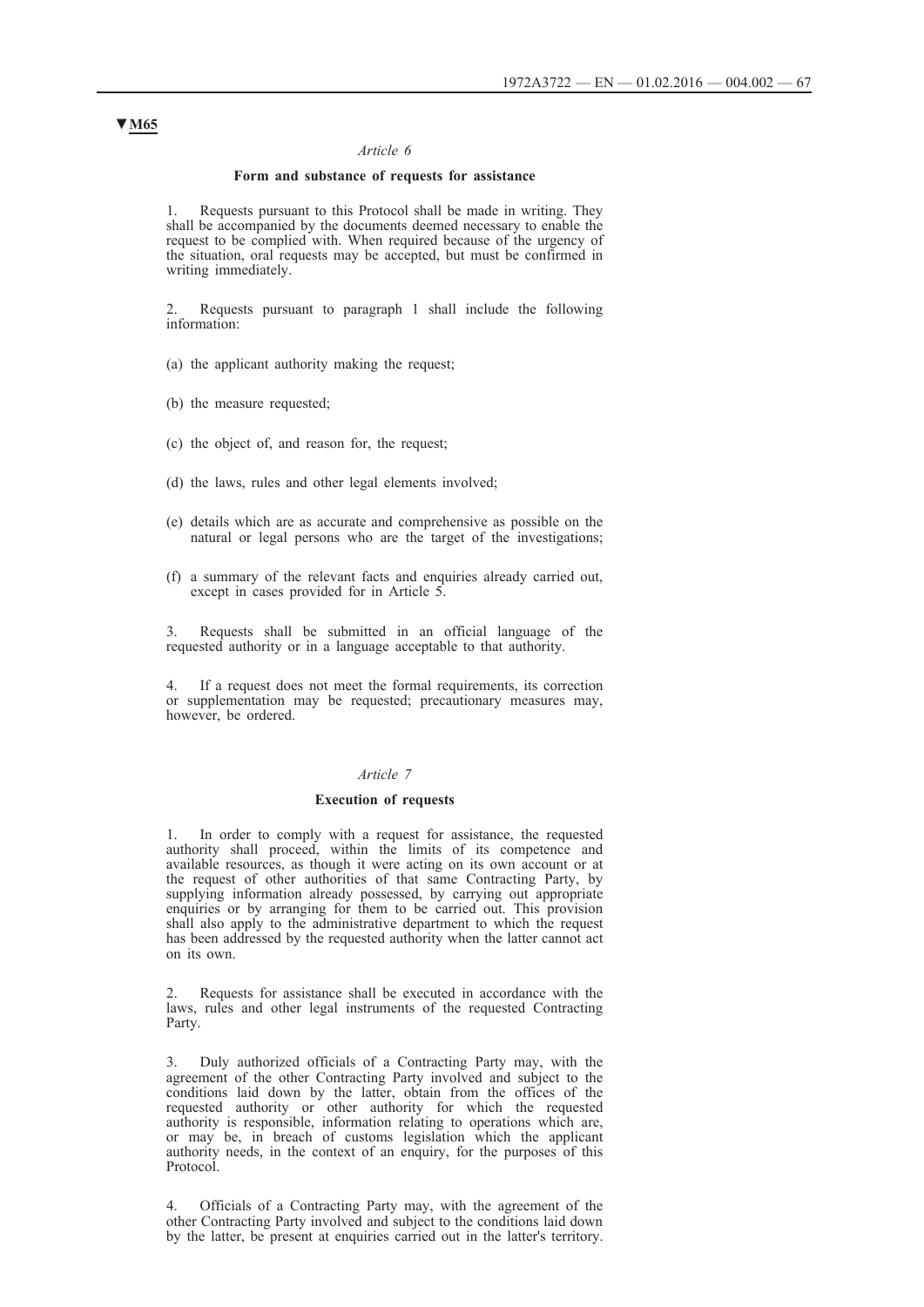▼M65

*Article 6*

**Form and substance of requests for assistance**

1. Requests pursuant to this Protocol shall be made in writing. They shall be accompanied by the documents deemed necessary to enable the request to be complied with. When required because of the urgency of the situation, oral requests may be accepted, but must be confirmed in writing immediately.

2. Requests pursuant to paragraph 1 shall include the following information:

(a) the applicant authority making the request;

(b) the measure requested;

(c) the object of, and reason for, the request;

(d) the laws, rules and other legal elements involved;

(e) details which are as accurate and comprehensive as possible on the natural or legal persons who are the target of the investigations;

(f) a summary of the relevant facts and enquiries already carried out, except in cases provided for in Article 5.

3. Requests shall be submitted in an official language of the requested authority or in a language acceptable to that authority.

4. If a request does not meet the formal requirements, its correction or supplementation may be requested; precautionary measures may, however, be ordered.

*Article 7*

**Execution of requests**

1. In order to comply with a request for assistance, the requested authority shall proceed, within the limits of its competence and available resources, as though it were acting on its own account or at the request of other authorities of that same Contracting Party, by supplying information already possessed, by carrying out appropriate enquiries or by arranging for them to be carried out. This provision shall also apply to the administrative department to which the request has been addressed by the requested authority when the latter cannot act on its own.

2. Requests for assistance shall be executed in accordance with the laws, rules and other legal instruments of the requested Contracting Party.

3. Duly authorized officials of a Contracting Party may, with the agreement of the other Contracting Party involved and subject to the conditions laid down by the latter, obtain from the offices of the requested authority or other authority for which the requested authority is responsible, information relating to operations which are, or may be, in breach of customs legislation which the applicant authority needs, in the context of an enquiry, for the purposes of this Protocol.

4. Officials of a Contracting Party may, with the agreement of the other Contracting Party involved and subject to the conditions laid down by the latter, be present at enquiries carried out in the latter's territory.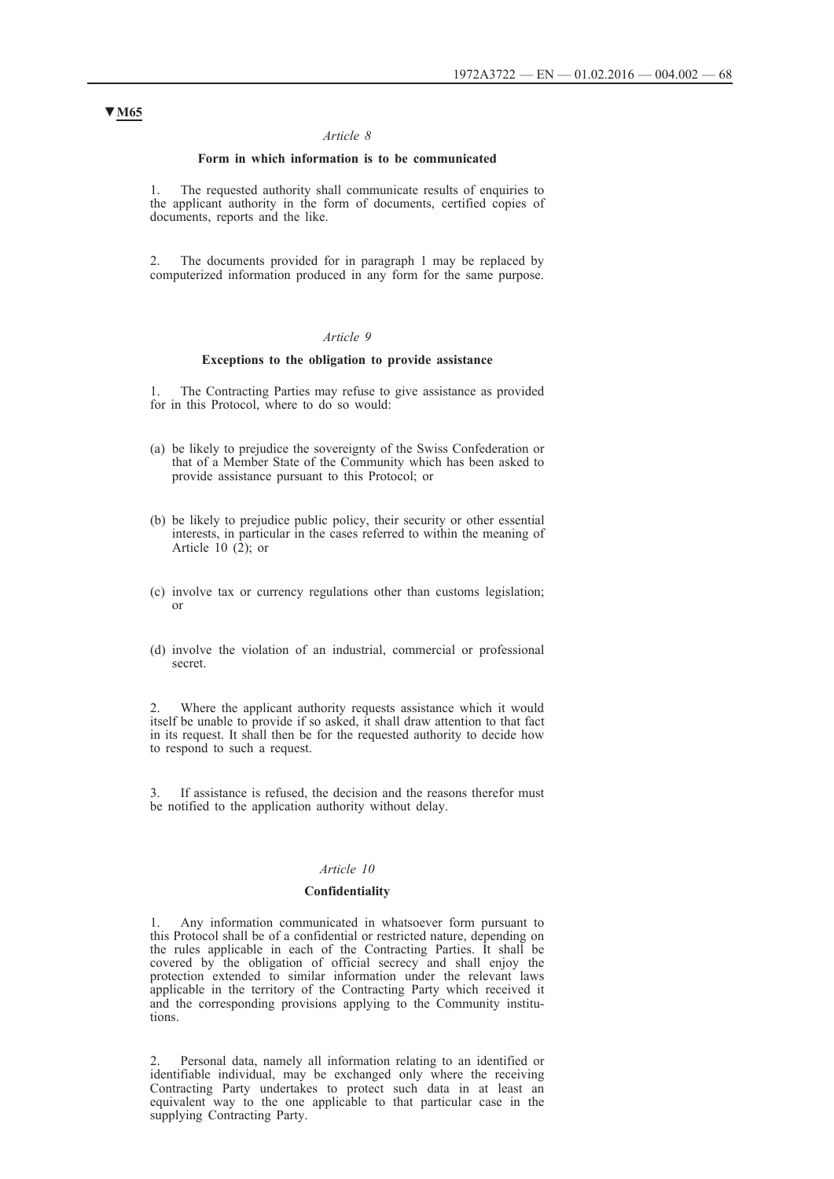**▼M65**

*Article 8*

**Form in which information is to be communicated**

1. The requested authority shall communicate results of enquiries to the applicant authority in the form of documents, certified copies of documents, reports and the like.

2. The documents provided for in paragraph 1 may be replaced by computerized information produced in any form for the same purpose.

*Article 9*

**Exceptions to the obligation to provide assistance**

1. The Contracting Parties may refuse to give assistance as provided for in this Protocol, where to do so would:

(a) be likely to prejudice the sovereignty of the Swiss Confederation or that of a Member State of the Community which has been asked to provide assistance pursuant to this Protocol; or

(b) be likely to prejudice public policy, their security or other essential interests, in particular in the cases referred to within the meaning of Article 10 (2); or

(c) involve tax or currency regulations other than customs legislation; or

(d) involve the violation of an industrial, commercial or professional secret.

2. Where the applicant authority requests assistance which it would itself be unable to provide if so asked, it shall draw attention to that fact in its request. It shall then be for the requested authority to decide how to respond to such a request.

3. If assistance is refused, the decision and the reasons therefor must be notified to the application authority without delay.

*Article 10*

**Confidentiality**

1. Any information communicated in whatsoever form pursuant to this Protocol shall be of a confidential or restricted nature, depending on the rules applicable in each of the Contracting Parties. It shall be covered by the obligation of official secrecy and shall enjoy the protection extended to similar information under the relevant laws applicable in the territory of the Contracting Party which received it and the corresponding provisions applying to the Community institutions.

2. Personal data, namely all information relating to an identified or identifiable individual, may be exchanged only where the receiving Contracting Party undertakes to protect such data in at least an equivalent way to the one applicable to that particular case in the supplying Contracting Party.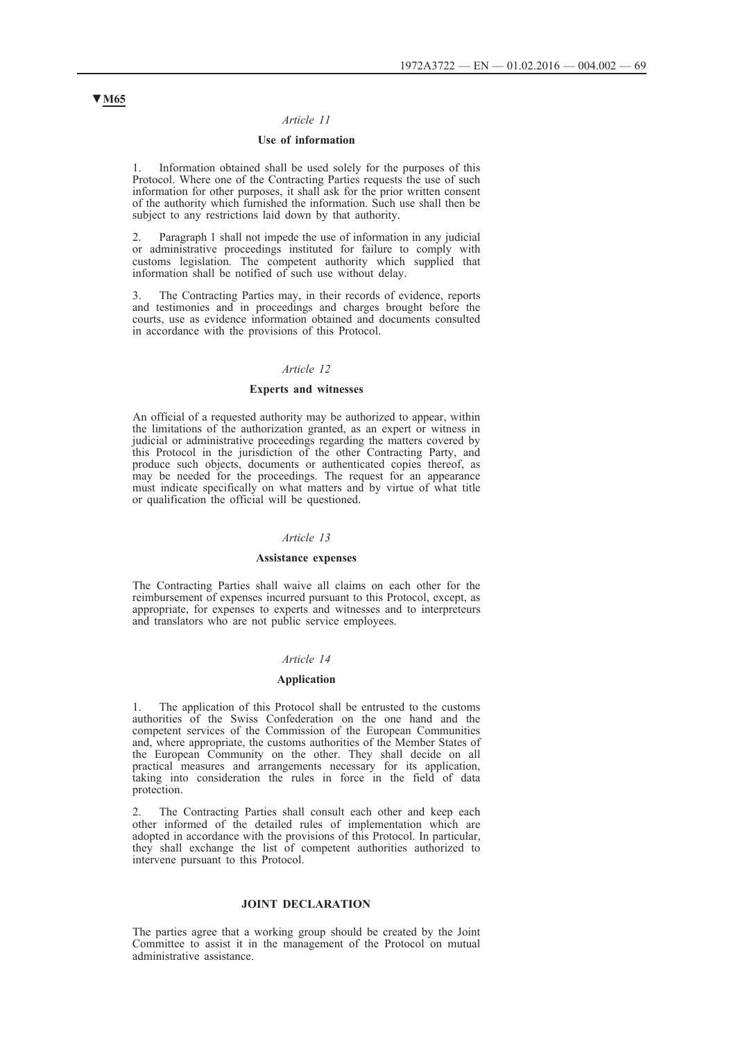▼**M65**

*Article 11*

**Use of information**

1. Information obtained shall be used solely for the purposes of this Protocol. Where one of the Contracting Parties requests the use of such information for other purposes, it shall ask for the prior written consent of the authority which furnished the information. Such use shall then be subject to any restrictions laid down by that authority.

2. Paragraph 1 shall not impede the use of information in any judicial or administrative proceedings instituted for failure to comply with customs legislation. The competent authority which supplied that information shall be notified of such use without delay.

3. The Contracting Parties may, in their records of evidence, reports and testimonies and in proceedings and charges brought before the courts, use as evidence information obtained and documents consulted in accordance with the provisions of this Protocol.

*Article 12*

**Experts and witnesses**

An official of a requested authority may be authorized to appear, within the limitations of the authorization granted, as an expert or witness in judicial or administrative proceedings regarding the matters covered by this Protocol in the jurisdiction of the other Contracting Party, and produce such objects, documents or authenticated copies thereof, as may be needed for the proceedings. The request for an appearance must indicate specifically on what matters and by virtue of what title or qualification the official will be questioned.

*Article 13*

**Assistance expenses**

The Contracting Parties shall waive all claims on each other for the reimbursement of expenses incurred pursuant to this Protocol, except, as appropriate, for expenses to experts and witnesses and to interpreteurs and translators who are not public service employees.

*Article 14*

**Application**

1. The application of this Protocol shall be entrusted to the customs authorities of the Swiss Confederation on the one hand and the competent services of the Commission of the European Communities and, where appropriate, the customs authorities of the Member States of the European Community on the other. They shall decide on all practical measures and arrangements necessary for its application, taking into consideration the rules in force in the field of data protection.

2. The Contracting Parties shall consult each other and keep each other informed of the detailed rules of implementation which are adopted in accordance with the provisions of this Protocol. In particular, they shall exchange the list of competent authorities authorized to intervene pursuant to this Protocol.

**JOINT DECLARATION**

The parties agree that a working group should be created by the Joint Committee to assist it in the management of the Protocol on mutual administrative assistance.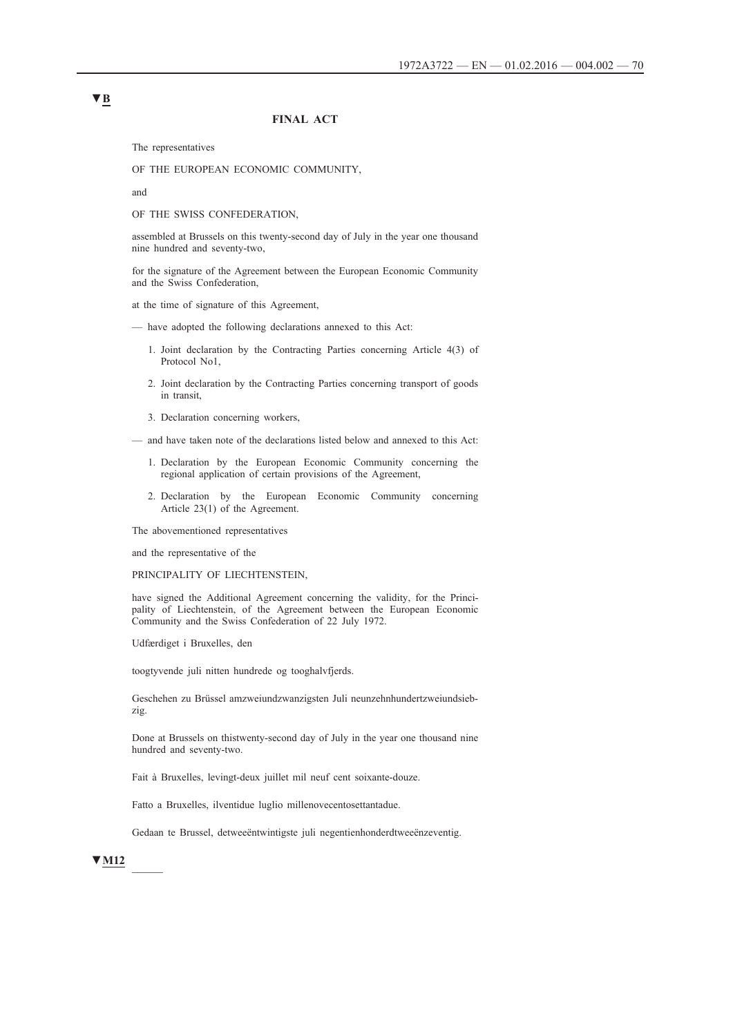▼B

## FINAL ACT

The representatives

OF THE EUROPEAN ECONOMIC COMMUNITY,

and

OF THE SWISS CONFEDERATION,

assembled at Brussels on this twenty-second day of July in the year one thousand nine hundred and seventy-two,

for the signature of the Agreement between the European Economic Community and the Swiss Confederation,

at the time of signature of this Agreement,

— have adopted the following declarations annexed to this Act:

1. Joint declaration by the Contracting Parties concerning Article 4(3) of Protocol No1,
2. Joint declaration by the Contracting Parties concerning transport of goods in transit,
3. Declaration concerning workers,

— and have taken note of the declarations listed below and annexed to this Act:

1. Declaration by the European Economic Community concerning the regional application of certain provisions of the Agreement,
2. Declaration by the European Economic Community concerning Article 23(1) of the Agreement.

The abovementioned representatives

and the representative of the

PRINCIPALITY OF LIECHTENSTEIN,

have signed the Additional Agreement concerning the validity, for the Principality of Liechtenstein, of the Agreement between the European Economic Community and the Swiss Confederation of 22 July 1972.

Udfærdiget i Bruxelles, den

toogtyvende juli nitten hundrede og tooghalvfjerds.

Geschehen zu Brüssel amzweiundzwanzigsten Juli neunzehnhundertzweiundsiebzig.

Done at Brussels on thistwenty-second day of July in the year one thousand nine hundred and seventy-two.

Fait à Bruxelles, levingt-deux juillet mil neuf cent soixante-douze.

Fatto a Bruxelles, ilventidue luglio millenovecentosettantadue.

Gedaan te Brussel, detweeëntwintigste juli negentienhonderdtweeënzeventig.

▼M12

______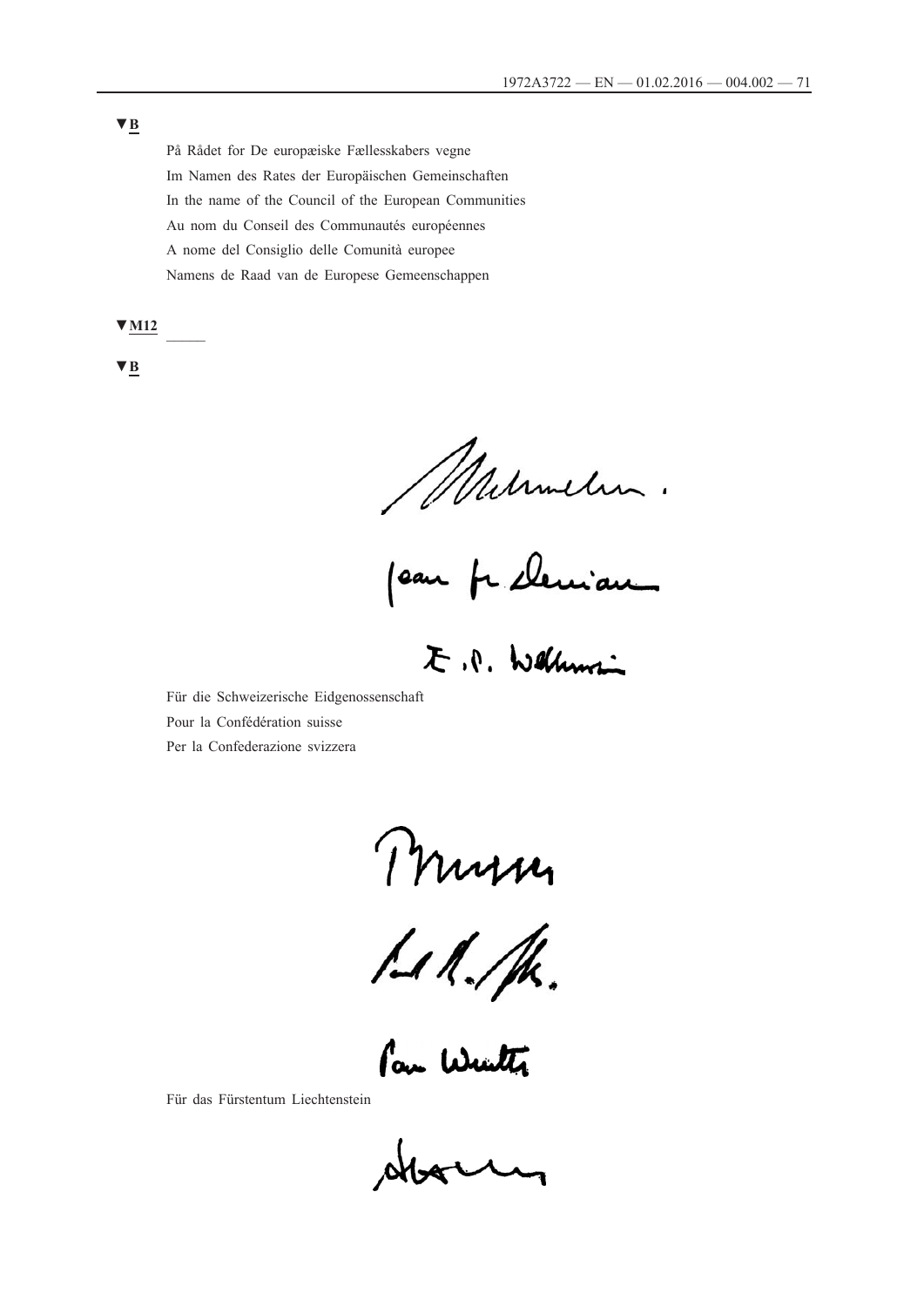▼B

På Rådet for De europæiske Fællesskabers vegne

Im Namen des Rates der Europäischen Gemeinschaften

In the name of the Council of the European Communities

Au nom du Conseil des Communautés européennes

A nome del Consiglio delle Comunità europee

Namens de Raad van de Europese Gemeenschappen

▼M12

_____

▼B

Für die Schweizerische Eidgenossenschaft

Pour la Confédération suisse

Per la Confederazione svizzera

Für das Fürstentum Liechtenstein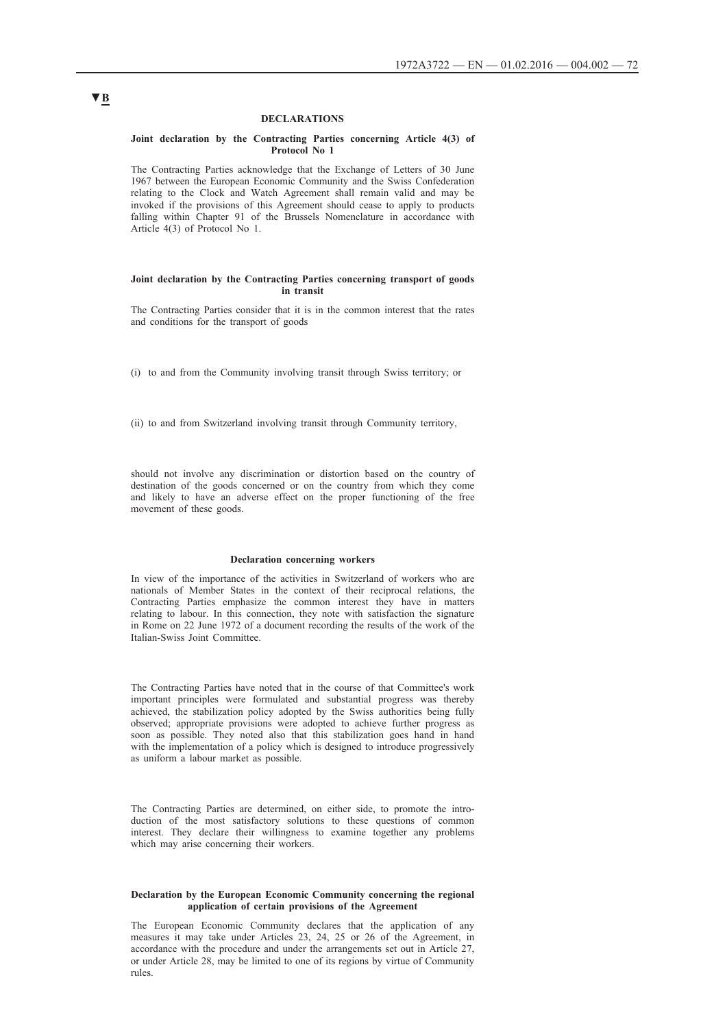▼B

## DECLARATIONS

### Joint declaration by the Contracting Parties concerning Article 4(3) of Protocol No 1

The Contracting Parties acknowledge that the Exchange of Letters of 30 June 1967 between the European Economic Community and the Swiss Confederation relating to the Clock and Watch Agreement shall remain valid and may be invoked if the provisions of this Agreement should cease to apply to products falling within Chapter 91 of the Brussels Nomenclature in accordance with Article 4(3) of Protocol No 1.

### Joint declaration by the Contracting Parties concerning transport of goods in transit

The Contracting Parties consider that it is in the common interest that the rates and conditions for the transport of goods

(i) to and from the Community involving transit through Swiss territory; or

(ii) to and from Switzerland involving transit through Community territory,

should not involve any discrimination or distortion based on the country of destination of the goods concerned or on the country from which they come and likely to have an adverse effect on the proper functioning of the free movement of these goods.

### Declaration concerning workers

In view of the importance of the activities in Switzerland of workers who are nationals of Member States in the context of their reciprocal relations, the Contracting Parties emphasize the common interest they have in matters relating to labour. In this connection, they note with satisfaction the signature in Rome on 22 June 1972 of a document recording the results of the work of the Italian-Swiss Joint Committee.

The Contracting Parties have noted that in the course of that Committee's work important principles were formulated and substantial progress was thereby achieved, the stabilization policy adopted by the Swiss authorities being fully observed; appropriate provisions were adopted to achieve further progress as soon as possible. They noted also that this stabilization goes hand in hand with the implementation of a policy which is designed to introduce progressively as uniform a labour market as possible.

The Contracting Parties are determined, on either side, to promote the introduction of the most satisfactory solutions to these questions of common interest. They declare their willingness to examine together any problems which may arise concerning their workers.

### Declaration by the European Economic Community concerning the regional application of certain provisions of the Agreement

The European Economic Community declares that the application of any measures it may take under Articles 23, 24, 25 or 26 of the Agreement, in accordance with the procedure and under the arrangements set out in Article 27, or under Article 28, may be limited to one of its regions by virtue of Community rules.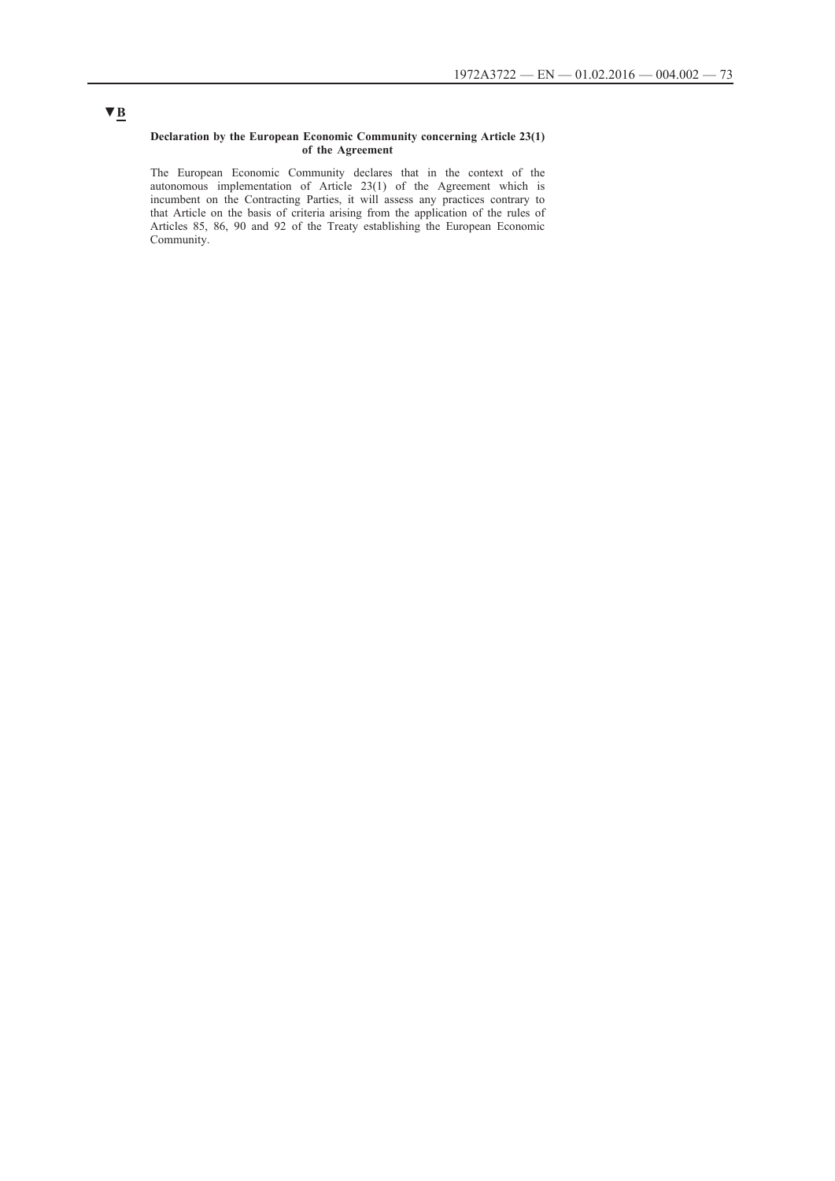▼B

**Declaration by the European Economic Community concerning Article 23(1) of the Agreement**

The European Economic Community declares that in the context of the autonomous implementation of Article 23(1) of the Agreement which is incumbent on the Contracting Parties, it will assess any practices contrary to that Article on the basis of criteria arising from the application of the rules of Articles 85, 86, 90 and 92 of the Treaty establishing the European Economic Community.